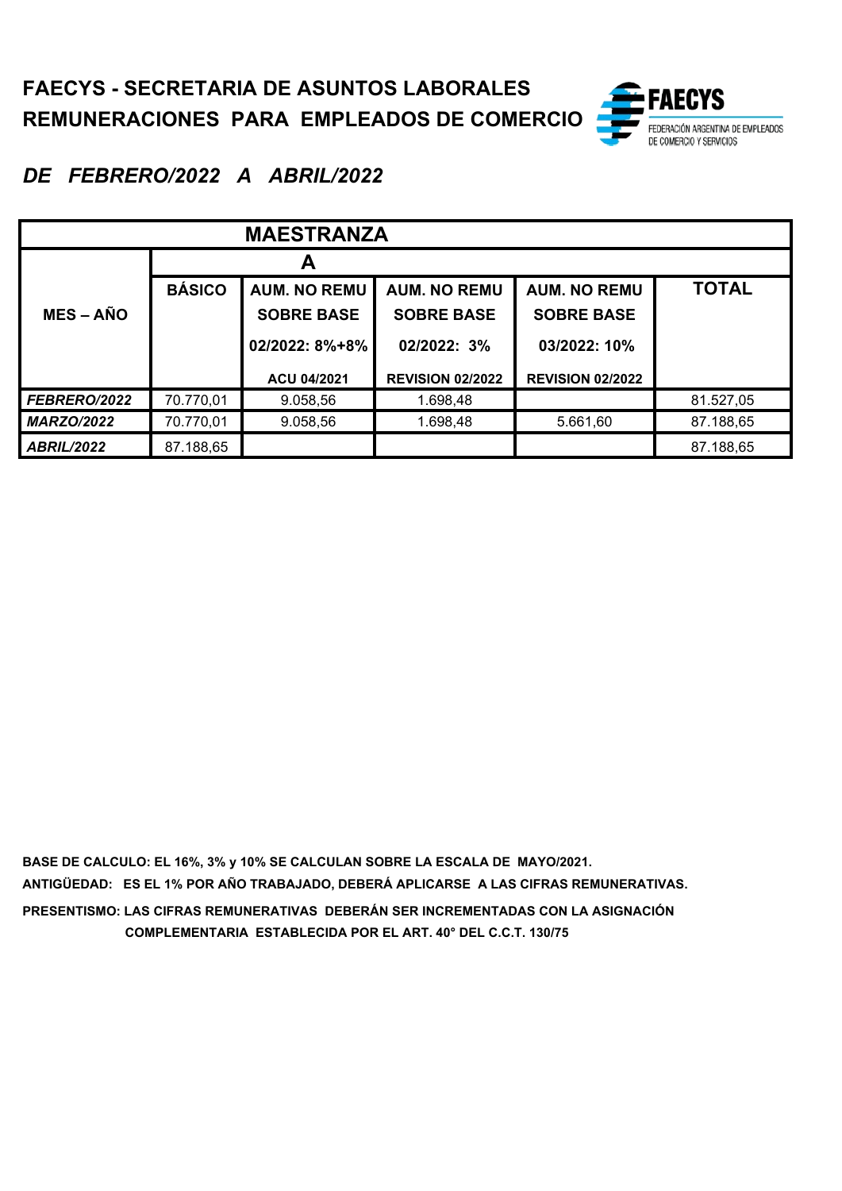# FAECYS - SECRETARIA DE ASUNTOS LABORALES
# REMUNERACIONES PARA EMPLEADOS DE COMERCIO

FAECYS
FEDERACIÓN ARGENTINA DE EMPLEADOS DE COMERCIO Y SERVICIOS

## *DE FEBRERO/2022 A ABRIL/2022*

| MAESTRANZA | | | | | |
|---|---|---|---|---|---|
| | A | | | | |
| MES – AÑO | BÁSICO | AUM. NO REMU SOBRE BASE 02/2022: 8%+8% ACU 04/2021 | AUM. NO REMU SOBRE BASE 02/2022: 3% REVISION 02/2022 | AUM. NO REMU SOBRE BASE 03/2022: 10% REVISION 02/2022 | TOTAL |
| ***FEBRERO/2022*** | 70.770,01 | 9.058,56 | 1.698,48 | | 81.527,05 |
| ***MARZO/2022*** | 70.770,01 | 9.058,56 | 1.698,48 | 5.661,60 | 87.188,65 |
| ***ABRIL/2022*** | 87.188,65 | | | | 87.188,65 |

**BASE DE CALCULO: EL 16%, 3% y 10% SE CALCULAN SOBRE LA ESCALA DE MAYO/2021.**

**ANTIGÜEDAD: ES EL 1% POR AÑO TRABAJADO, DEBERÁ APLICARSE A LAS CIFRAS REMUNERATIVAS.**

**PRESENTISMO: LAS CIFRAS REMUNERATIVAS DEBERÁN SER INCREMENTADAS CON LA ASIGNACIÓN COMPLEMENTARIA ESTABLECIDA POR EL ART. 40° DEL C.C.T. 130/75**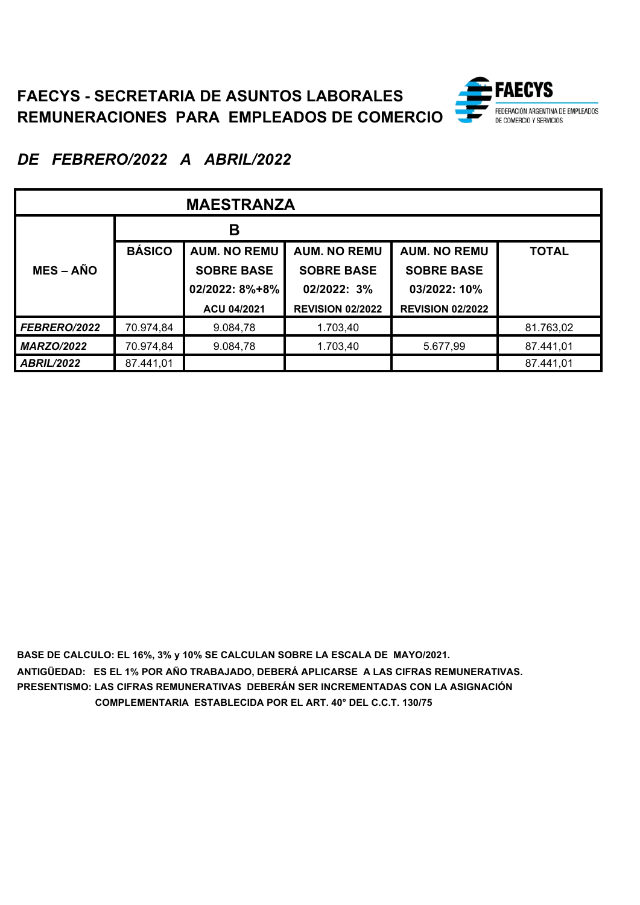# FAECYS - SECRETARIA DE ASUNTOS LABORALES
# REMUNERACIONES PARA EMPLEADOS DE COMERCIO

FAECYS
FEDERACIÓN ARGENTINA DE EMPLEADOS DE COMERCIO Y SERVICIOS

## *DE FEBRERO/2022 A ABRIL/2022*

| MAESTRANZA | | | | | |
|---|---|---|---|---|---|
| | B | | | | |
| MES – AÑO | BÁSICO | AUM. NO REMU SOBRE BASE 02/2022: 8%+8% ACU 04/2021 | AUM. NO REMU SOBRE BASE 02/2022: 3% REVISION 02/2022 | AUM. NO REMU SOBRE BASE 03/2022: 10% REVISION 02/2022 | TOTAL |
| ***FEBRERO/2022*** | 70.974,84 | 9.084,78 | 1.703,40 | | 81.763,02 |
| ***MARZO/2022*** | 70.974,84 | 9.084,78 | 1.703,40 | 5.677,99 | 87.441,01 |
| ***ABRIL/2022*** | 87.441,01 | | | | 87.441,01 |

**BASE DE CALCULO: EL 16%, 3% y 10% SE CALCULAN SOBRE LA ESCALA DE MAYO/2021.**

**ANTIGÜEDAD: ES EL 1% POR AÑO TRABAJADO, DEBERÁ APLICARSE A LAS CIFRAS REMUNERATIVAS.**

**PRESENTISMO: LAS CIFRAS REMUNERATIVAS DEBERÁN SER INCREMENTADAS CON LA ASIGNACIÓN COMPLEMENTARIA ESTABLECIDA POR EL ART. 40° DEL C.C.T. 130/75**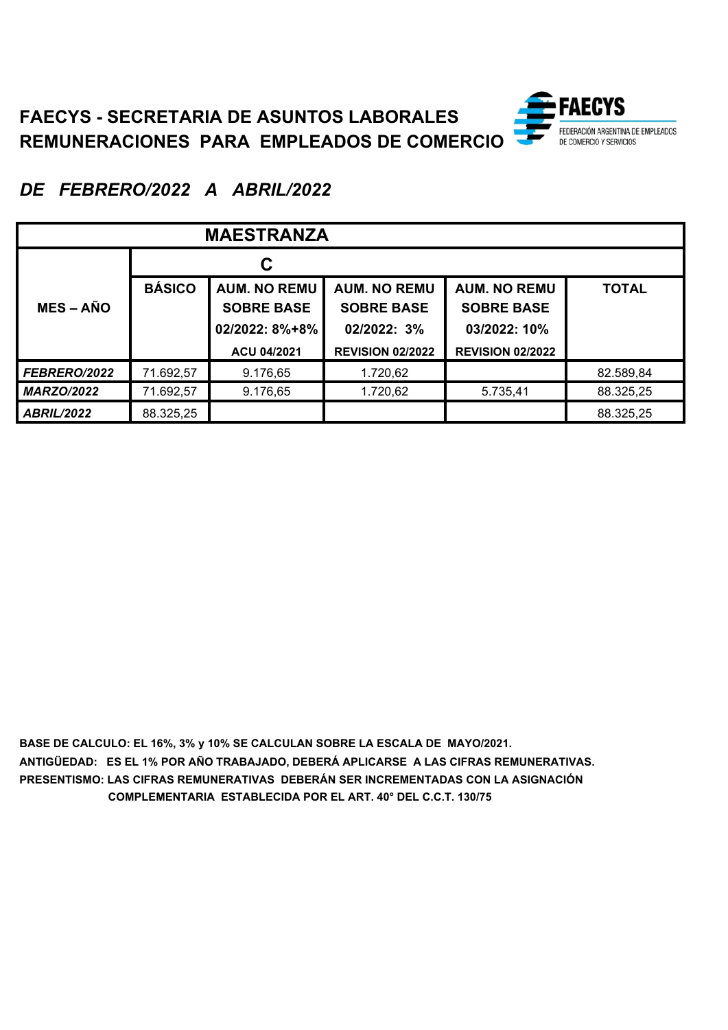## FAECYS - SECRETARIA DE ASUNTOS LABORALES
## REMUNERACIONES PARA EMPLEADOS DE COMERCIO

### *DE FEBRERO/2022 A ABRIL/2022*

| MAESTRANZA | | | | | |
|---|---|---|---|---|---|
| **MES – AÑO** | **C** | | | | |
| | **BÁSICO** | **AUM. NO REMU SOBRE BASE 02/2022: 8%+8% ACU 04/2021** | **AUM. NO REMU SOBRE BASE 02/2022: 3% REVISION 02/2022** | **AUM. NO REMU SOBRE BASE 03/2022: 10% REVISION 02/2022** | **TOTAL** |
| ***FEBRERO/2022*** | 71.692,57 | 9.176,65 | 1.720,62 | | 82.589,84 |
| ***MARZO/2022*** | 71.692,57 | 9.176,65 | 1.720,62 | 5.735,41 | 88.325,25 |
| ***ABRIL/2022*** | 88.325,25 | | | | 88.325,25 |

**BASE DE CALCULO: EL 16%, 3% y 10% SE CALCULAN SOBRE LA ESCALA DE MAYO/2021.**
**ANTIGÜEDAD: ES EL 1% POR AÑO TRABAJADO, DEBERÁ APLICARSE A LAS CIFRAS REMUNERATIVAS.**
**PRESENTISMO: LAS CIFRAS REMUNERATIVAS DEBERÁN SER INCREMENTADAS CON LA ASIGNACIÓN COMPLEMENTARIA ESTABLECIDA POR EL ART. 40° DEL C.C.T. 130/75**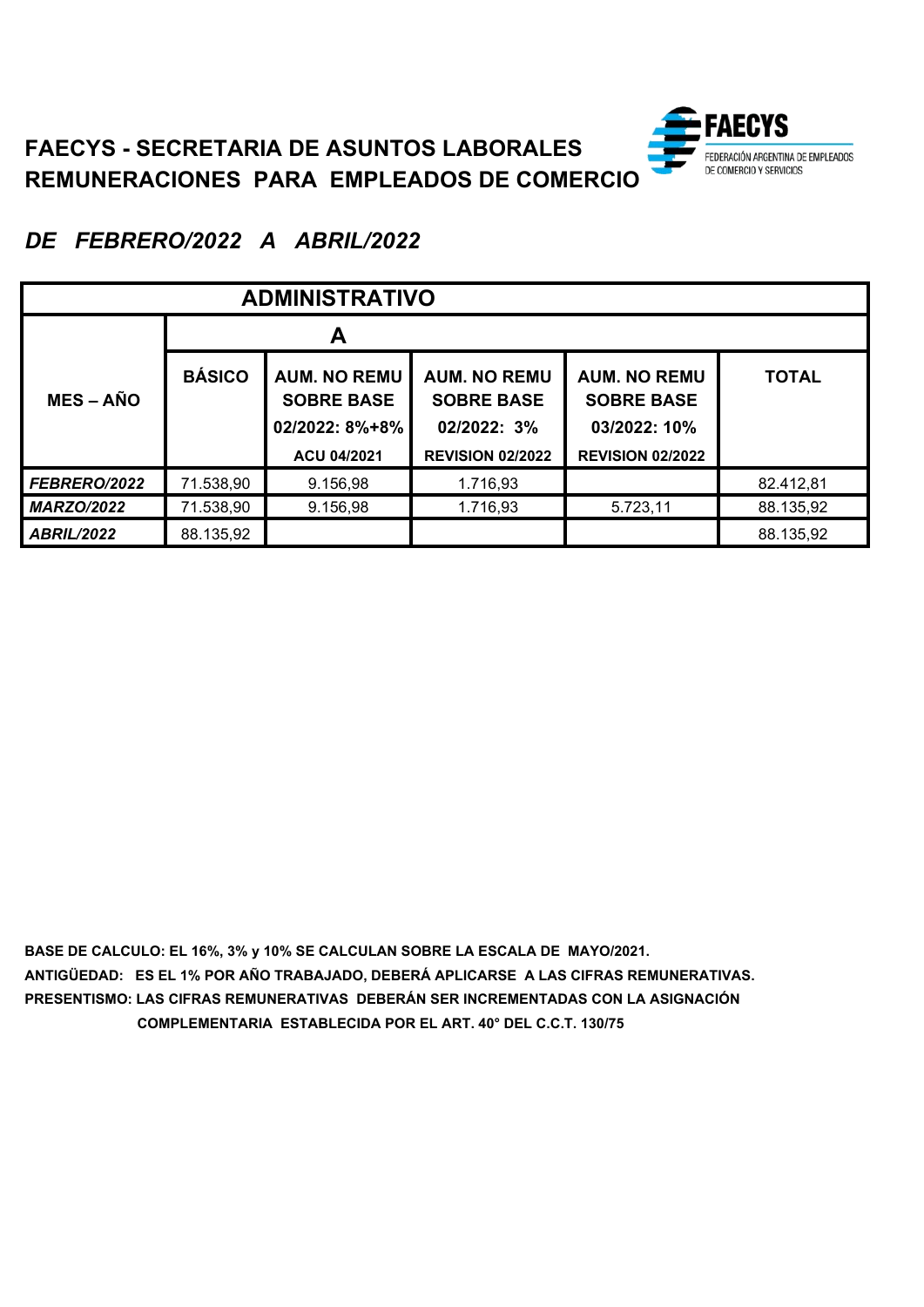# FAECYS - SECRETARIA DE ASUNTOS LABORALES
# REMUNERACIONES PARA EMPLEADOS DE COMERCIO

FAECYS
FEDERACIÓN ARGENTINA DE EMPLEADOS DE COMERCIO Y SERVICIOS

## *DE FEBRERO/2022 A ABRIL/2022*

| ADMINISTRATIVO | | | | | |
|---|---|---|---|---|---|
| **MES – AÑO** | **A** | | | | |
| | **BÁSICO** | **AUM. NO REMU SOBRE BASE 02/2022: 8%+8% ACU 04/2021** | **AUM. NO REMU SOBRE BASE 02/2022: 3% REVISION 02/2022** | **AUM. NO REMU SOBRE BASE 03/2022: 10% REVISION 02/2022** | **TOTAL** |
| ***FEBRERO/2022*** | 71.538,90 | 9.156,98 | 1.716,93 | | 82.412,81 |
| ***MARZO/2022*** | 71.538,90 | 9.156,98 | 1.716,93 | 5.723,11 | 88.135,92 |
| ***ABRIL/2022*** | 88.135,92 | | | | 88.135,92 |

**BASE DE CALCULO: EL 16%, 3% y 10% SE CALCULAN SOBRE LA ESCALA DE MAYO/2021.**
**ANTIGÜEDAD: ES EL 1% POR AÑO TRABAJADO, DEBERÁ APLICARSE A LAS CIFRAS REMUNERATIVAS.**
**PRESENTISMO: LAS CIFRAS REMUNERATIVAS DEBERÁN SER INCREMENTADAS CON LA ASIGNACIÓN COMPLEMENTARIA ESTABLECIDA POR EL ART. 40° DEL C.C.T. 130/75**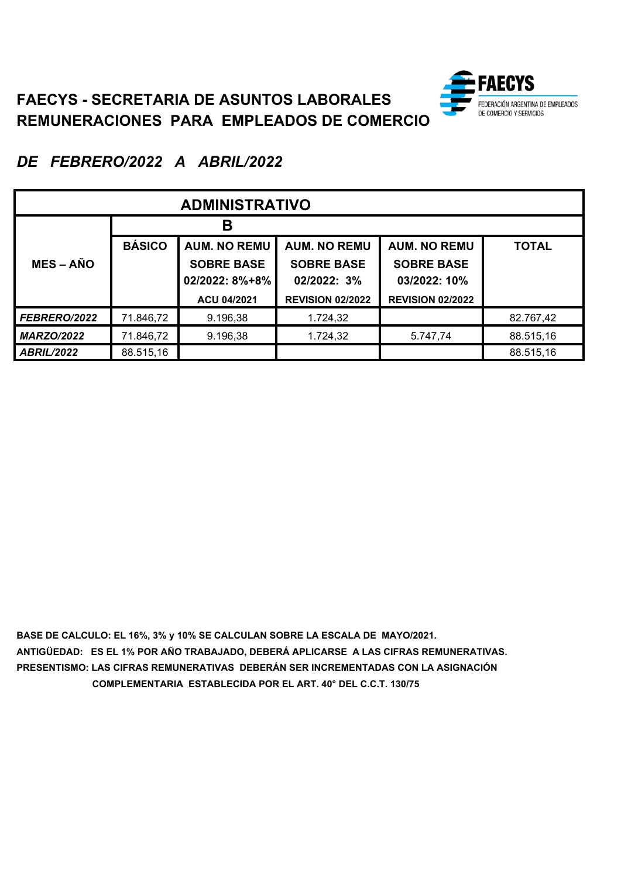# FAECYS - SECRETARIA DE ASUNTOS LABORALES
# REMUNERACIONES PARA EMPLEADOS DE COMERCIO

FAECYS
FEDERACIÓN ARGENTINA DE EMPLEADOS DE COMERCIO Y SERVICIOS

## *DE FEBRERO/2022 A ABRIL/2022*

| ADMINISTRATIVO | | | | | |
|---|---|---|---|---|---|
| | B | | | | |
| MES – AÑO | BÁSICO | AUM. NO REMU SOBRE BASE 02/2022: 8%+8% ACU 04/2021 | AUM. NO REMU SOBRE BASE 02/2022: 3% REVISION 02/2022 | AUM. NO REMU SOBRE BASE 03/2022: 10% REVISION 02/2022 | TOTAL |
| ***FEBRERO/2022*** | 71.846,72 | 9.196,38 | 1.724,32 | | 82.767,42 |
| ***MARZO/2022*** | 71.846,72 | 9.196,38 | 1.724,32 | 5.747,74 | 88.515,16 |
| ***ABRIL/2022*** | 88.515,16 | | | | 88.515,16 |

**BASE DE CALCULO: EL 16%, 3% y 10% SE CALCULAN SOBRE LA ESCALA DE MAYO/2021.**

**ANTIGÜEDAD: ES EL 1% POR AÑO TRABAJADO, DEBERÁ APLICARSE A LAS CIFRAS REMUNERATIVAS.**

**PRESENTISMO: LAS CIFRAS REMUNERATIVAS DEBERÁN SER INCREMENTADAS CON LA ASIGNACIÓN COMPLEMENTARIA ESTABLECIDA POR EL ART. 40° DEL C.C.T. 130/75**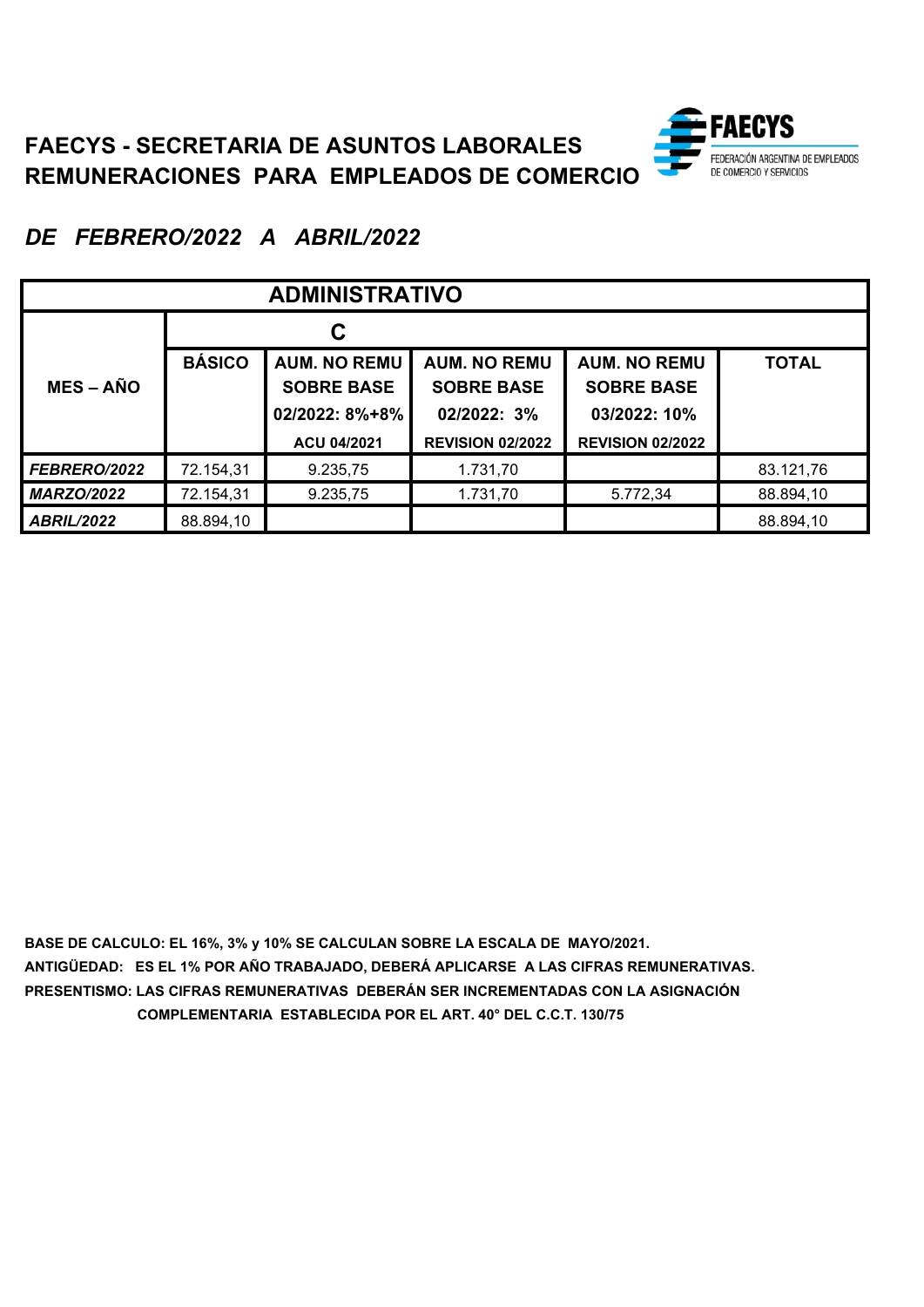# FAECYS - SECRETARIA DE ASUNTOS LABORALES
# REMUNERACIONES PARA EMPLEADOS DE COMERCIO

FAECYS
FEDERACIÓN ARGENTINA DE EMPLEADOS DE COMERCIO Y SERVICIOS

## *DE FEBRERO/2022 A ABRIL/2022*

| ADMINISTRATIVO | | | | | |
|---|---|---|---|---|---|
| | C | | | | |
| MES – AÑO | BÁSICO | AUM. NO REMU SOBRE BASE 02/2022: 8%+8% ACU 04/2021 | AUM. NO REMU SOBRE BASE 02/2022: 3% REVISION 02/2022 | AUM. NO REMU SOBRE BASE 03/2022: 10% REVISION 02/2022 | TOTAL |
| ***FEBRERO/2022*** | 72.154,31 | 9.235,75 | 1.731,70 | | 83.121,76 |
| ***MARZO/2022*** | 72.154,31 | 9.235,75 | 1.731,70 | 5.772,34 | 88.894,10 |
| ***ABRIL/2022*** | 88.894,10 | | | | 88.894,10 |

**BASE DE CALCULO: EL 16%, 3% y 10% SE CALCULAN SOBRE LA ESCALA DE MAYO/2021.**
**ANTIGÜEDAD: ES EL 1% POR AÑO TRABAJADO, DEBERÁ APLICARSE A LAS CIFRAS REMUNERATIVAS.**
**PRESENTISMO: LAS CIFRAS REMUNERATIVAS DEBERÁN SER INCREMENTADAS CON LA ASIGNACIÓN COMPLEMENTARIA ESTABLECIDA POR EL ART. 40° DEL C.C.T. 130/75**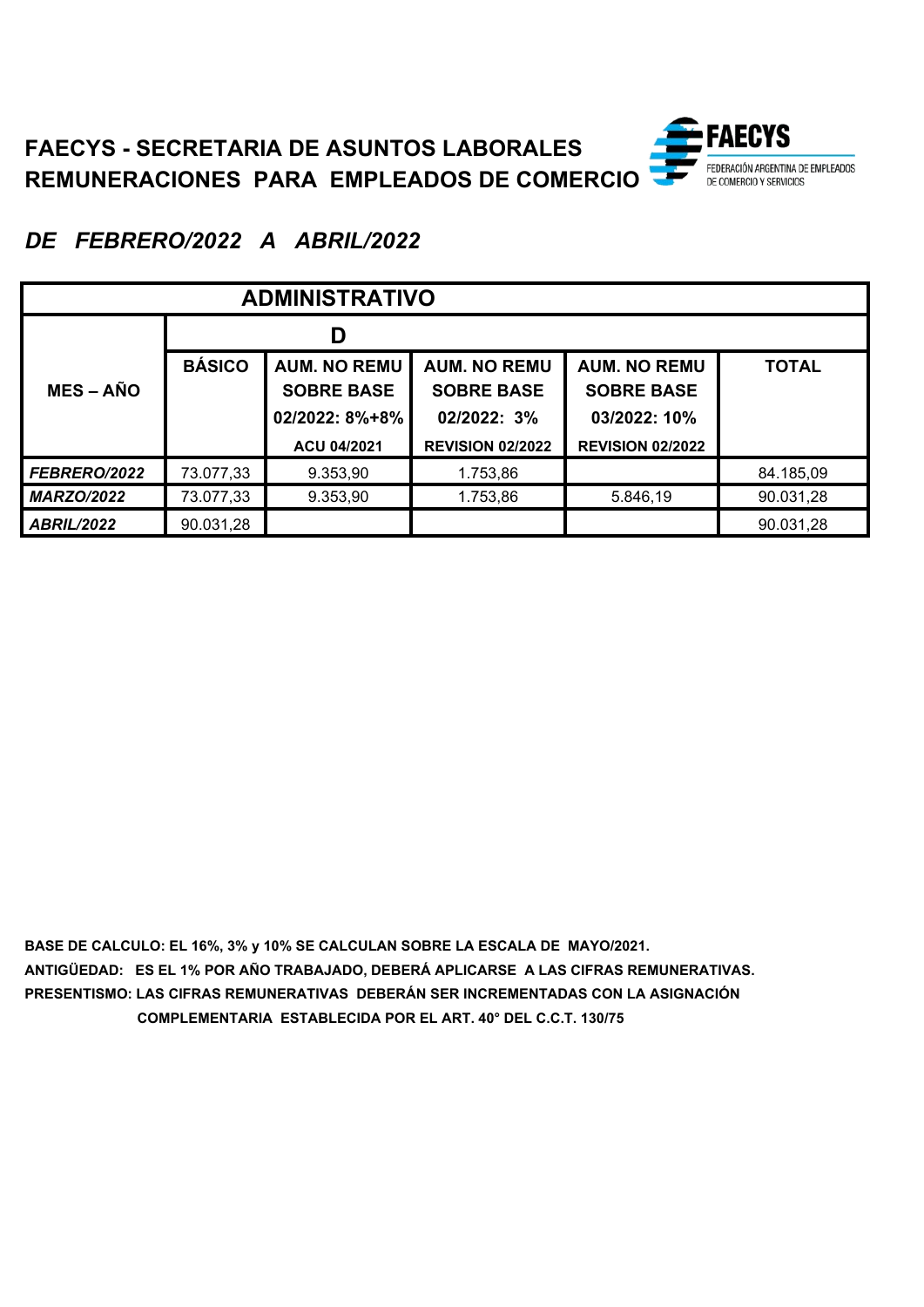# FAECYS - SECRETARIA DE ASUNTOS LABORALES
# REMUNERACIONES PARA EMPLEADOS DE COMERCIO

FAECYS
FEDERACIÓN ARGENTINA DE EMPLEADOS DE COMERCIO Y SERVICIOS

## *DE FEBRERO/2022 A ABRIL/2022*

| ADMINISTRATIVO | | | | | |
|---|---|---|---|---|---|
| **MES – AÑO** | **D** | | | | |
| | **BÁSICO** | **AUM. NO REMU SOBRE BASE 02/2022: 8%+8% ACU 04/2021** | **AUM. NO REMU SOBRE BASE 02/2022: 3% REVISION 02/2022** | **AUM. NO REMU SOBRE BASE 03/2022: 10% REVISION 02/2022** | **TOTAL** |
| ***FEBRERO/2022*** | 73.077,33 | 9.353,90 | 1.753,86 | | 84.185,09 |
| ***MARZO/2022*** | 73.077,33 | 9.353,90 | 1.753,86 | 5.846,19 | 90.031,28 |
| ***ABRIL/2022*** | 90.031,28 | | | | 90.031,28 |

**BASE DE CALCULO: EL 16%, 3% y 10% SE CALCULAN SOBRE LA ESCALA DE MAYO/2021.**

**ANTIGÜEDAD: ES EL 1% POR AÑO TRABAJADO, DEBERÁ APLICARSE A LAS CIFRAS REMUNERATIVAS.**

**PRESENTISMO: LAS CIFRAS REMUNERATIVAS DEBERÁN SER INCREMENTADAS CON LA ASIGNACIÓN COMPLEMENTARIA ESTABLECIDA POR EL ART. 40° DEL C.C.T. 130/75**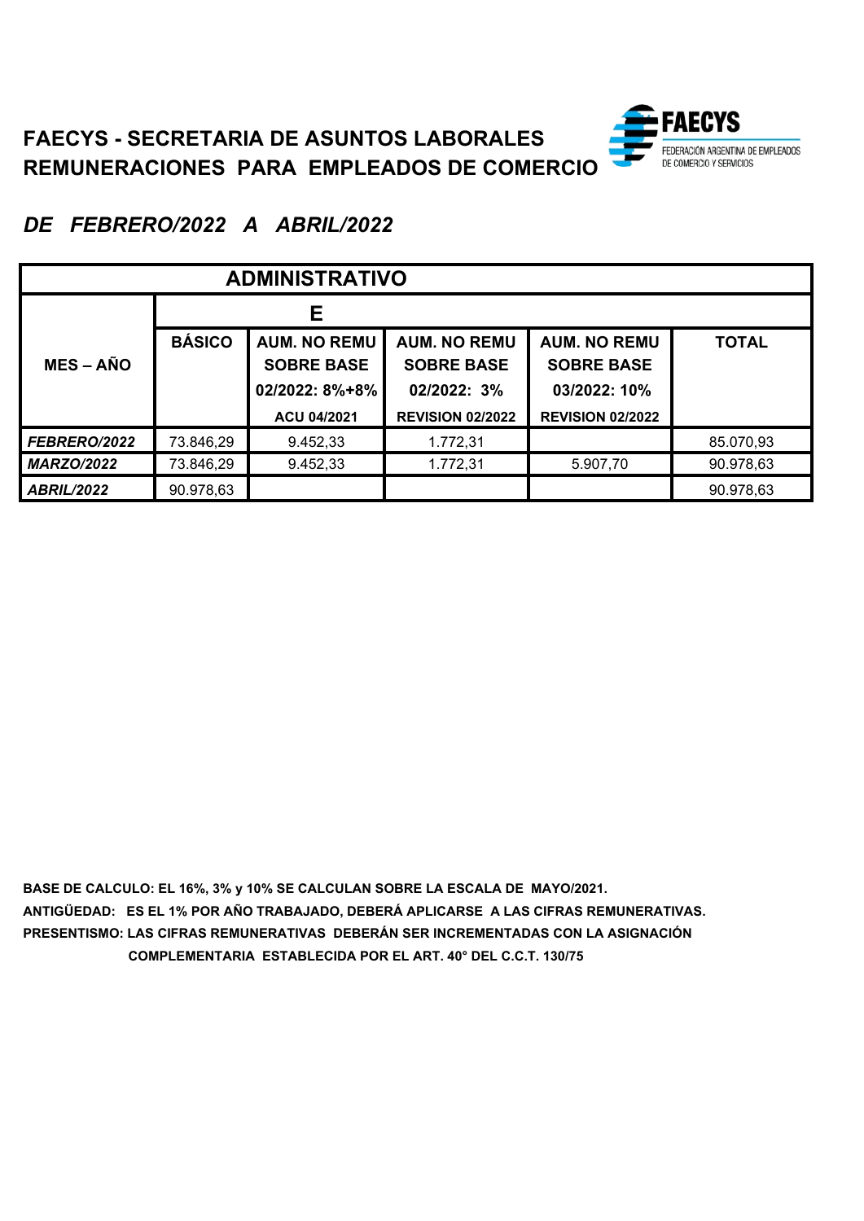# FAECYS - SECRETARIA DE ASUNTOS LABORALES
# REMUNERACIONES PARA EMPLEADOS DE COMERCIO

FAECYS
FEDERACIÓN ARGENTINA DE EMPLEADOS DE COMERCIO Y SERVICIOS

## *DE FEBRERO/2022 A ABRIL/2022*

| ADMINISTRATIVO | | | | | |
|---|---|---|---|---|---|
| **MES – AÑO** | **E** | | | | |
| | **BÁSICO** | **AUM. NO REMU SOBRE BASE 02/2022: 8%+8% ACU 04/2021** | **AUM. NO REMU SOBRE BASE 02/2022: 3% REVISION 02/2022** | **AUM. NO REMU SOBRE BASE 03/2022: 10% REVISION 02/2022** | **TOTAL** |
| ***FEBRERO/2022*** | 73.846,29 | 9.452,33 | 1.772,31 | | 85.070,93 |
| ***MARZO/2022*** | 73.846,29 | 9.452,33 | 1.772,31 | 5.907,70 | 90.978,63 |
| ***ABRIL/2022*** | 90.978,63 | | | | 90.978,63 |

**BASE DE CALCULO: EL 16%, 3% y 10% SE CALCULAN SOBRE LA ESCALA DE MAYO/2021.**
**ANTIGÜEDAD: ES EL 1% POR AÑO TRABAJADO, DEBERÁ APLICARSE A LAS CIFRAS REMUNERATIVAS.**
**PRESENTISMO: LAS CIFRAS REMUNERATIVAS DEBERÁN SER INCREMENTADAS CON LA ASIGNACIÓN COMPLEMENTARIA ESTABLECIDA POR EL ART. 40° DEL C.C.T. 130/75**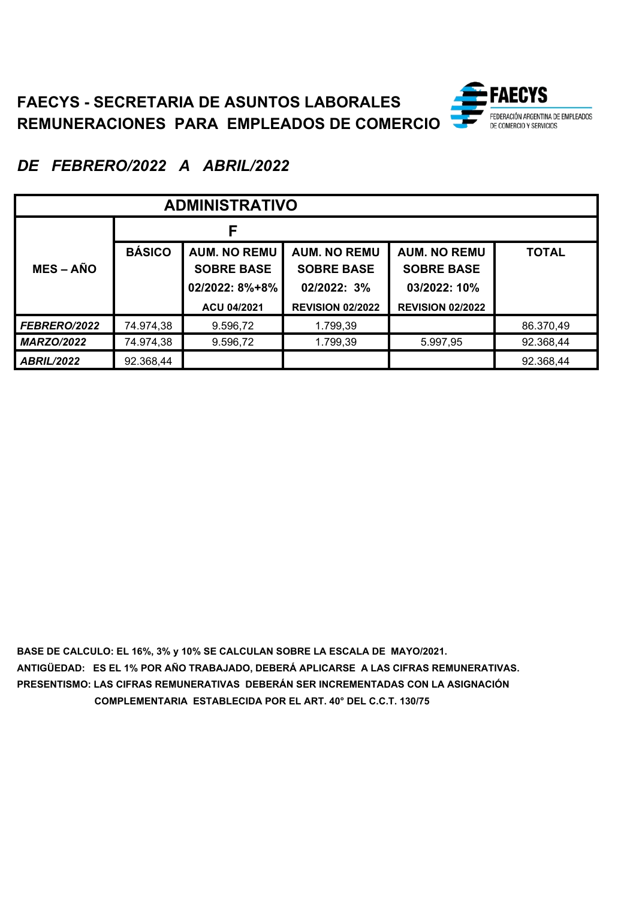# FAECYS - SECRETARIA DE ASUNTOS LABORALES
# REMUNERACIONES PARA EMPLEADOS DE COMERCIO

FAECYS
FEDERACIÓN ARGENTINA DE EMPLEADOS DE COMERCIO Y SERVICIOS

## *DE FEBRERO/2022 A ABRIL/2022*

| ADMINISTRATIVO | | | | | |
|---|---|---|---|---|---|
| MES – AÑO | F | | | | |
| | BÁSICO | AUM. NO REMU SOBRE BASE 02/2022: 8%+8% ACU 04/2021 | AUM. NO REMU SOBRE BASE 02/2022: 3% REVISION 02/2022 | AUM. NO REMU SOBRE BASE 03/2022: 10% REVISION 02/2022 | TOTAL |
| ***FEBRERO/2022*** | 74.974,38 | 9.596,72 | 1.799,39 | | 86.370,49 |
| ***MARZO/2022*** | 74.974,38 | 9.596,72 | 1.799,39 | 5.997,95 | 92.368,44 |
| ***ABRIL/2022*** | 92.368,44 | | | | 92.368,44 |

**BASE DE CALCULO: EL 16%, 3% y 10% SE CALCULAN SOBRE LA ESCALA DE MAYO/2021.**

**ANTIGÜEDAD: ES EL 1% POR AÑO TRABAJADO, DEBERÁ APLICARSE A LAS CIFRAS REMUNERATIVAS.**

**PRESENTISMO: LAS CIFRAS REMUNERATIVAS DEBERÁN SER INCREMENTADAS CON LA ASIGNACIÓN COMPLEMENTARIA ESTABLECIDA POR EL ART. 40° DEL C.C.T. 130/75**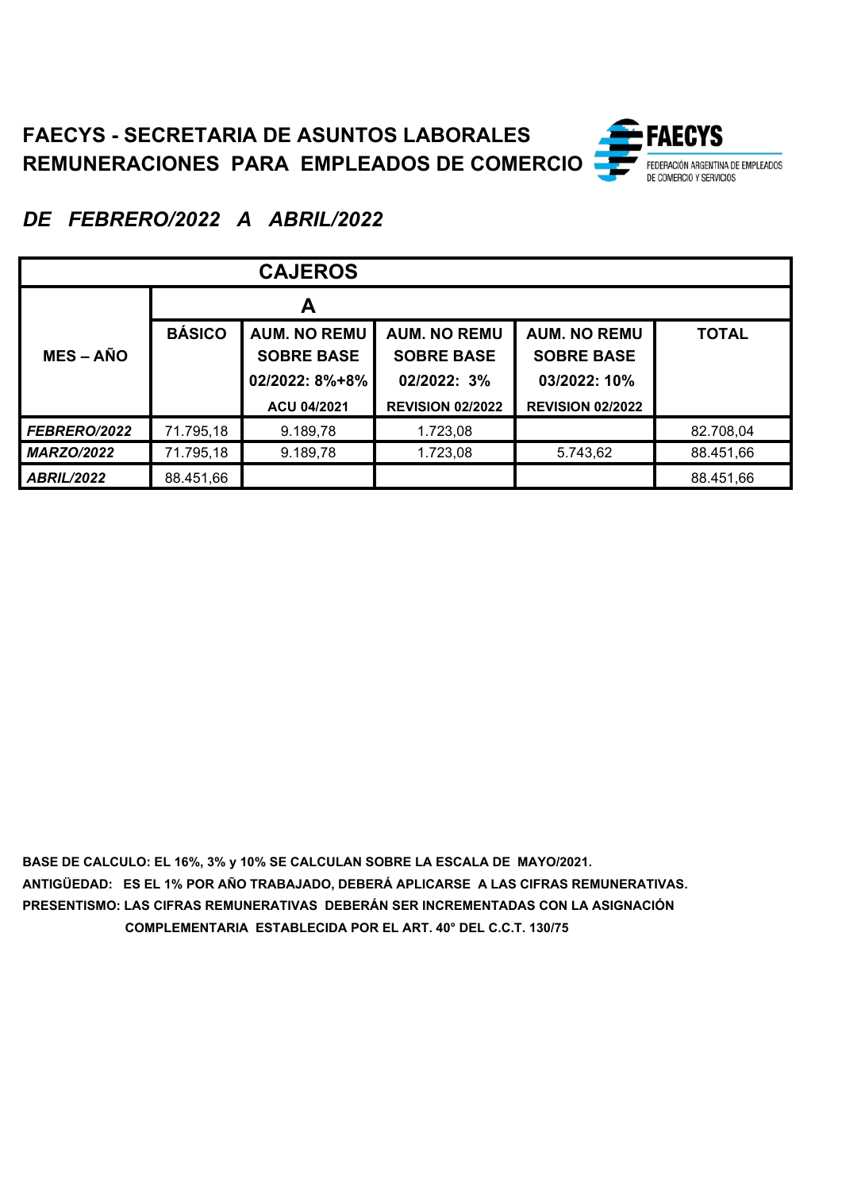# FAECYS - SECRETARIA DE ASUNTOS LABORALES
# REMUNERACIONES PARA EMPLEADOS DE COMERCIO

FAECYS
FEDERACIÓN ARGENTINA DE EMPLEADOS DE COMERCIO Y SERVICIOS

## *DE FEBRERO/2022 A ABRIL/2022*

| CAJEROS | | | | | |
|---|---|---|---|---|---|
| | A | | | | |
| MES – AÑO | BÁSICO | AUM. NO REMU SOBRE BASE 02/2022: 8%+8% ACU 04/2021 | AUM. NO REMU SOBRE BASE 02/2022: 3% REVISION 02/2022 | AUM. NO REMU SOBRE BASE 03/2022: 10% REVISION 02/2022 | TOTAL |
| ***FEBRERO/2022*** | 71.795,18 | 9.189,78 | 1.723,08 | | 82.708,04 |
| ***MARZO/2022*** | 71.795,18 | 9.189,78 | 1.723,08 | 5.743,62 | 88.451,66 |
| ***ABRIL/2022*** | 88.451,66 | | | | 88.451,66 |

**BASE DE CALCULO: EL 16%, 3% y 10% SE CALCULAN SOBRE LA ESCALA DE MAYO/2021.**

**ANTIGÜEDAD: ES EL 1% POR AÑO TRABAJADO, DEBERÁ APLICARSE A LAS CIFRAS REMUNERATIVAS.**

**PRESENTISMO: LAS CIFRAS REMUNERATIVAS DEBERÁN SER INCREMENTADAS CON LA ASIGNACIÓN COMPLEMENTARIA ESTABLECIDA POR EL ART. 40° DEL C.C.T. 130/75**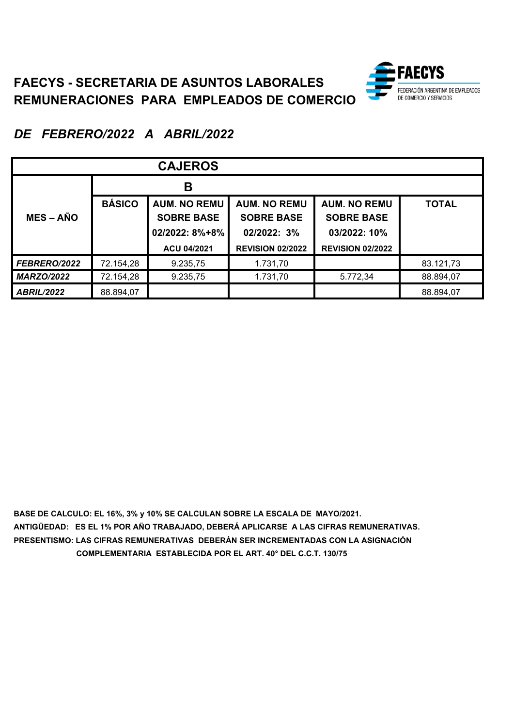# FAECYS - SECRETARIA DE ASUNTOS LABORALES
# REMUNERACIONES PARA EMPLEADOS DE COMERCIO

FAECYS
FEDERACIÓN ARGENTINA DE EMPLEADOS DE COMERCIO Y SERVICIOS

## *DE FEBRERO/2022 A ABRIL/2022*

| CAJEROS | | | | | |
|---|---|---|---|---|---|
| | B | | | | |
| MES – AÑO | BÁSICO | AUM. NO REMU SOBRE BASE 02/2022: 8%+8% ACU 04/2021 | AUM. NO REMU SOBRE BASE 02/2022: 3% REVISION 02/2022 | AUM. NO REMU SOBRE BASE 03/2022: 10% REVISION 02/2022 | TOTAL |
| ***FEBRERO/2022*** | 72.154,28 | 9.235,75 | 1.731,70 | | 83.121,73 |
| ***MARZO/2022*** | 72.154,28 | 9.235,75 | 1.731,70 | 5.772,34 | 88.894,07 |
| ***ABRIL/2022*** | 88.894,07 | | | | 88.894,07 |

**BASE DE CALCULO: EL 16%, 3% y 10% SE CALCULAN SOBRE LA ESCALA DE MAYO/2021.**
**ANTIGÜEDAD: ES EL 1% POR AÑO TRABAJADO, DEBERÁ APLICARSE A LAS CIFRAS REMUNERATIVAS.**
**PRESENTISMO: LAS CIFRAS REMUNERATIVAS DEBERÁN SER INCREMENTADAS CON LA ASIGNACIÓN COMPLEMENTARIA ESTABLECIDA POR EL ART. 40° DEL C.C.T. 130/75**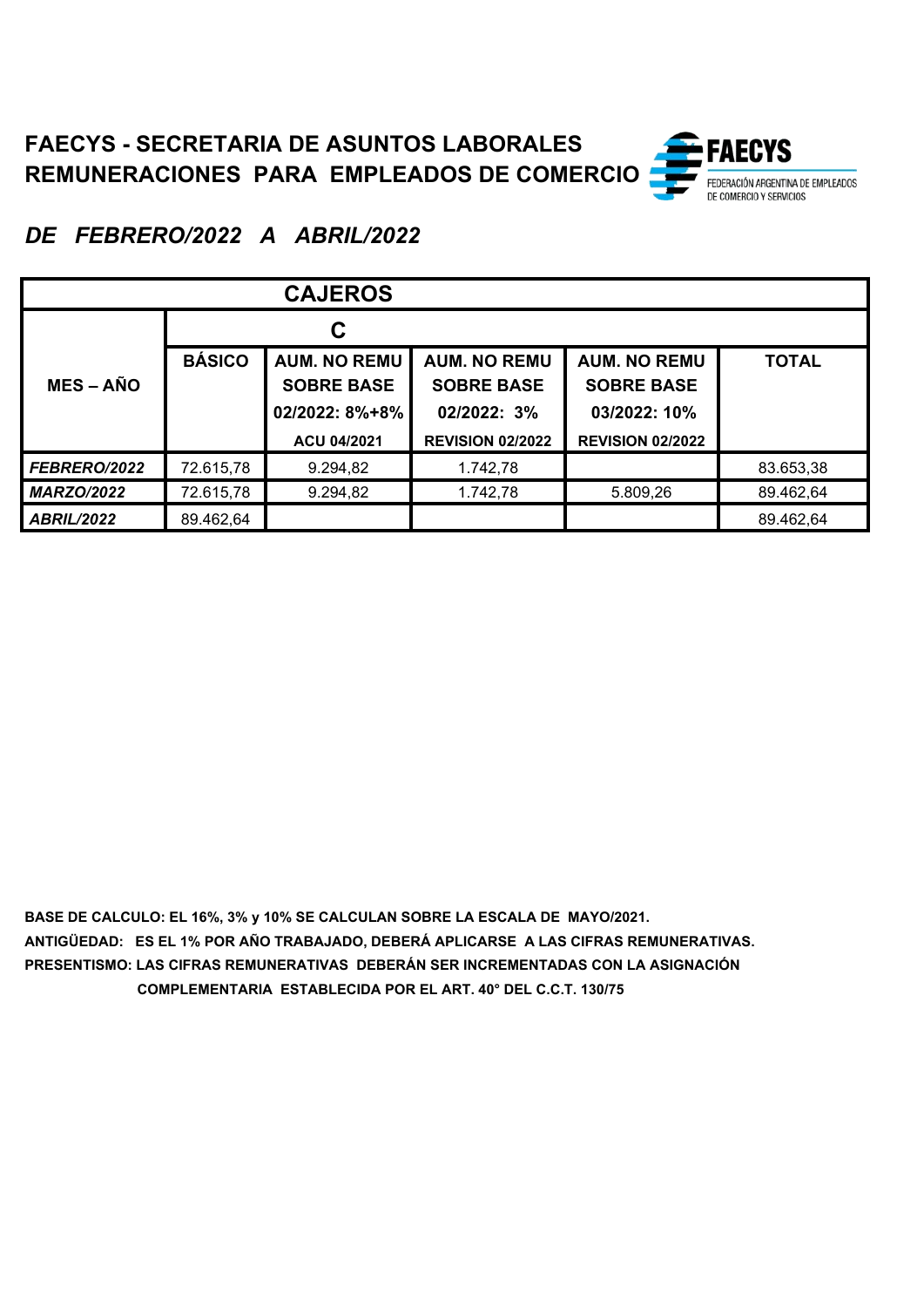# FAECYS - SECRETARIA DE ASUNTOS LABORALES
# REMUNERACIONES PARA EMPLEADOS DE COMERCIO

FAECYS
FEDERACIÓN ARGENTINA DE EMPLEADOS DE COMERCIO Y SERVICIOS

## *DE FEBRERO/2022 A ABRIL/2022*

| CAJEROS | | | | | |
|---|---|---|---|---|---|
| | C | | | | |
| **MES – AÑO** | **BÁSICO** | **AUM. NO REMU SOBRE BASE 02/2022: 8%+8% ACU 04/2021** | **AUM. NO REMU SOBRE BASE 02/2022: 3% REVISION 02/2022** | **AUM. NO REMU SOBRE BASE 03/2022: 10% REVISION 02/2022** | **TOTAL** |
| ***FEBRERO/2022*** | 72.615,78 | 9.294,82 | 1.742,78 | | 83.653,38 |
| ***MARZO/2022*** | 72.615,78 | 9.294,82 | 1.742,78 | 5.809,26 | 89.462,64 |
| ***ABRIL/2022*** | 89.462,64 | | | | 89.462,64 |

**BASE DE CALCULO: EL 16%, 3% y 10% SE CALCULAN SOBRE LA ESCALA DE MAYO/2021.**
**ANTIGÜEDAD: ES EL 1% POR AÑO TRABAJADO, DEBERÁ APLICARSE A LAS CIFRAS REMUNERATIVAS.**
**PRESENTISMO: LAS CIFRAS REMUNERATIVAS DEBERÁN SER INCREMENTADAS CON LA ASIGNACIÓN COMPLEMENTARIA ESTABLECIDA POR EL ART. 40° DEL C.C.T. 130/75**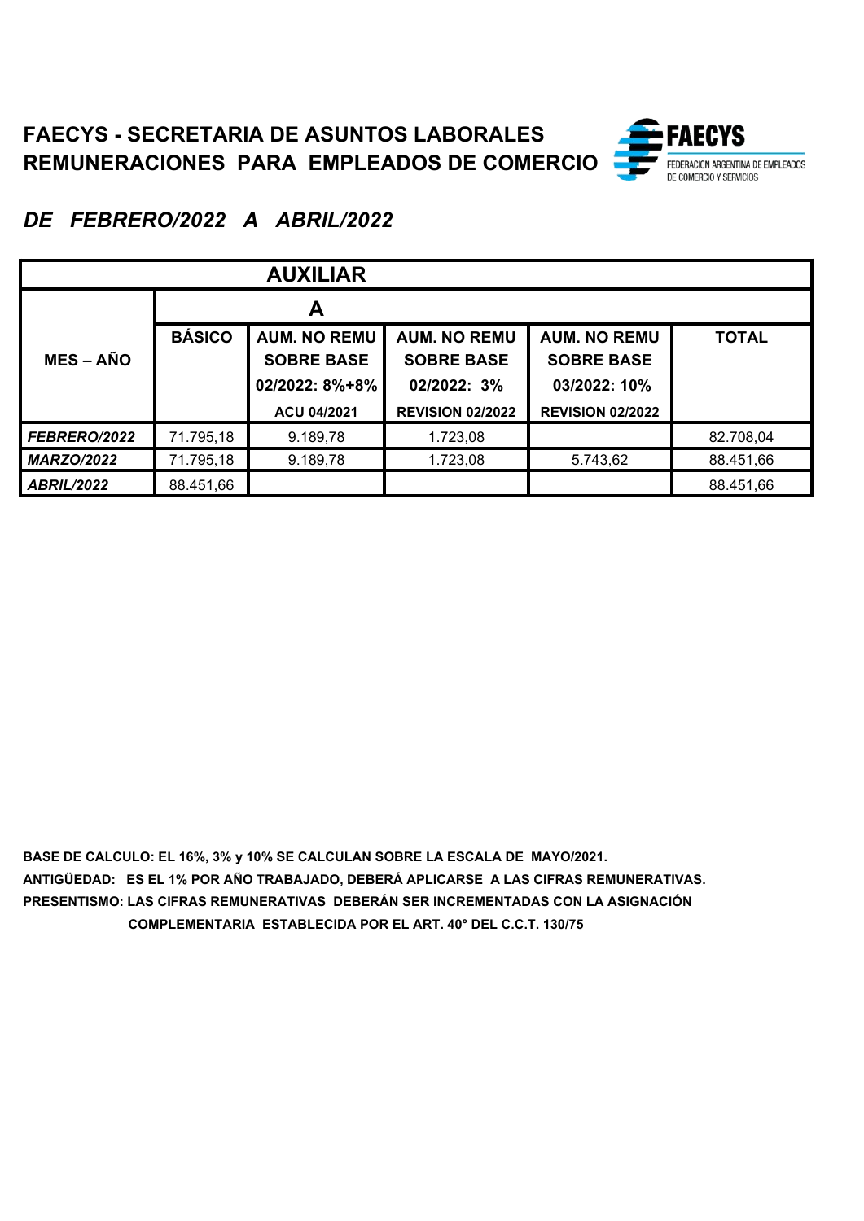## FAECYS - SECRETARIA DE ASUNTOS LABORALES
## REMUNERACIONES PARA EMPLEADOS DE COMERCIO

FAECYS
FEDERACIÓN ARGENTINA DE EMPLEADOS DE COMERCIO Y SERVICIOS

### *DE FEBRERO/2022 A ABRIL/2022*

| AUXILIAR | | | | | |
|---|---|---|---|---|---|
| **MES – AÑO** | **A** | | | | |
| | **BÁSICO** | **AUM. NO REMU SOBRE BASE 02/2022: 8%+8% ACU 04/2021** | **AUM. NO REMU SOBRE BASE 02/2022: 3% REVISION 02/2022** | **AUM. NO REMU SOBRE BASE 03/2022: 10% REVISION 02/2022** | **TOTAL** |
| ***FEBRERO/2022*** | 71.795,18 | 9.189,78 | 1.723,08 | | 82.708,04 |
| ***MARZO/2022*** | 71.795,18 | 9.189,78 | 1.723,08 | 5.743,62 | 88.451,66 |
| ***ABRIL/2022*** | 88.451,66 | | | | 88.451,66 |

**BASE DE CALCULO: EL 16%, 3% y 10% SE CALCULAN SOBRE LA ESCALA DE MAYO/2021.**

**ANTIGÜEDAD: ES EL 1% POR AÑO TRABAJADO, DEBERÁ APLICARSE A LAS CIFRAS REMUNERATIVAS.**

**PRESENTISMO: LAS CIFRAS REMUNERATIVAS DEBERÁN SER INCREMENTADAS CON LA ASIGNACIÓN COMPLEMENTARIA ESTABLECIDA POR EL ART. 40° DEL C.C.T. 130/75**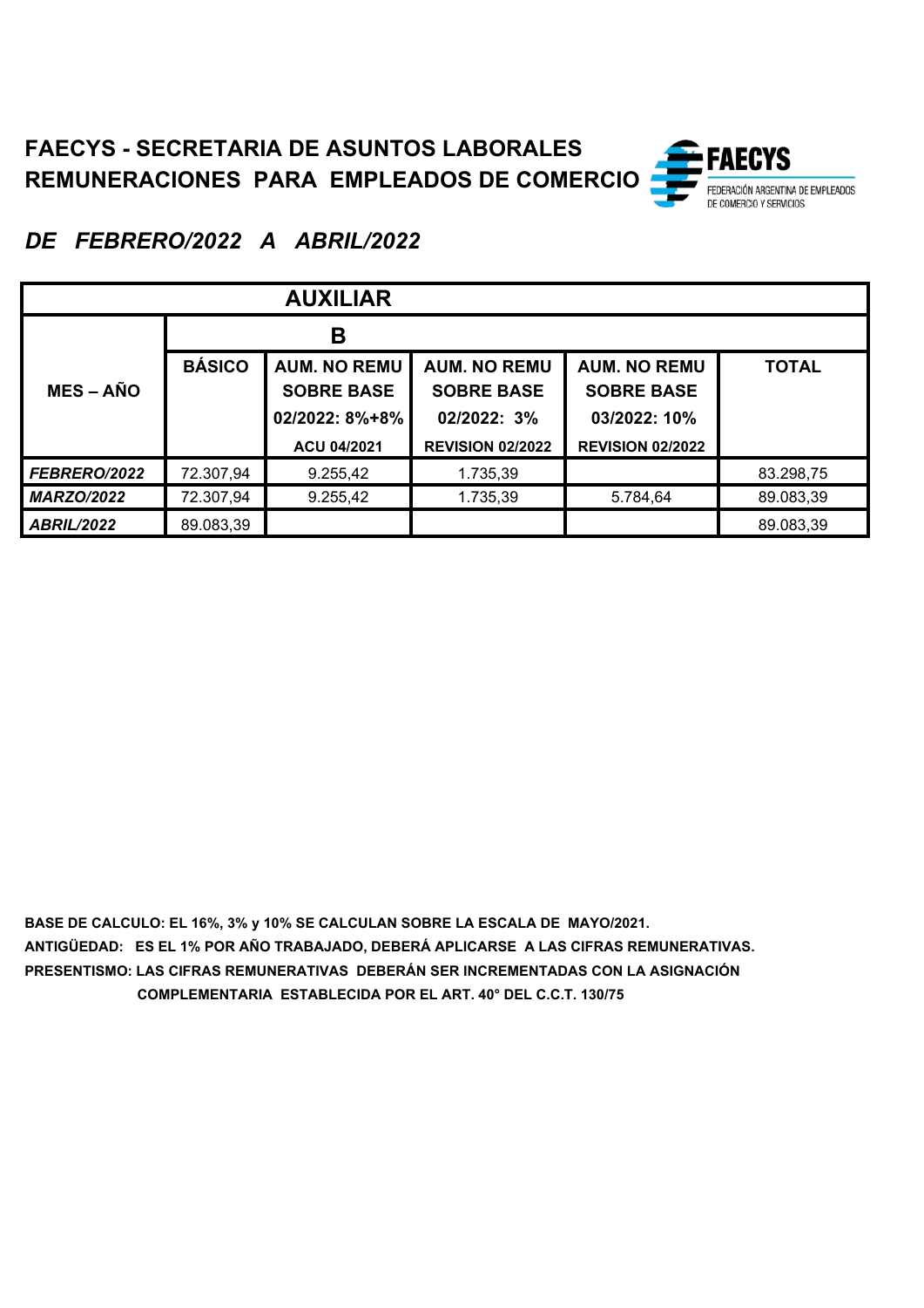## FAECYS - SECRETARIA DE ASUNTOS LABORALES
## REMUNERACIONES PARA EMPLEADOS DE COMERCIO

FAECYS
FEDERACIÓN ARGENTINA DE EMPLEADOS DE COMERCIO Y SERVICIOS

### *DE FEBRERO/2022 A ABRIL/2022*

| AUXILIAR | | | | | |
|---|---|---|---|---|---|
| **MES – AÑO** | **B** | | | | |
| | **BÁSICO** | **AUM. NO REMU SOBRE BASE 02/2022: 8%+8% ACU 04/2021** | **AUM. NO REMU SOBRE BASE 02/2022: 3% REVISION 02/2022** | **AUM. NO REMU SOBRE BASE 03/2022: 10% REVISION 02/2022** | **TOTAL** |
| ***FEBRERO/2022*** | 72.307,94 | 9.255,42 | 1.735,39 | | 83.298,75 |
| ***MARZO/2022*** | 72.307,94 | 9.255,42 | 1.735,39 | 5.784,64 | 89.083,39 |
| ***ABRIL/2022*** | 89.083,39 | | | | 89.083,39 |

**BASE DE CALCULO: EL 16%, 3% y 10% SE CALCULAN SOBRE LA ESCALA DE MAYO/2021.**
**ANTIGÜEDAD: ES EL 1% POR AÑO TRABAJADO, DEBERÁ APLICARSE A LAS CIFRAS REMUNERATIVAS.**
**PRESENTISMO: LAS CIFRAS REMUNERATIVAS DEBERÁN SER INCREMENTADAS CON LA ASIGNACIÓN COMPLEMENTARIA ESTABLECIDA POR EL ART. 40° DEL C.C.T. 130/75**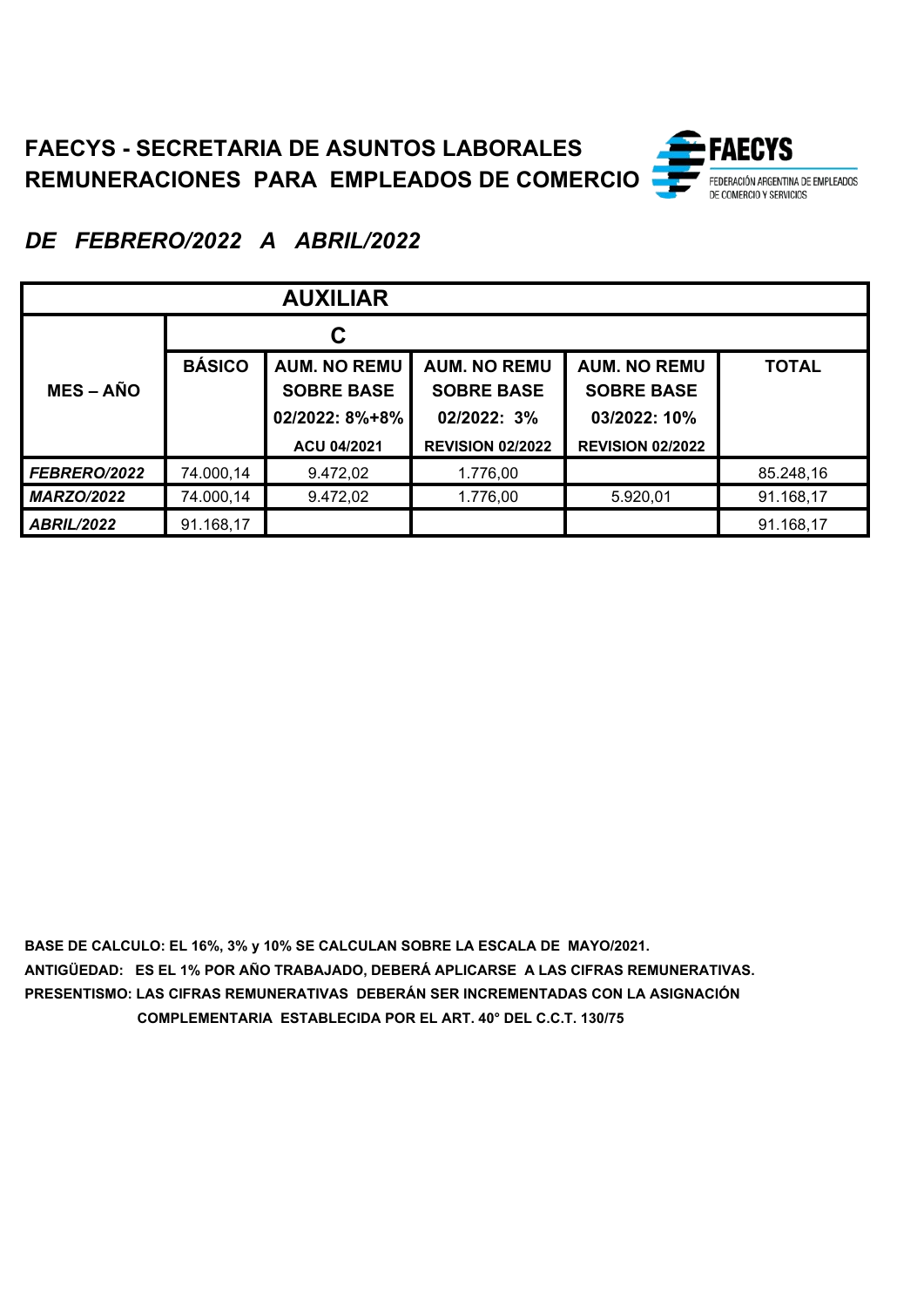**FAECYS - SECRETARIA DE ASUNTOS LABORALES**
**REMUNERACIONES PARA EMPLEADOS DE COMERCIO**

FAECYS
FEDERACIÓN ARGENTINA DE EMPLEADOS DE COMERCIO Y SERVICIOS

***DE FEBRERO/2022 A ABRIL/2022***

| AUXILIAR | | | | | |
|---|---|---|---|---|---|
| | C | | | | |
| MES – AÑO | BÁSICO | AUM. NO REMU SOBRE BASE 02/2022: 8%+8% ACU 04/2021 | AUM. NO REMU SOBRE BASE 02/2022: 3% REVISION 02/2022 | AUM. NO REMU SOBRE BASE 03/2022: 10% REVISION 02/2022 | TOTAL |
| ***FEBRERO/2022*** | 74.000,14 | 9.472,02 | 1.776,00 | | 85.248,16 |
| ***MARZO/2022*** | 74.000,14 | 9.472,02 | 1.776,00 | 5.920,01 | 91.168,17 |
| ***ABRIL/2022*** | 91.168,17 | | | | 91.168,17 |

**BASE DE CALCULO: EL 16%, 3% y 10% SE CALCULAN SOBRE LA ESCALA DE MAYO/2021.**
**ANTIGÜEDAD: ES EL 1% POR AÑO TRABAJADO, DEBERÁ APLICARSE A LAS CIFRAS REMUNERATIVAS.**
**PRESENTISMO: LAS CIFRAS REMUNERATIVAS DEBERÁN SER INCREMENTADAS CON LA ASIGNACIÓN COMPLEMENTARIA ESTABLECIDA POR EL ART. 40° DEL C.C.T. 130/75**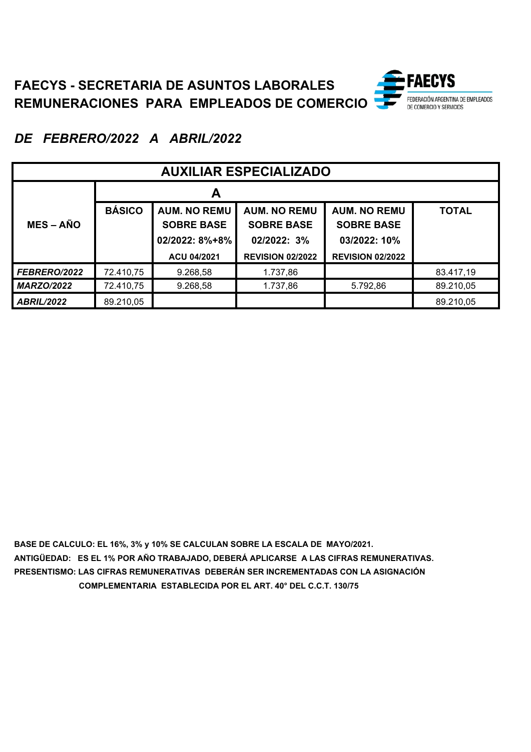# FAECYS - SECRETARIA DE ASUNTOS LABORALES
# REMUNERACIONES PARA EMPLEADOS DE COMERCIO

FAECYS
FEDERACIÓN ARGENTINA DE EMPLEADOS DE COMERCIO Y SERVICIOS

## *DE FEBRERO/2022 A ABRIL/2022*

| AUXILIAR ESPECIALIZADO | | | | | |
|---|---|---|---|---|---|
| | A | | | | |
| MES – AÑO | BÁSICO | AUM. NO REMU SOBRE BASE 02/2022: 8%+8% ACU 04/2021 | AUM. NO REMU SOBRE BASE 02/2022: 3% REVISION 02/2022 | AUM. NO REMU SOBRE BASE 03/2022: 10% REVISION 02/2022 | TOTAL |
| ***FEBRERO/2022*** | 72.410,75 | 9.268,58 | 1.737,86 | | 83.417,19 |
| ***MARZO/2022*** | 72.410,75 | 9.268,58 | 1.737,86 | 5.792,86 | 89.210,05 |
| ***ABRIL/2022*** | 89.210,05 | | | | 89.210,05 |

**BASE DE CALCULO: EL 16%, 3% y 10% SE CALCULAN SOBRE LA ESCALA DE MAYO/2021.**

**ANTIGÜEDAD: ES EL 1% POR AÑO TRABAJADO, DEBERÁ APLICARSE A LAS CIFRAS REMUNERATIVAS.**

**PRESENTISMO: LAS CIFRAS REMUNERATIVAS DEBERÁN SER INCREMENTADAS CON LA ASIGNACIÓN COMPLEMENTARIA ESTABLECIDA POR EL ART. 40° DEL C.C.T. 130/75**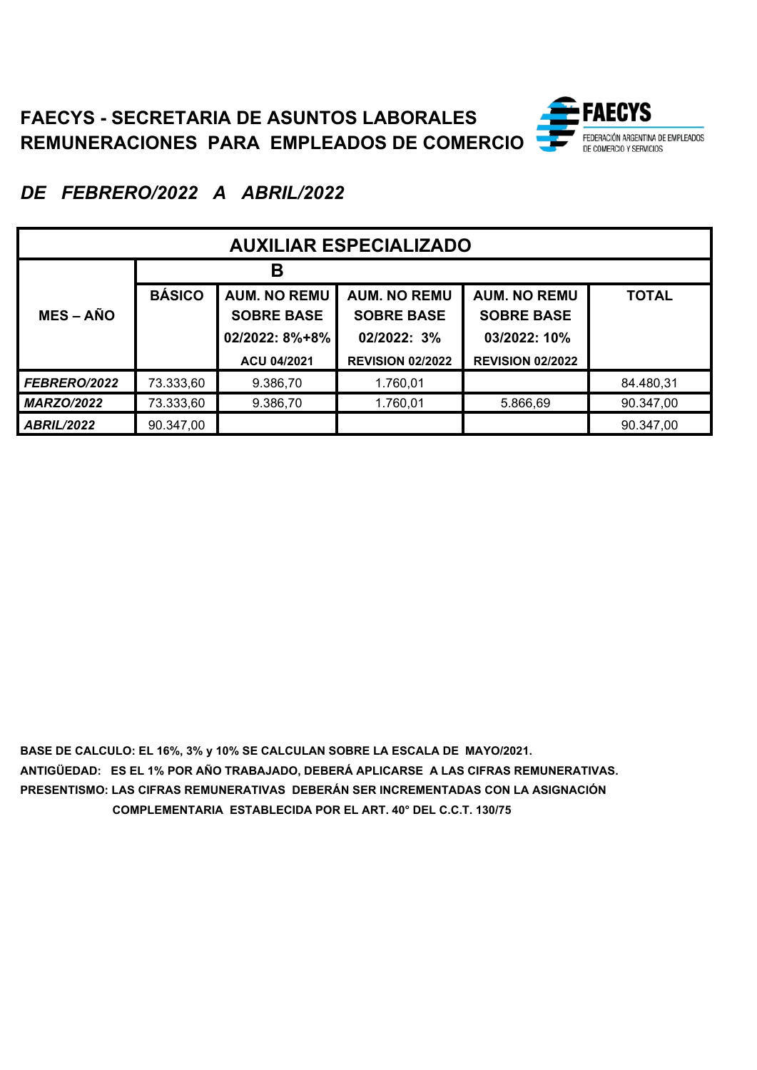# FAECYS - SECRETARIA DE ASUNTOS LABORALES
# REMUNERACIONES PARA EMPLEADOS DE COMERCIO

FAECYS
FEDERACIÓN ARGENTINA DE EMPLEADOS DE COMERCIO Y SERVICIOS

## *DE FEBRERO/2022 A ABRIL/2022*

| AUXILIAR ESPECIALIZADO | | | | | |
|---|---|---|---|---|---|
| | B | | | | |
| MES – AÑO | BÁSICO | AUM. NO REMU SOBRE BASE 02/2022: 8%+8% ACU 04/2021 | AUM. NO REMU SOBRE BASE 02/2022: 3% REVISION 02/2022 | AUM. NO REMU SOBRE BASE 03/2022: 10% REVISION 02/2022 | TOTAL |
| ***FEBRERO/2022*** | 73.333,60 | 9.386,70 | 1.760,01 | | 84.480,31 |
| ***MARZO/2022*** | 73.333,60 | 9.386,70 | 1.760,01 | 5.866,69 | 90.347,00 |
| ***ABRIL/2022*** | 90.347,00 | | | | 90.347,00 |

**BASE DE CALCULO: EL 16%, 3% y 10% SE CALCULAN SOBRE LA ESCALA DE MAYO/2021.**

**ANTIGÜEDAD: ES EL 1% POR AÑO TRABAJADO, DEBERÁ APLICARSE A LAS CIFRAS REMUNERATIVAS.**

**PRESENTISMO: LAS CIFRAS REMUNERATIVAS DEBERÁN SER INCREMENTADAS CON LA ASIGNACIÓN COMPLEMENTARIA ESTABLECIDA POR EL ART. 40° DEL C.C.T. 130/75**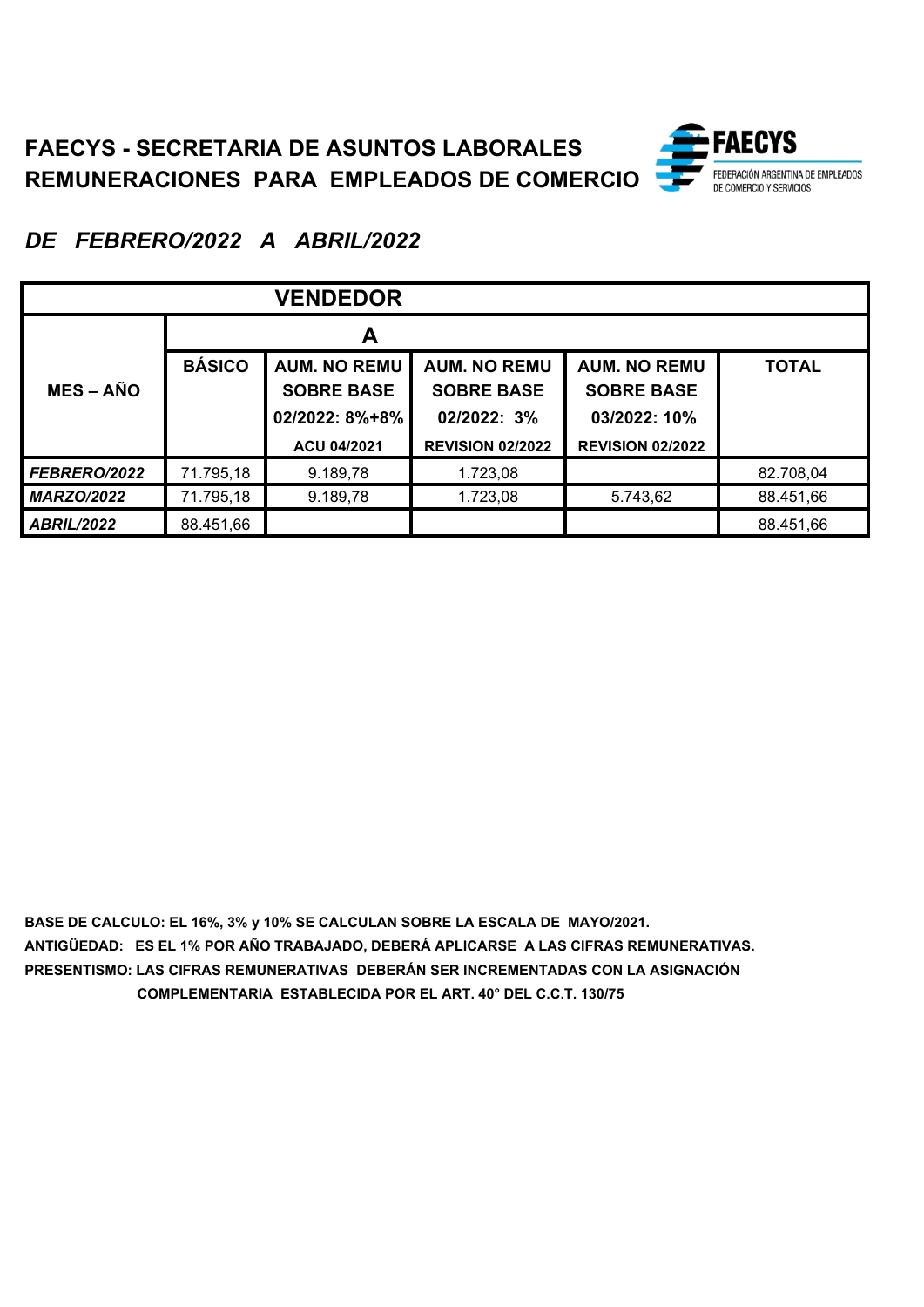# FAECYS - SECRETARIA DE ASUNTOS LABORALES
# REMUNERACIONES PARA EMPLEADOS DE COMERCIO

FAECYS
FEDERACIÓN ARGENTINA DE EMPLEADOS DE COMERCIO Y SERVICIOS

## *DE FEBRERO/2022 A ABRIL/2022*

| VENDEDOR | | | | | |
|---|---|---|---|---|---|
| | A | | | | |
| MES – AÑO | BÁSICO | AUM. NO REMU SOBRE BASE 02/2022: 8%+8% ACU 04/2021 | AUM. NO REMU SOBRE BASE 02/2022: 3% REVISION 02/2022 | AUM. NO REMU SOBRE BASE 03/2022: 10% REVISION 02/2022 | TOTAL |
| ***FEBRERO/2022*** | 71.795,18 | 9.189,78 | 1.723,08 | | 82.708,04 |
| ***MARZO/2022*** | 71.795,18 | 9.189,78 | 1.723,08 | 5.743,62 | 88.451,66 |
| ***ABRIL/2022*** | 88.451,66 | | | | 88.451,66 |

**BASE DE CALCULO: EL 16%, 3% y 10% SE CALCULAN SOBRE LA ESCALA DE MAYO/2021.**

**ANTIGÜEDAD: ES EL 1% POR AÑO TRABAJADO, DEBERÁ APLICARSE A LAS CIFRAS REMUNERATIVAS.**

**PRESENTISMO: LAS CIFRAS REMUNERATIVAS DEBERÁN SER INCREMENTADAS CON LA ASIGNACIÓN COMPLEMENTARIA ESTABLECIDA POR EL ART. 40° DEL C.C.T. 130/75**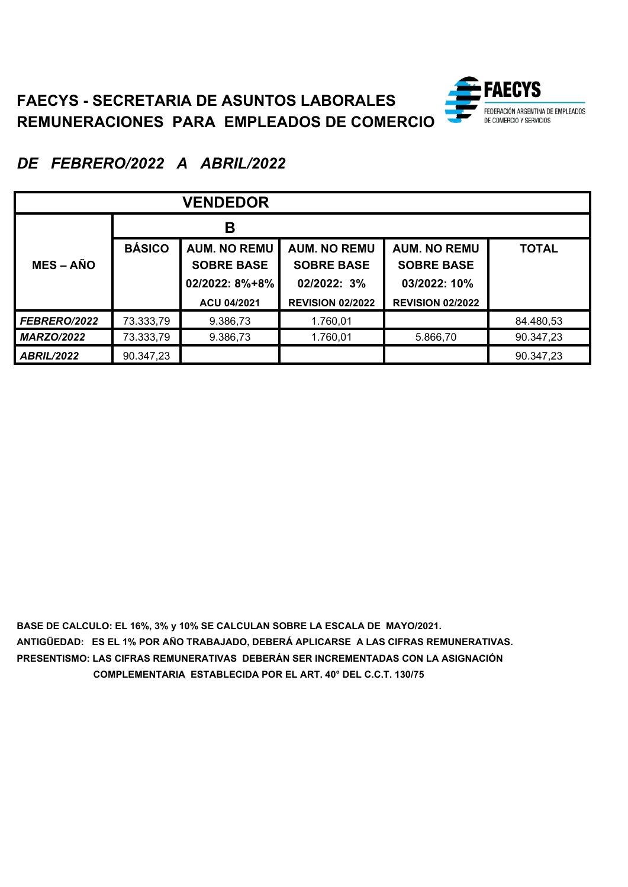# FAECYS - SECRETARIA DE ASUNTOS LABORALES
# REMUNERACIONES PARA EMPLEADOS DE COMERCIO

FAECYS
FEDERACIÓN ARGENTINA DE EMPLEADOS DE COMERCIO Y SERVICIOS

## *DE FEBRERO/2022 A ABRIL/2022*

| VENDEDOR | | | | | |
|---|---|---|---|---|---|
| | B | | | | |
| MES – AÑO | BÁSICO | AUM. NO REMU SOBRE BASE 02/2022: 8%+8% ACU 04/2021 | AUM. NO REMU SOBRE BASE 02/2022: 3% REVISION 02/2022 | AUM. NO REMU SOBRE BASE 03/2022: 10% REVISION 02/2022 | TOTAL |
| ***FEBRERO/2022*** | 73.333,79 | 9.386,73 | 1.760,01 | | 84.480,53 |
| ***MARZO/2022*** | 73.333,79 | 9.386,73 | 1.760,01 | 5.866,70 | 90.347,23 |
| ***ABRIL/2022*** | 90.347,23 | | | | 90.347,23 |

**BASE DE CALCULO: EL 16%, 3% y 10% SE CALCULAN SOBRE LA ESCALA DE MAYO/2021.**

**ANTIGÜEDAD: ES EL 1% POR AÑO TRABAJADO, DEBERÁ APLICARSE A LAS CIFRAS REMUNERATIVAS.**

**PRESENTISMO: LAS CIFRAS REMUNERATIVAS DEBERÁN SER INCREMENTADAS CON LA ASIGNACIÓN COMPLEMENTARIA ESTABLECIDA POR EL ART. 40° DEL C.C.T. 130/75**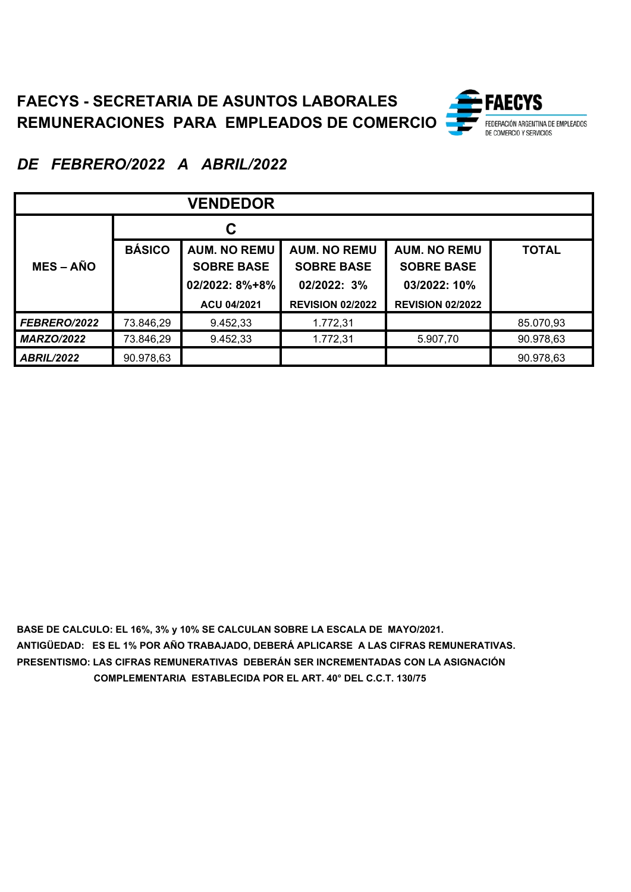# FAECYS - SECRETARIA DE ASUNTOS LABORALES
# REMUNERACIONES PARA EMPLEADOS DE COMERCIO

FAECYS
FEDERACIÓN ARGENTINA DE EMPLEADOS DE COMERCIO Y SERVICIOS

## *DE FEBRERO/2022 A ABRIL/2022*

| VENDEDOR | | | | | |
|---|---|---|---|---|---|
| | C | | | | |
| **MES – AÑO** | **BÁSICO** | **AUM. NO REMU SOBRE BASE 02/2022: 8%+8% ACU 04/2021** | **AUM. NO REMU SOBRE BASE 02/2022: 3% REVISION 02/2022** | **AUM. NO REMU SOBRE BASE 03/2022: 10% REVISION 02/2022** | **TOTAL** |
| ***FEBRERO/2022*** | 73.846,29 | 9.452,33 | 1.772,31 | | 85.070,93 |
| ***MARZO/2022*** | 73.846,29 | 9.452,33 | 1.772,31 | 5.907,70 | 90.978,63 |
| ***ABRIL/2022*** | 90.978,63 | | | | 90.978,63 |

**BASE DE CALCULO: EL 16%, 3% y 10% SE CALCULAN SOBRE LA ESCALA DE MAYO/2021.**
**ANTIGÜEDAD: ES EL 1% POR AÑO TRABAJADO, DEBERÁ APLICARSE A LAS CIFRAS REMUNERATIVAS.**
**PRESENTISMO: LAS CIFRAS REMUNERATIVAS DEBERÁN SER INCREMENTADAS CON LA ASIGNACIÓN COMPLEMENTARIA ESTABLECIDA POR EL ART. 40° DEL C.C.T. 130/75**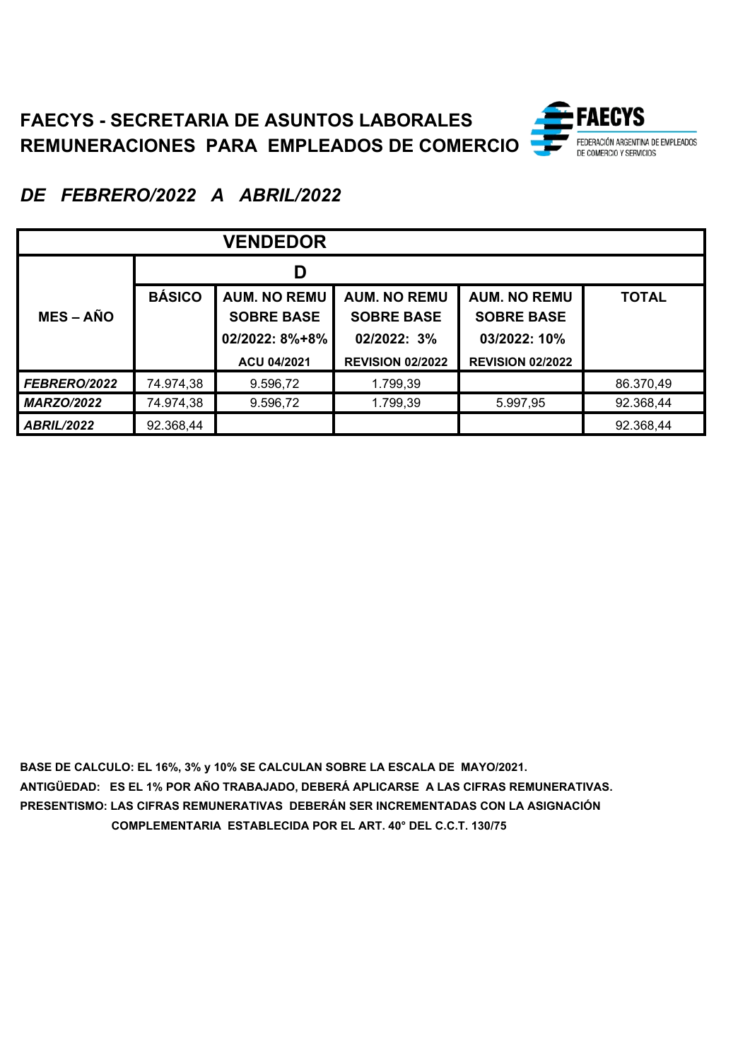# FAECYS - SECRETARIA DE ASUNTOS LABORALES
# REMUNERACIONES PARA EMPLEADOS DE COMERCIO

FAECYS
FEDERACIÓN ARGENTINA DE EMPLEADOS DE COMERCIO Y SERVICIOS

## *DE FEBRERO/2022 A ABRIL/2022*

| VENDEDOR | | | | | |
|---|---|---|---|---|---|
| | D | | | | |
| **MES – AÑO** | **BÁSICO** | **AUM. NO REMU SOBRE BASE 02/2022: 8%+8% ACU 04/2021** | **AUM. NO REMU SOBRE BASE 02/2022: 3% REVISION 02/2022** | **AUM. NO REMU SOBRE BASE 03/2022: 10% REVISION 02/2022** | **TOTAL** |
| ***FEBRERO/2022*** | 74.974,38 | 9.596,72 | 1.799,39 | | 86.370,49 |
| ***MARZO/2022*** | 74.974,38 | 9.596,72 | 1.799,39 | 5.997,95 | 92.368,44 |
| ***ABRIL/2022*** | 92.368,44 | | | | 92.368,44 |

**BASE DE CALCULO: EL 16%, 3% y 10% SE CALCULAN SOBRE LA ESCALA DE MAYO/2021.**
**ANTIGÜEDAD: ES EL 1% POR AÑO TRABAJADO, DEBERÁ APLICARSE A LAS CIFRAS REMUNERATIVAS.**
**PRESENTISMO: LAS CIFRAS REMUNERATIVAS DEBERÁN SER INCREMENTADAS CON LA ASIGNACIÓN COMPLEMENTARIA ESTABLECIDA POR EL ART. 40° DEL C.C.T. 130/75**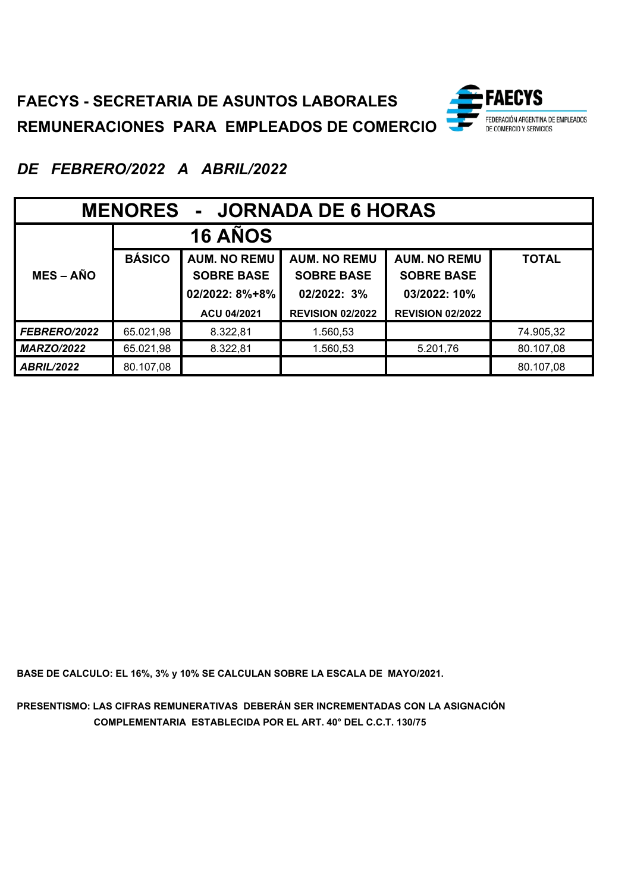**FAECYS - SECRETARIA DE ASUNTOS LABORALES**
**REMUNERACIONES PARA EMPLEADOS DE COMERCIO**

FAECYS
FEDERACIÓN ARGENTINA DE EMPLEADOS DE COMERCIO Y SERVICIOS

***DE FEBRERO/2022 A ABRIL/2022***

| MENORES - JORNADA DE 6 HORAS | | | | | |
|---|---|---|---|---|---|
| | 16 AÑOS | | | | |
| MES – AÑO | BÁSICO | AUM. NO REMU SOBRE BASE 02/2022: 8%+8% ACU 04/2021 | AUM. NO REMU SOBRE BASE 02/2022: 3% REVISION 02/2022 | AUM. NO REMU SOBRE BASE 03/2022: 10% REVISION 02/2022 | TOTAL |
| ***FEBRERO/2022*** | 65.021,98 | 8.322,81 | 1.560,53 | | 74.905,32 |
| ***MARZO/2022*** | 65.021,98 | 8.322,81 | 1.560,53 | 5.201,76 | 80.107,08 |
| ***ABRIL/2022*** | 80.107,08 | | | | 80.107,08 |

**BASE DE CALCULO: EL 16%, 3% y 10% SE CALCULAN SOBRE LA ESCALA DE MAYO/2021.**

**PRESENTISMO: LAS CIFRAS REMUNERATIVAS DEBERÁN SER INCREMENTADAS CON LA ASIGNACIÓN COMPLEMENTARIA ESTABLECIDA POR EL ART. 40° DEL C.C.T. 130/75**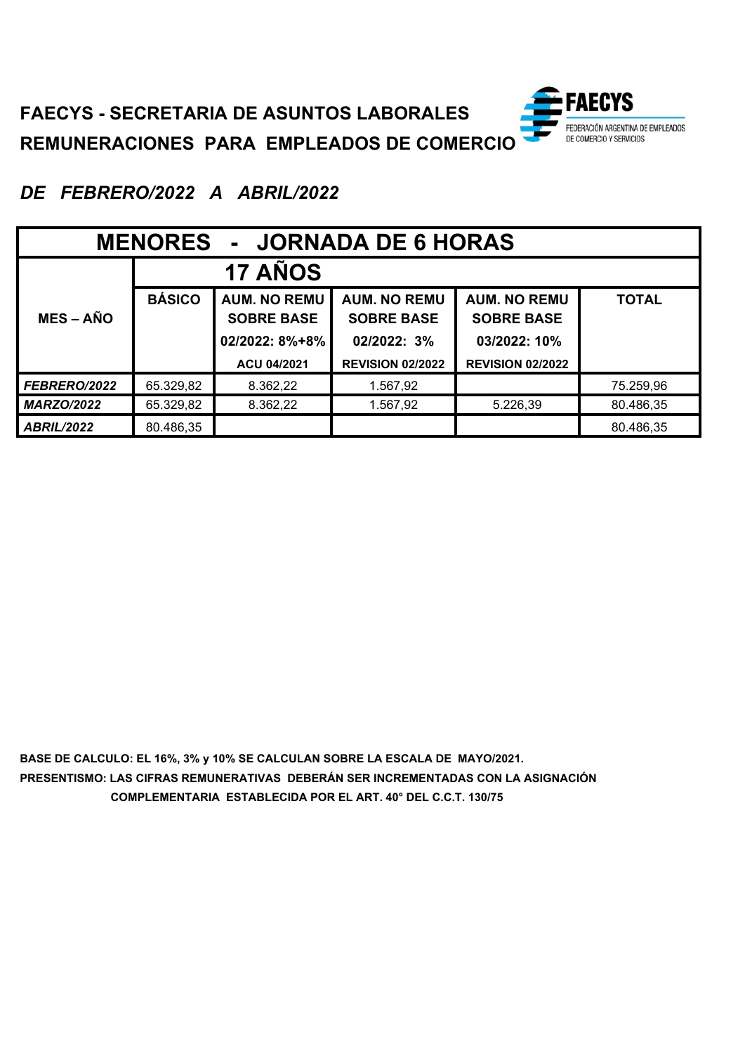# FAECYS - SECRETARIA DE ASUNTOS LABORALES

# REMUNERACIONES PARA EMPLEADOS DE COMERCIO

FAECYS
FEDERACIÓN ARGENTINA DE EMPLEADOS DE COMERCIO Y SERVICIOS

## *DE FEBRERO/2022 A ABRIL/2022*

| MENORES - JORNADA DE 6 HORAS | | | | | |
|---|---|---|---|---|---|
| | 17 AÑOS | | | | |
| **MES – AÑO** | **BÁSICO** | **AUM. NO REMU SOBRE BASE 02/2022: 8%+8% ACU 04/2021** | **AUM. NO REMU SOBRE BASE 02/2022: 3% REVISION 02/2022** | **AUM. NO REMU SOBRE BASE 03/2022: 10% REVISION 02/2022** | **TOTAL** |
| ***FEBRERO/2022*** | 65.329,82 | 8.362,22 | 1.567,92 | | 75.259,96 |
| ***MARZO/2022*** | 65.329,82 | 8.362,22 | 1.567,92 | 5.226,39 | 80.486,35 |
| ***ABRIL/2022*** | 80.486,35 | | | | 80.486,35 |

**BASE DE CALCULO: EL 16%, 3% y 10% SE CALCULAN SOBRE LA ESCALA DE MAYO/2021.**

**PRESENTISMO: LAS CIFRAS REMUNERATIVAS DEBERÁN SER INCREMENTADAS CON LA ASIGNACIÓN COMPLEMENTARIA ESTABLECIDA POR EL ART. 40° DEL C.C.T. 130/75**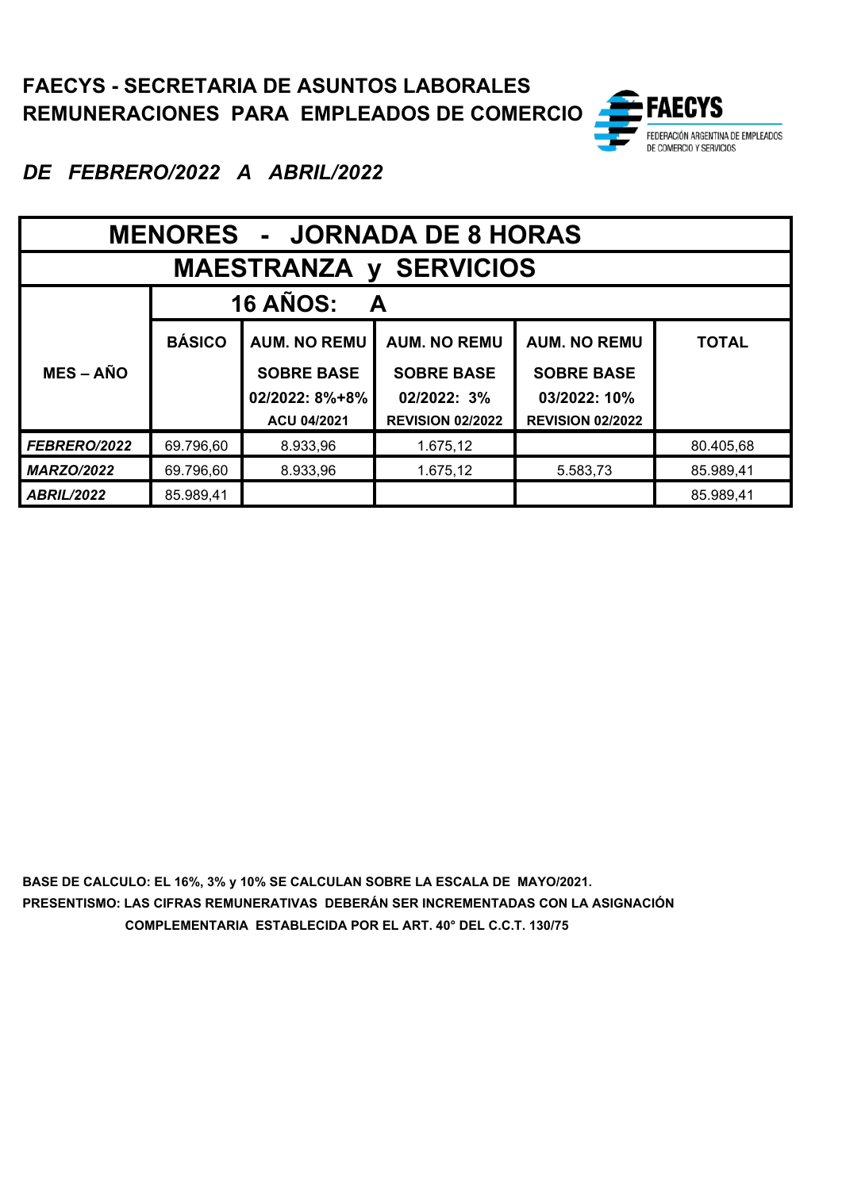**FAECYS - SECRETARIA DE ASUNTOS LABORALES**
**REMUNERACIONES PARA EMPLEADOS DE COMERCIO**

FAECYS
FEDERACIÓN ARGENTINA DE EMPLEADOS DE COMERCIO Y SERVICIOS

***DE FEBRERO/2022 A ABRIL/2022***

| MENORES - JORNADA DE 8 HORAS | | | | | |
|---|---|---|---|---|---|
| **MAESTRANZA y SERVICIOS** | | | | | |
| | **16 AÑOS: A** | | | | |
| **MES – AÑO** | **BÁSICO** | **AUM. NO REMU SOBRE BASE 02/2022: 8%+8% ACU 04/2021** | **AUM. NO REMU SOBRE BASE 02/2022: 3% REVISION 02/2022** | **AUM. NO REMU SOBRE BASE 03/2022: 10% REVISION 02/2022** | **TOTAL** |
| ***FEBRERO/2022*** | 69.796,60 | 8.933,96 | 1.675,12 | | 80.405,68 |
| ***MARZO/2022*** | 69.796,60 | 8.933,96 | 1.675,12 | 5.583,73 | 85.989,41 |
| ***ABRIL/2022*** | 85.989,41 | | | | 85.989,41 |

**BASE DE CALCULO: EL 16%, 3% y 10% SE CALCULAN SOBRE LA ESCALA DE MAYO/2021.**
**PRESENTISMO: LAS CIFRAS REMUNERATIVAS DEBERÁN SER INCREMENTADAS CON LA ASIGNACIÓN COMPLEMENTARIA ESTABLECIDA POR EL ART. 40° DEL C.C.T. 130/75**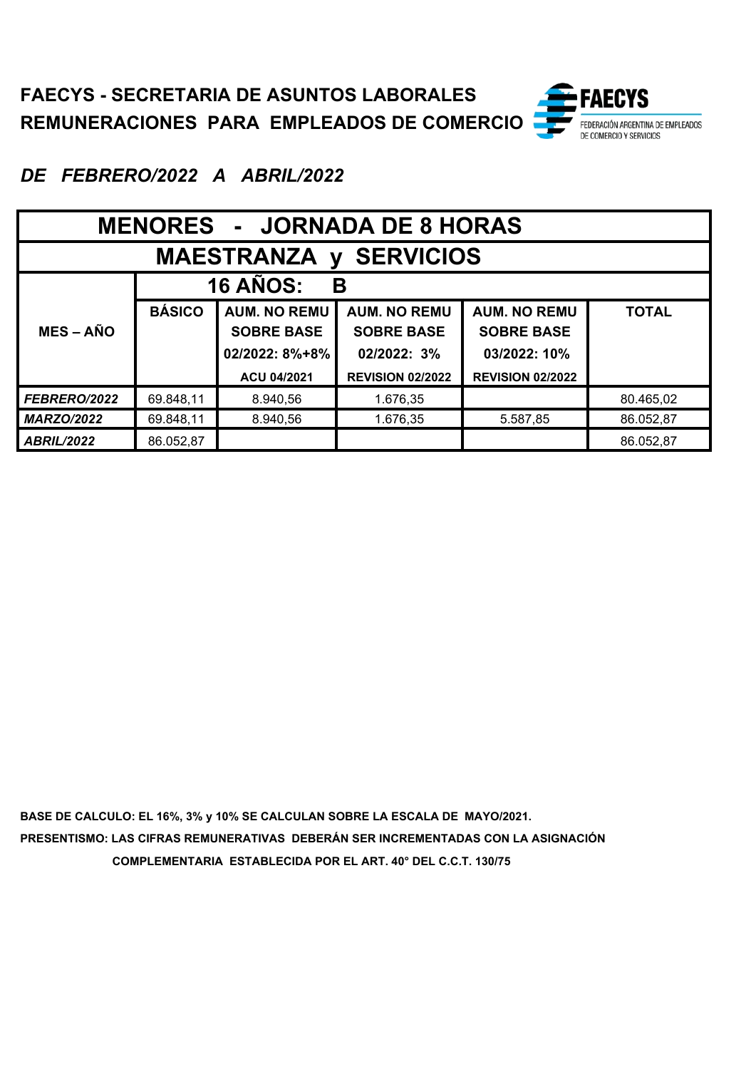# FAECYS - SECRETARIA DE ASUNTOS LABORALES
# REMUNERACIONES PARA EMPLEADOS DE COMERCIO

FAECYS
FEDERACIÓN ARGENTINA DE EMPLEADOS DE COMERCIO Y SERVICIOS

*DE FEBRERO/2022 A ABRIL/2022*

| MENORES - JORNADA DE 8 HORAS | | | | | |
|---|---|---|---|---|---|
| MAESTRANZA y SERVICIOS | | | | | |
| | 16 AÑOS: B | | | | |
| MES – AÑO | BÁSICO | AUM. NO REMU SOBRE BASE 02/2022: 8%+8% ACU 04/2021 | AUM. NO REMU SOBRE BASE 02/2022: 3% REVISION 02/2022 | AUM. NO REMU SOBRE BASE 03/2022: 10% REVISION 02/2022 | TOTAL |
| ***FEBRERO/2022*** | 69.848,11 | 8.940,56 | 1.676,35 | | 80.465,02 |
| ***MARZO/2022*** | 69.848,11 | 8.940,56 | 1.676,35 | 5.587,85 | 86.052,87 |
| ***ABRIL/2022*** | 86.052,87 | | | | 86.052,87 |

**BASE DE CALCULO: EL 16%, 3% y 10% SE CALCULAN SOBRE LA ESCALA DE MAYO/2021.**

**PRESENTISMO: LAS CIFRAS REMUNERATIVAS DEBERÁN SER INCREMENTADAS CON LA ASIGNACIÓN COMPLEMENTARIA ESTABLECIDA POR EL ART. 40° DEL C.C.T. 130/75**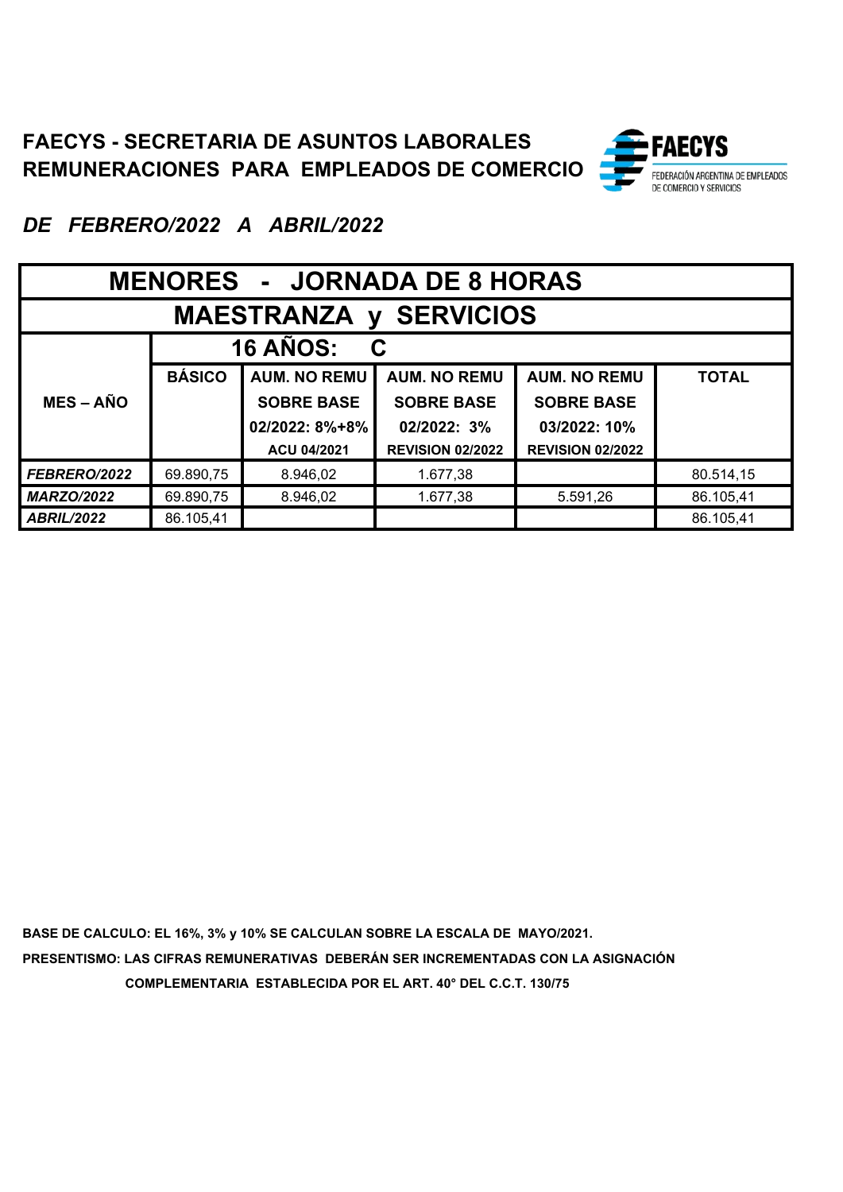**FAECYS - SECRETARIA DE ASUNTOS LABORALES**
**REMUNERACIONES PARA EMPLEADOS DE COMERCIO**

FAECYS
FEDERACIÓN ARGENTINA DE EMPLEADOS DE COMERCIO Y SERVICIOS

***DE FEBRERO/2022 A ABRIL/2022***

| MENORES - JORNADA DE 8 HORAS | | | | | |
|---|---|---|---|---|---|
| **MAESTRANZA y SERVICIOS** | | | | | |
| | **16 AÑOS: C** | | | | |
| **MES – AÑO** | **BÁSICO** | **AUM. NO REMU SOBRE BASE 02/2022: 8%+8% ACU 04/2021** | **AUM. NO REMU SOBRE BASE 02/2022: 3% REVISION 02/2022** | **AUM. NO REMU SOBRE BASE 03/2022: 10% REVISION 02/2022** | **TOTAL** |
| ***FEBRERO/2022*** | 69.890,75 | 8.946,02 | 1.677,38 | | 80.514,15 |
| ***MARZO/2022*** | 69.890,75 | 8.946,02 | 1.677,38 | 5.591,26 | 86.105,41 |
| ***ABRIL/2022*** | 86.105,41 | | | | 86.105,41 |

**BASE DE CALCULO: EL 16%, 3% y 10% SE CALCULAN SOBRE LA ESCALA DE MAYO/2021.**

**PRESENTISMO: LAS CIFRAS REMUNERATIVAS DEBERÁN SER INCREMENTADAS CON LA ASIGNACIÓN COMPLEMENTARIA ESTABLECIDA POR EL ART. 40° DEL C.C.T. 130/75**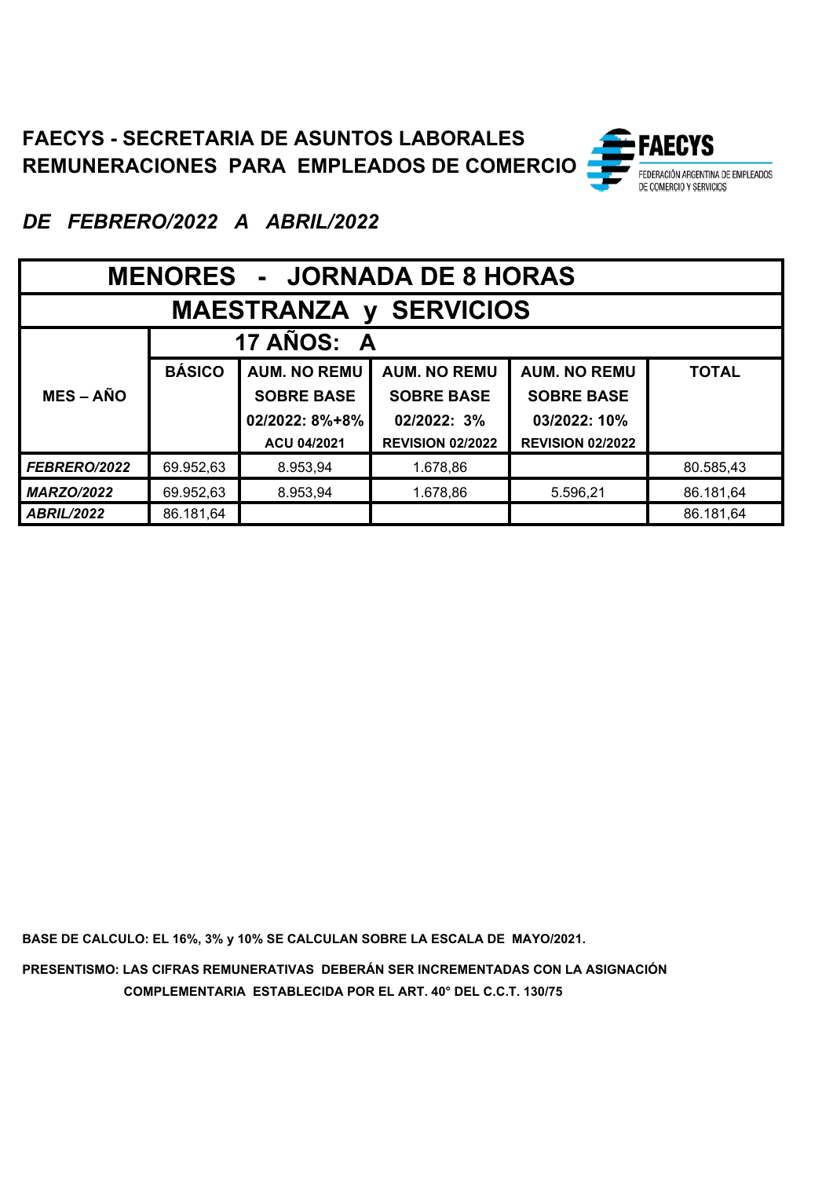**FAECYS - SECRETARIA DE ASUNTOS LABORALES**
**REMUNERACIONES PARA EMPLEADOS DE COMERCIO**

FAECYS
FEDERACIÓN ARGENTINA DE EMPLEADOS DE COMERCIO Y SERVICIOS

***DE FEBRERO/2022 A ABRIL/2022***

| MENORES - JORNADA DE 8 HORAS | | | | | |
|---|---|---|---|---|---|
| **MAESTRANZA y SERVICIOS** | | | | | |
| | **17 AÑOS: A** | | | | |
| **MES – AÑO** | **BÁSICO** | **AUM. NO REMU SOBRE BASE 02/2022: 8%+8% ACU 04/2021** | **AUM. NO REMU SOBRE BASE 02/2022: 3% REVISION 02/2022** | **AUM. NO REMU SOBRE BASE 03/2022: 10% REVISION 02/2022** | **TOTAL** |
| ***FEBRERO/2022*** | 69.952,63 | 8.953,94 | 1.678,86 | | 80.585,43 |
| ***MARZO/2022*** | 69.952,63 | 8.953,94 | 1.678,86 | 5.596,21 | 86.181,64 |
| ***ABRIL/2022*** | 86.181,64 | | | | 86.181,64 |

**BASE DE CALCULO: EL 16%, 3% y 10% SE CALCULAN SOBRE LA ESCALA DE MAYO/2021.**

**PRESENTISMO: LAS CIFRAS REMUNERATIVAS DEBERÁN SER INCREMENTADAS CON LA ASIGNACIÓN COMPLEMENTARIA ESTABLECIDA POR EL ART. 40° DEL C.C.T. 130/75**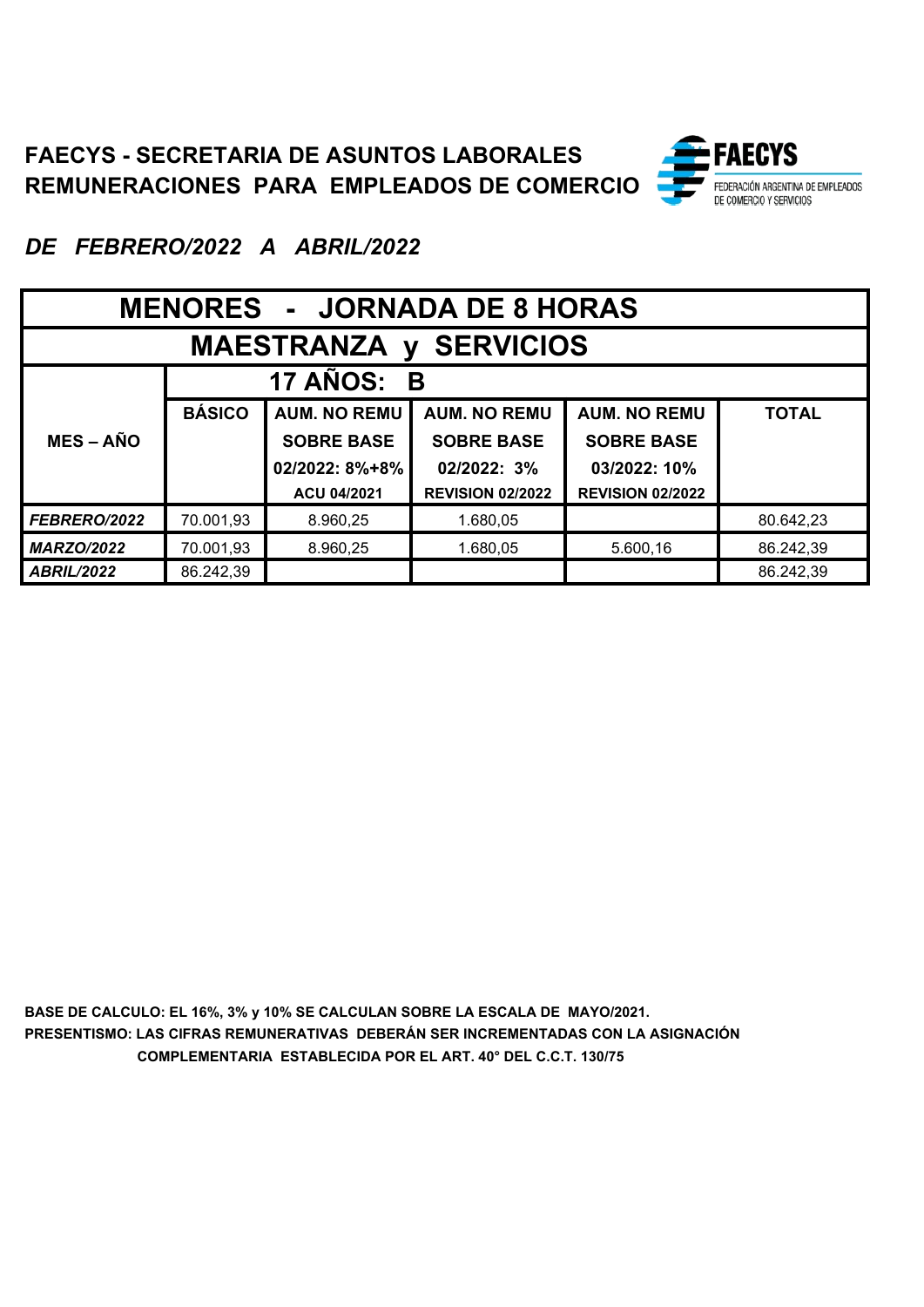**FAECYS - SECRETARIA DE ASUNTOS LABORALES**
**REMUNERACIONES PARA EMPLEADOS DE COMERCIO**

FAECYS
FEDERACIÓN ARGENTINA DE EMPLEADOS DE COMERCIO Y SERVICIOS

***DE FEBRERO/2022 A ABRIL/2022***

| MENORES - JORNADA DE 8 HORAS | | | | | |
|---|---|---|---|---|---|
| **MAESTRANZA y SERVICIOS** | | | | | |
| | **17 AÑOS: B** | | | | |
| **MES – AÑO** | **BÁSICO** | **AUM. NO REMU SOBRE BASE 02/2022: 8%+8% ACU 04/2021** | **AUM. NO REMU SOBRE BASE 02/2022: 3% REVISION 02/2022** | **AUM. NO REMU SOBRE BASE 03/2022: 10% REVISION 02/2022** | **TOTAL** |
| ***FEBRERO/2022*** | 70.001,93 | 8.960,25 | 1.680,05 | | 80.642,23 |
| ***MARZO/2022*** | 70.001,93 | 8.960,25 | 1.680,05 | 5.600,16 | 86.242,39 |
| ***ABRIL/2022*** | 86.242,39 | | | | 86.242,39 |

**BASE DE CALCULO: EL 16%, 3% y 10% SE CALCULAN SOBRE LA ESCALA DE MAYO/2021.**
**PRESENTISMO: LAS CIFRAS REMUNERATIVAS DEBERÁN SER INCREMENTADAS CON LA ASIGNACIÓN COMPLEMENTARIA ESTABLECIDA POR EL ART. 40° DEL C.C.T. 130/75**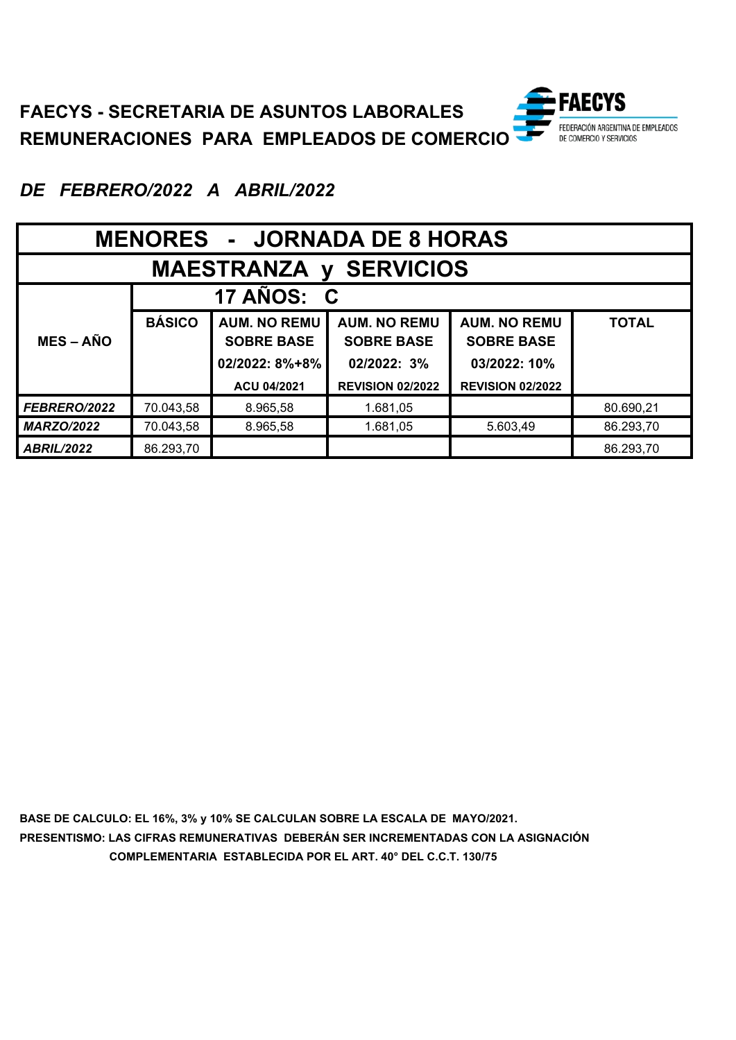# FAECYS - SECRETARIA DE ASUNTOS LABORALES
# REMUNERACIONES PARA EMPLEADOS DE COMERCIO

FAECYS
FEDERACIÓN ARGENTINA DE EMPLEADOS DE COMERCIO Y SERVICIOS

*DE FEBRERO/2022 A ABRIL/2022*

| MENORES - JORNADA DE 8 HORAS | | | | | |
|---|---|---|---|---|---|
| **MAESTRANZA y SERVICIOS** | | | | | |
| | **17 AÑOS: C** | | | | |
| **MES – AÑO** | **BÁSICO** | **AUM. NO REMU SOBRE BASE 02/2022: 8%+8% ACU 04/2021** | **AUM. NO REMU SOBRE BASE 02/2022: 3% REVISION 02/2022** | **AUM. NO REMU SOBRE BASE 03/2022: 10% REVISION 02/2022** | **TOTAL** |
| ***FEBRERO/2022*** | 70.043,58 | 8.965,58 | 1.681,05 | | 80.690,21 |
| ***MARZO/2022*** | 70.043,58 | 8.965,58 | 1.681,05 | 5.603,49 | 86.293,70 |
| ***ABRIL/2022*** | 86.293,70 | | | | 86.293,70 |

**BASE DE CALCULO: EL 16%, 3% y 10% SE CALCULAN SOBRE LA ESCALA DE MAYO/2021.**

**PRESENTISMO: LAS CIFRAS REMUNERATIVAS DEBERÁN SER INCREMENTADAS CON LA ASIGNACIÓN COMPLEMENTARIA ESTABLECIDA POR EL ART. 40° DEL C.C.T. 130/75**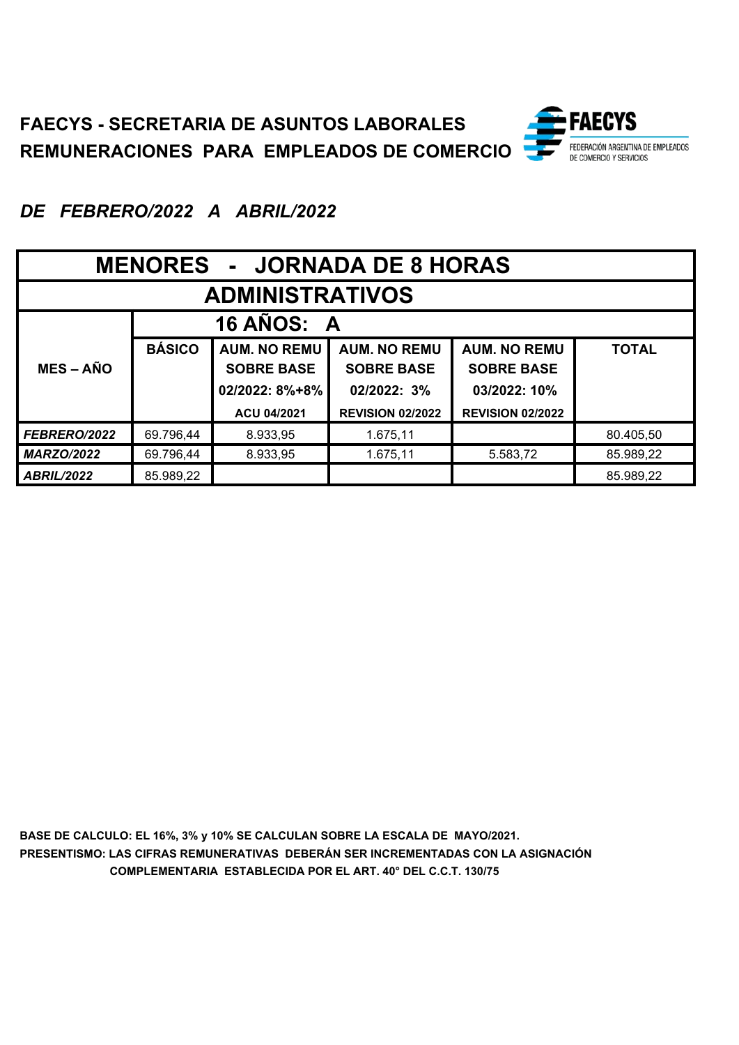# FAECYS - SECRETARIA DE ASUNTOS LABORALES
# REMUNERACIONES PARA EMPLEADOS DE COMERCIO

FAECYS
FEDERACIÓN ARGENTINA DE EMPLEADOS DE COMERCIO Y SERVICIOS

## *DE FEBRERO/2022 A ABRIL/2022*

| MENORES - JORNADA DE 8 HORAS | | | | | |
|---|---|---|---|---|---|
| ADMINISTRATIVOS | | | | | |
| | 16 AÑOS: A | | | | |
| MES – AÑO | BÁSICO | AUM. NO REMU SOBRE BASE 02/2022: 8%+8% ACU 04/2021 | AUM. NO REMU SOBRE BASE 02/2022: 3% REVISION 02/2022 | AUM. NO REMU SOBRE BASE 03/2022: 10% REVISION 02/2022 | TOTAL |
| *FEBRERO/2022* | 69.796,44 | 8.933,95 | 1.675,11 | | 80.405,50 |
| *MARZO/2022* | 69.796,44 | 8.933,95 | 1.675,11 | 5.583,72 | 85.989,22 |
| *ABRIL/2022* | 85.989,22 | | | | 85.989,22 |

**BASE DE CALCULO: EL 16%, 3% y 10% SE CALCULAN SOBRE LA ESCALA DE MAYO/2021.**

**PRESENTISMO: LAS CIFRAS REMUNERATIVAS DEBERÁN SER INCREMENTADAS CON LA ASIGNACIÓN COMPLEMENTARIA ESTABLECIDA POR EL ART. 40° DEL C.C.T. 130/75**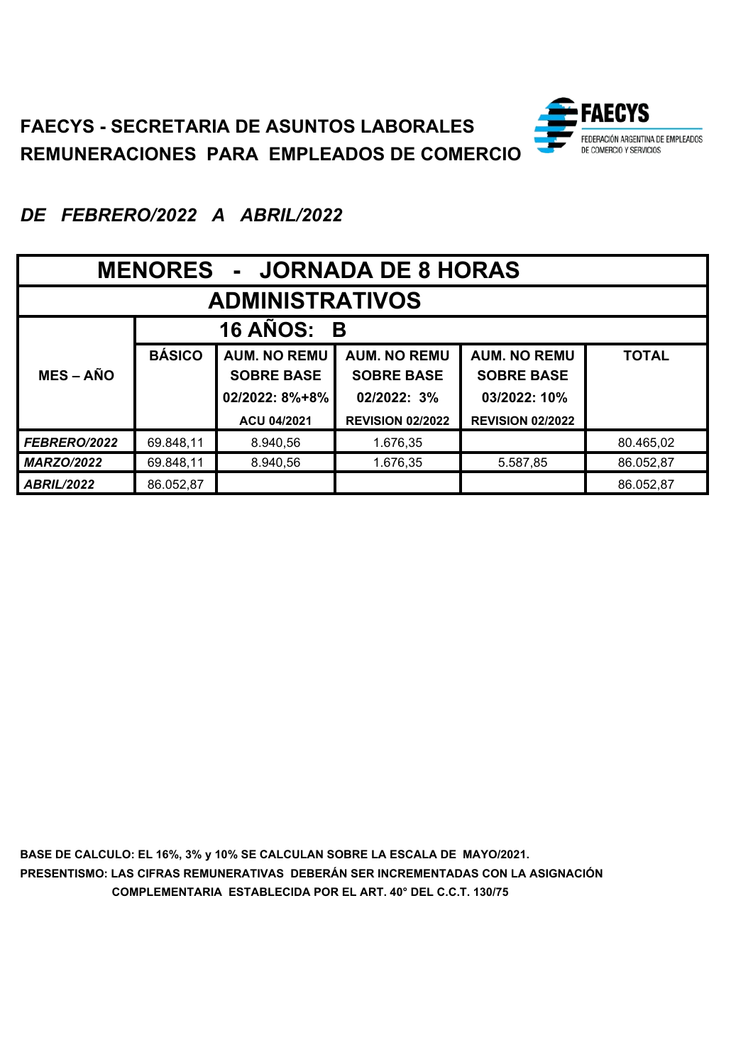**FAECYS - SECRETARIA DE ASUNTOS LABORALES**
**REMUNERACIONES PARA EMPLEADOS DE COMERCIO**

FAECYS
FEDERACIÓN ARGENTINA DE EMPLEADOS DE COMERCIO Y SERVICIOS

***DE FEBRERO/2022 A ABRIL/2022***

| MENORES - JORNADA DE 8 HORAS | | | | | |
|---|---|---|---|---|---|
| ADMINISTRATIVOS | | | | | |
| | 16 AÑOS: B | | | | |
| MES – AÑO | BÁSICO | AUM. NO REMU SOBRE BASE 02/2022: 8%+8% ACU 04/2021 | AUM. NO REMU SOBRE BASE 02/2022: 3% REVISION 02/2022 | AUM. NO REMU SOBRE BASE 03/2022: 10% REVISION 02/2022 | TOTAL |
| *FEBRERO/2022* | 69.848,11 | 8.940,56 | 1.676,35 | | 80.465,02 |
| *MARZO/2022* | 69.848,11 | 8.940,56 | 1.676,35 | 5.587,85 | 86.052,87 |
| *ABRIL/2022* | 86.052,87 | | | | 86.052,87 |

**BASE DE CALCULO: EL 16%, 3% y 10% SE CALCULAN SOBRE LA ESCALA DE MAYO/2021.**
**PRESENTISMO: LAS CIFRAS REMUNERATIVAS DEBERÁN SER INCREMENTADAS CON LA ASIGNACIÓN COMPLEMENTARIA ESTABLECIDA POR EL ART. 40° DEL C.C.T. 130/75**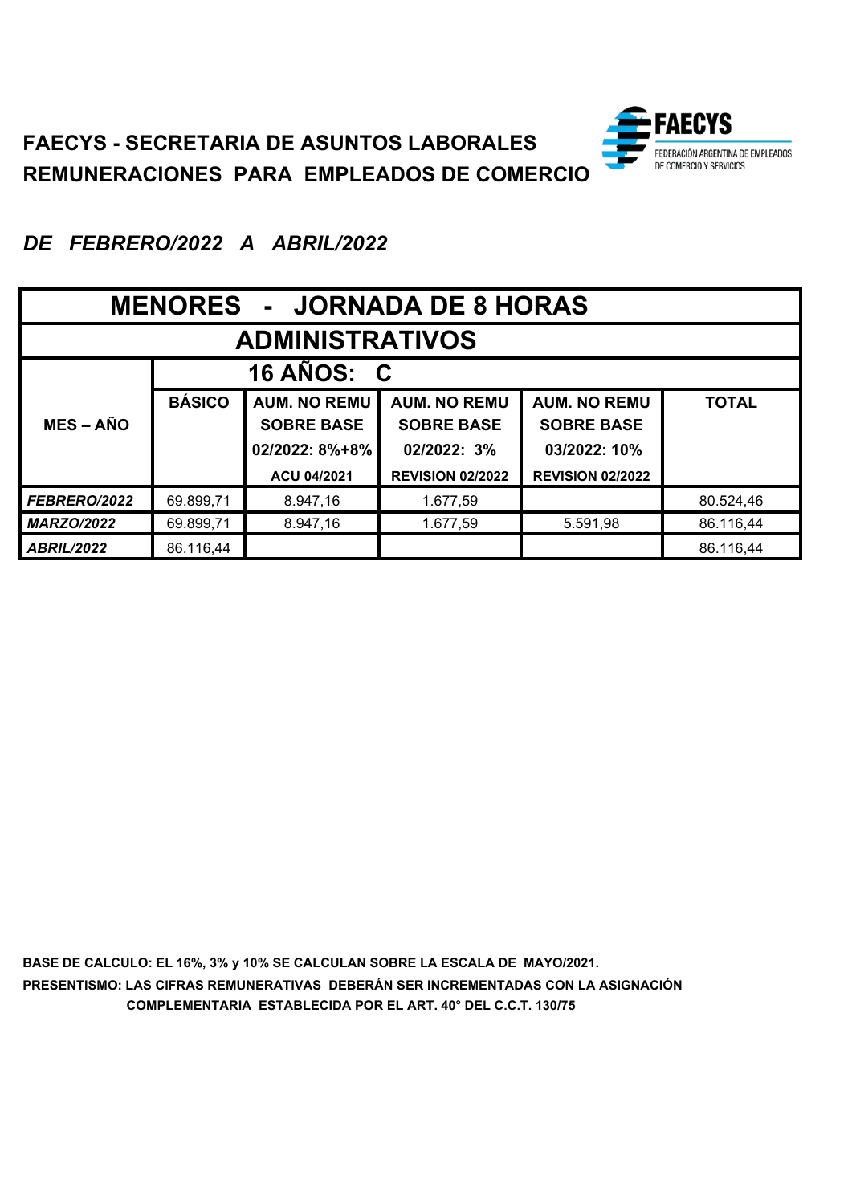**FAECYS - SECRETARIA DE ASUNTOS LABORALES**
**REMUNERACIONES PARA EMPLEADOS DE COMERCIO**

FAECYS
FEDERACIÓN ARGENTINA DE EMPLEADOS DE COMERCIO Y SERVICIOS

***DE FEBRERO/2022 A ABRIL/2022***

| MENORES - JORNADA DE 8 HORAS | | | | | |
|---|---|---|---|---|---|
| ADMINISTRATIVOS | | | | | |
| | 16 AÑOS: C | | | | |
| MES – AÑO | BÁSICO | AUM. NO REMU SOBRE BASE 02/2022: 8%+8% ACU 04/2021 | AUM. NO REMU SOBRE BASE 02/2022: 3% REVISION 02/2022 | AUM. NO REMU SOBRE BASE 03/2022: 10% REVISION 02/2022 | TOTAL |
| ***FEBRERO/2022*** | 69.899,71 | 8.947,16 | 1.677,59 | | 80.524,46 |
| ***MARZO/2022*** | 69.899,71 | 8.947,16 | 1.677,59 | 5.591,98 | 86.116,44 |
| ***ABRIL/2022*** | 86.116,44 | | | | 86.116,44 |

**BASE DE CALCULO: EL 16%, 3% y 10% SE CALCULAN SOBRE LA ESCALA DE MAYO/2021.**
**PRESENTISMO: LAS CIFRAS REMUNERATIVAS DEBERÁN SER INCREMENTADAS CON LA ASIGNACIÓN COMPLEMENTARIA ESTABLECIDA POR EL ART. 40° DEL C.C.T. 130/75**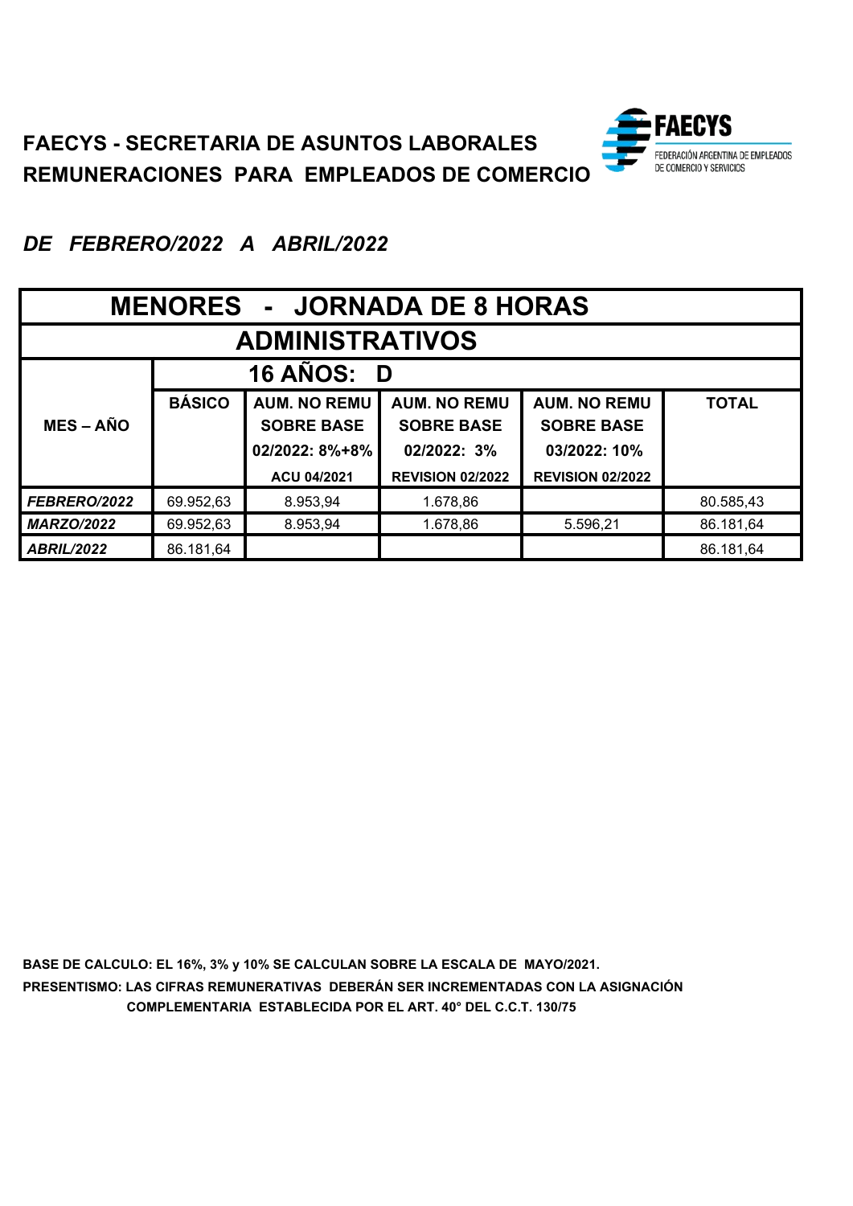**FAECYS - SECRETARIA DE ASUNTOS LABORALES**
**REMUNERACIONES PARA EMPLEADOS DE COMERCIO**

FAECYS
FEDERACIÓN ARGENTINA DE EMPLEADOS DE COMERCIO Y SERVICIOS

***DE FEBRERO/2022 A ABRIL/2022***

| MENORES - JORNADA DE 8 HORAS | | | | | |
|---|---|---|---|---|---|
| **ADMINISTRATIVOS** | | | | | |
| | **16 AÑOS: D** | | | | |
| **MES – AÑO** | **BÁSICO** | **AUM. NO REMU SOBRE BASE 02/2022: 8%+8% ACU 04/2021** | **AUM. NO REMU SOBRE BASE 02/2022: 3% REVISION 02/2022** | **AUM. NO REMU SOBRE BASE 03/2022: 10% REVISION 02/2022** | **TOTAL** |
| ***FEBRERO/2022*** | 69.952,63 | 8.953,94 | 1.678,86 | | 80.585,43 |
| ***MARZO/2022*** | 69.952,63 | 8.953,94 | 1.678,86 | 5.596,21 | 86.181,64 |
| ***ABRIL/2022*** | 86.181,64 | | | | 86.181,64 |

**BASE DE CALCULO: EL 16%, 3% y 10% SE CALCULAN SOBRE LA ESCALA DE MAYO/2021.**
**PRESENTISMO: LAS CIFRAS REMUNERATIVAS DEBERÁN SER INCREMENTADAS CON LA ASIGNACIÓN COMPLEMENTARIA ESTABLECIDA POR EL ART. 40° DEL C.C.T. 130/75**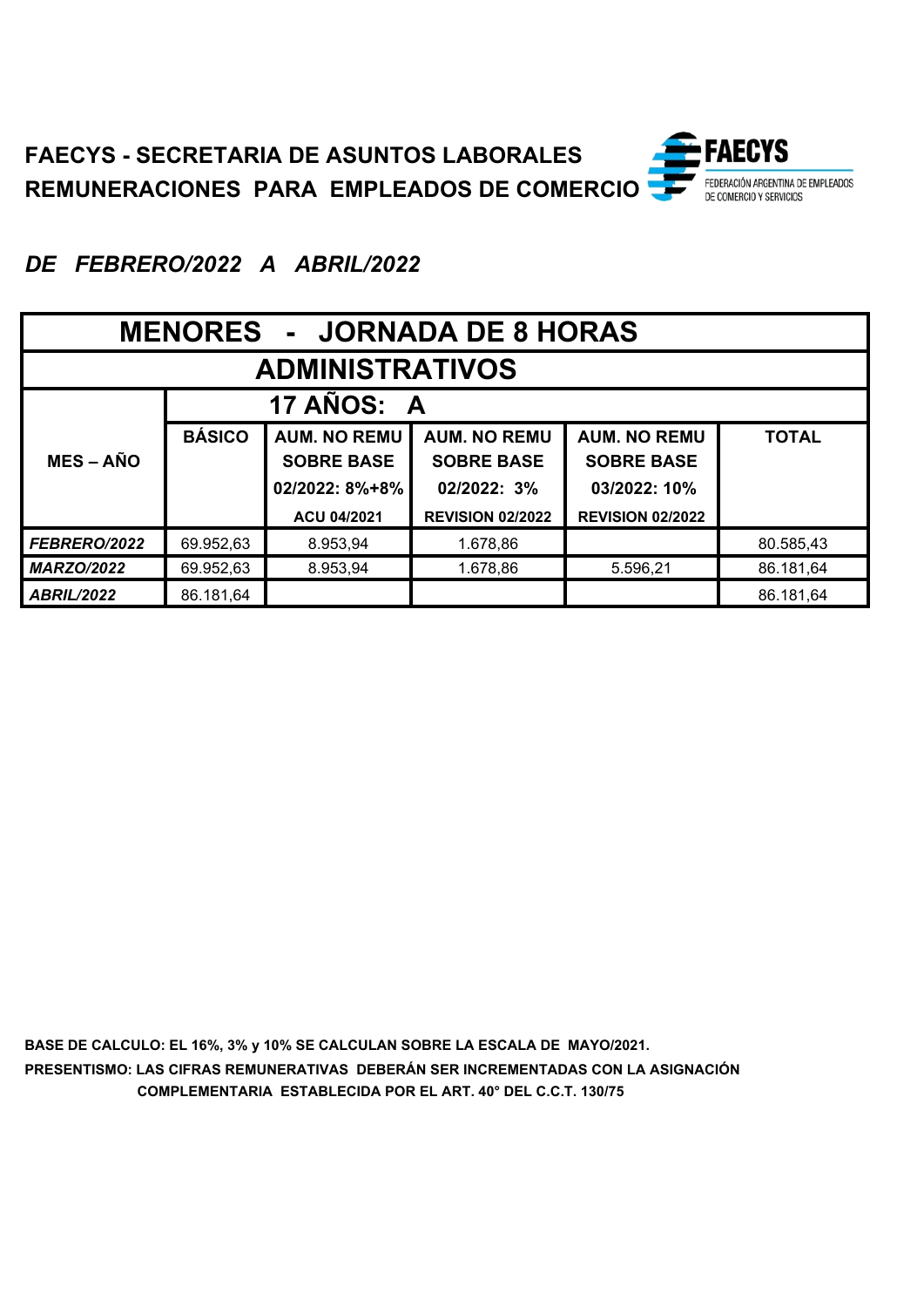**FAECYS - SECRETARIA DE ASUNTOS LABORALES**
**REMUNERACIONES PARA EMPLEADOS DE COMERCIO**

FAECYS
FEDERACIÓN ARGENTINA DE EMPLEADOS DE COMERCIO Y SERVICIOS

***DE FEBRERO/2022 A ABRIL/2022***

| MENORES - JORNADA DE 8 HORAS | | | | | |
|---|---|---|---|---|---|
| ADMINISTRATIVOS | | | | | |
| | 17 AÑOS: A | | | | |
| MES – AÑO | BÁSICO | AUM. NO REMU SOBRE BASE 02/2022: 8%+8% ACU 04/2021 | AUM. NO REMU SOBRE BASE 02/2022: 3% REVISION 02/2022 | AUM. NO REMU SOBRE BASE 03/2022: 10% REVISION 02/2022 | TOTAL |
| *FEBRERO/2022* | 69.952,63 | 8.953,94 | 1.678,86 | | 80.585,43 |
| *MARZO/2022* | 69.952,63 | 8.953,94 | 1.678,86 | 5.596,21 | 86.181,64 |
| *ABRIL/2022* | 86.181,64 | | | | 86.181,64 |

**BASE DE CALCULO: EL 16%, 3% y 10% SE CALCULAN SOBRE LA ESCALA DE MAYO/2021.**
**PRESENTISMO: LAS CIFRAS REMUNERATIVAS DEBERÁN SER INCREMENTADAS CON LA ASIGNACIÓN COMPLEMENTARIA ESTABLECIDA POR EL ART. 40° DEL C.C.T. 130/75**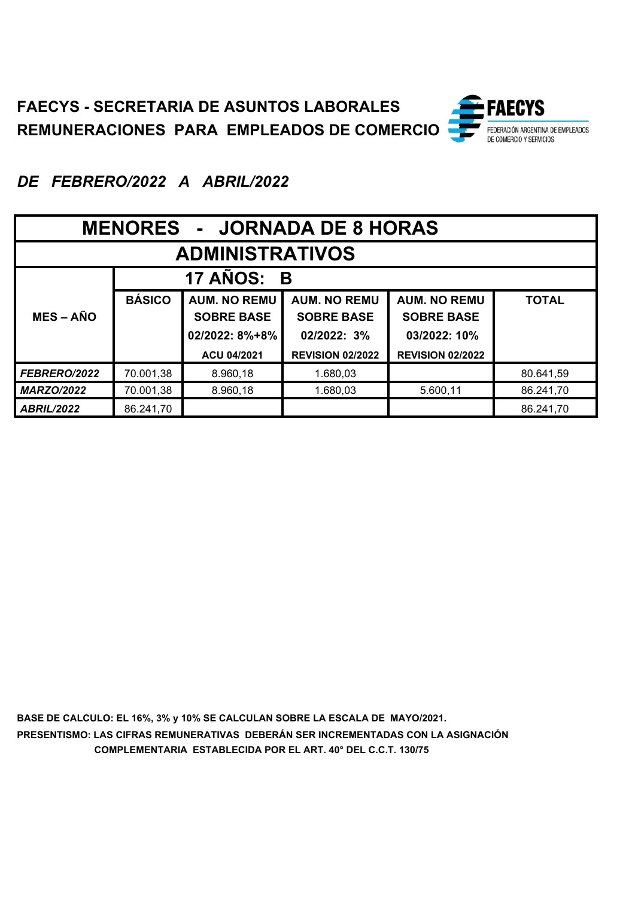**FAECYS - SECRETARIA DE ASUNTOS LABORALES**
**REMUNERACIONES PARA EMPLEADOS DE COMERCIO**

FAECYS
FEDERACIÓN ARGENTINA DE EMPLEADOS DE COMERCIO Y SERVICIOS

***DE FEBRERO/2022 A ABRIL/2022***

| MENORES - JORNADA DE 8 HORAS | | | | | |
|---|---|---|---|---|---|
| **ADMINISTRATIVOS** | | | | | |
| | **17 AÑOS: B** | | | | |
| **MES – AÑO** | **BÁSICO** | **AUM. NO REMU SOBRE BASE 02/2022: 8%+8% ACU 04/2021** | **AUM. NO REMU SOBRE BASE 02/2022: 3% REVISION 02/2022** | **AUM. NO REMU SOBRE BASE 03/2022: 10% REVISION 02/2022** | **TOTAL** |
| ***FEBRERO/2022*** | 70.001,38 | 8.960,18 | 1.680,03 | | 80.641,59 |
| ***MARZO/2022*** | 70.001,38 | 8.960,18 | 1.680,03 | 5.600,11 | 86.241,70 |
| ***ABRIL/2022*** | 86.241,70 | | | | 86.241,70 |

**BASE DE CALCULO: EL 16%, 3% y 10% SE CALCULAN SOBRE LA ESCALA DE MAYO/2021.**
**PRESENTISMO: LAS CIFRAS REMUNERATIVAS DEBERÁN SER INCREMENTADAS CON LA ASIGNACIÓN COMPLEMENTARIA ESTABLECIDA POR EL ART. 40° DEL C.C.T. 130/75**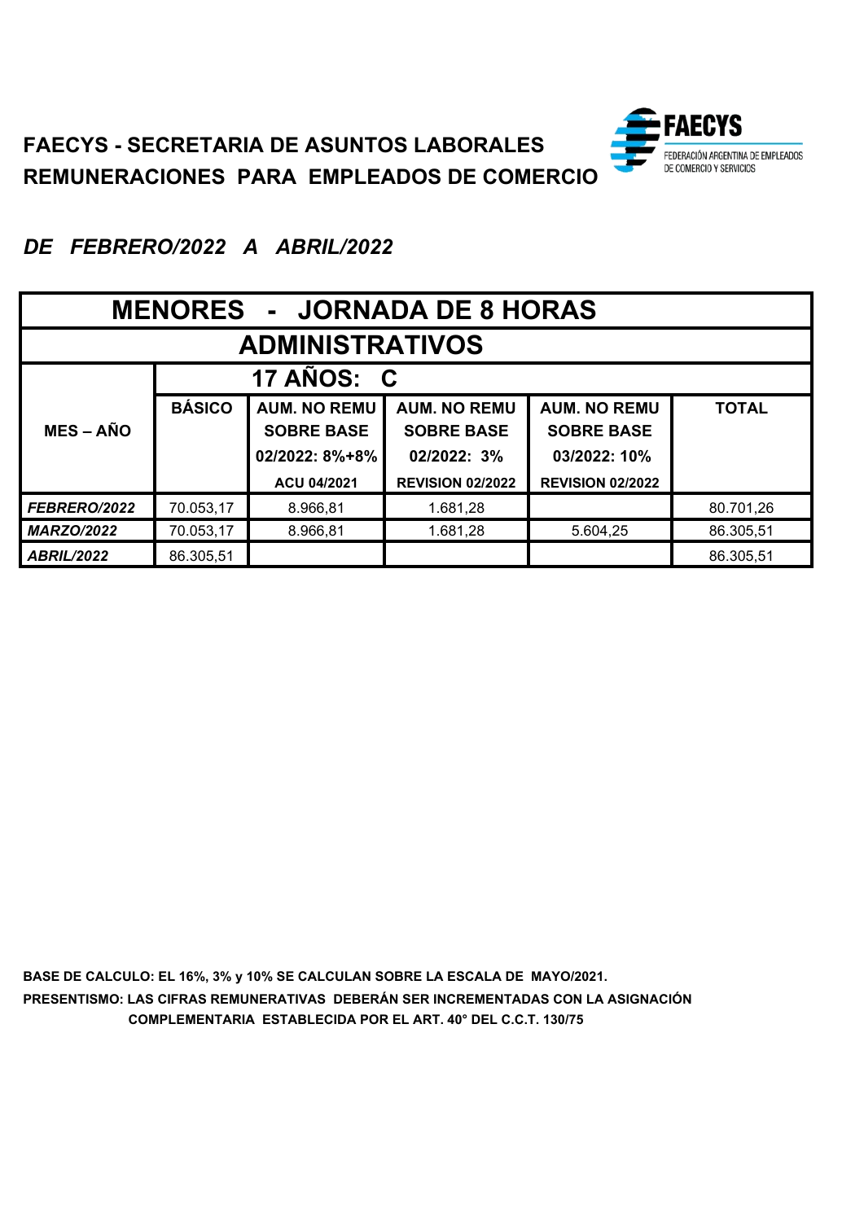**FAECYS - SECRETARIA DE ASUNTOS LABORALES**
**REMUNERACIONES PARA EMPLEADOS DE COMERCIO**

FAECYS
FEDERACIÓN ARGENTINA DE EMPLEADOS DE COMERCIO Y SERVICIOS

***DE FEBRERO/2022 A ABRIL/2022***

| MENORES - JORNADA DE 8 HORAS | | | | | |
|---|---|---|---|---|---|
| ADMINISTRATIVOS | | | | | |
| | 17 AÑOS: C | | | | |
| MES – AÑO | BÁSICO | AUM. NO REMU SOBRE BASE 02/2022: 8%+8% ACU 04/2021 | AUM. NO REMU SOBRE BASE 02/2022: 3% REVISION 02/2022 | AUM. NO REMU SOBRE BASE 03/2022: 10% REVISION 02/2022 | TOTAL |
| ***FEBRERO/2022*** | 70.053,17 | 8.966,81 | 1.681,28 | | 80.701,26 |
| ***MARZO/2022*** | 70.053,17 | 8.966,81 | 1.681,28 | 5.604,25 | 86.305,51 |
| ***ABRIL/2022*** | 86.305,51 | | | | 86.305,51 |

**BASE DE CALCULO: EL 16%, 3% y 10% SE CALCULAN SOBRE LA ESCALA DE MAYO/2021.**
**PRESENTISMO: LAS CIFRAS REMUNERATIVAS DEBERÁN SER INCREMENTADAS CON LA ASIGNACIÓN COMPLEMENTARIA ESTABLECIDA POR EL ART. 40° DEL C.C.T. 130/75**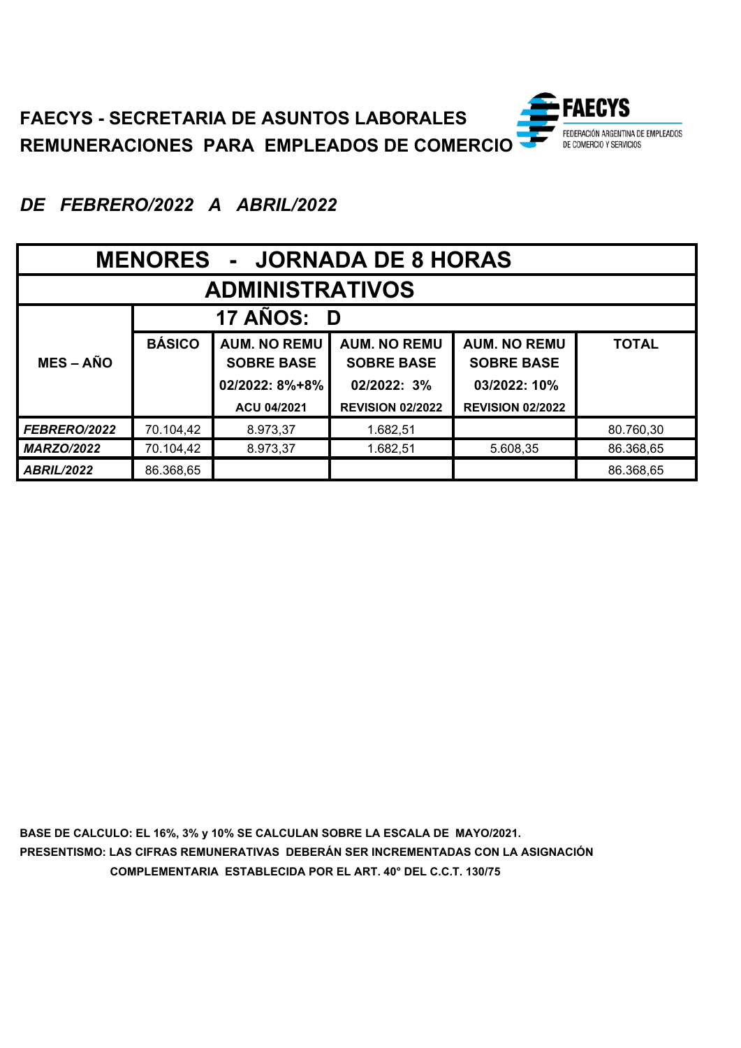**FAECYS - SECRETARIA DE ASUNTOS LABORALES**
**REMUNERACIONES PARA EMPLEADOS DE COMERCIO**

FAECYS
FEDERACIÓN ARGENTINA DE EMPLEADOS DE COMERCIO Y SERVICIOS

***DE FEBRERO/2022 A ABRIL/2022***

| MENORES - JORNADA DE 8 HORAS | | | | | |
|---|---|---|---|---|---|
| ADMINISTRATIVOS | | | | | |
| | 17 AÑOS: D | | | | |
| MES – AÑO | BÁSICO | AUM. NO REMU SOBRE BASE 02/2022: 8%+8% ACU 04/2021 | AUM. NO REMU SOBRE BASE 02/2022: 3% REVISION 02/2022 | AUM. NO REMU SOBRE BASE 03/2022: 10% REVISION 02/2022 | TOTAL |
| ***FEBRERO/2022*** | 70.104,42 | 8.973,37 | 1.682,51 | | 80.760,30 |
| ***MARZO/2022*** | 70.104,42 | 8.973,37 | 1.682,51 | 5.608,35 | 86.368,65 |
| ***ABRIL/2022*** | 86.368,65 | | | | 86.368,65 |

**BASE DE CALCULO: EL 16%, 3% y 10% SE CALCULAN SOBRE LA ESCALA DE MAYO/2021.**
**PRESENTISMO: LAS CIFRAS REMUNERATIVAS DEBERÁN SER INCREMENTADAS CON LA ASIGNACIÓN COMPLEMENTARIA ESTABLECIDA POR EL ART. 40° DEL C.C.T. 130/75**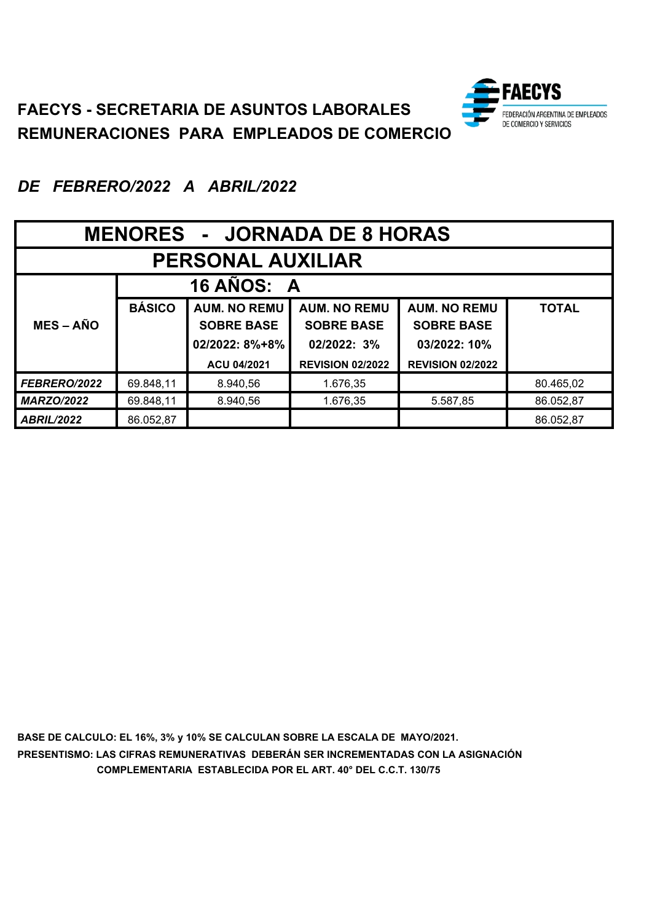# FAECYS - SECRETARIA DE ASUNTOS LABORALES
# REMUNERACIONES PARA EMPLEADOS DE COMERCIO

FAECYS
FEDERACIÓN ARGENTINA DE EMPLEADOS DE COMERCIO Y SERVICIOS

## *DE FEBRERO/2022 A ABRIL/2022*

| MENORES - JORNADA DE 8 HORAS | | | | | |
|---|---|---|---|---|---|
| PERSONAL AUXILIAR | | | | | |
| | 16 AÑOS: A | | | | |
| MES – AÑO | BÁSICO | AUM. NO REMU SOBRE BASE 02/2022: 8%+8% ACU 04/2021 | AUM. NO REMU SOBRE BASE 02/2022: 3% REVISION 02/2022 | AUM. NO REMU SOBRE BASE 03/2022: 10% REVISION 02/2022 | TOTAL |
| *FEBRERO/2022* | 69.848,11 | 8.940,56 | 1.676,35 | | 80.465,02 |
| *MARZO/2022* | 69.848,11 | 8.940,56 | 1.676,35 | 5.587,85 | 86.052,87 |
| *ABRIL/2022* | 86.052,87 | | | | 86.052,87 |

**BASE DE CALCULO: EL 16%, 3% y 10% SE CALCULAN SOBRE LA ESCALA DE MAYO/2021.**
**PRESENTISMO: LAS CIFRAS REMUNERATIVAS DEBERÁN SER INCREMENTADAS CON LA ASIGNACIÓN COMPLEMENTARIA ESTABLECIDA POR EL ART. 40° DEL C.C.T. 130/75**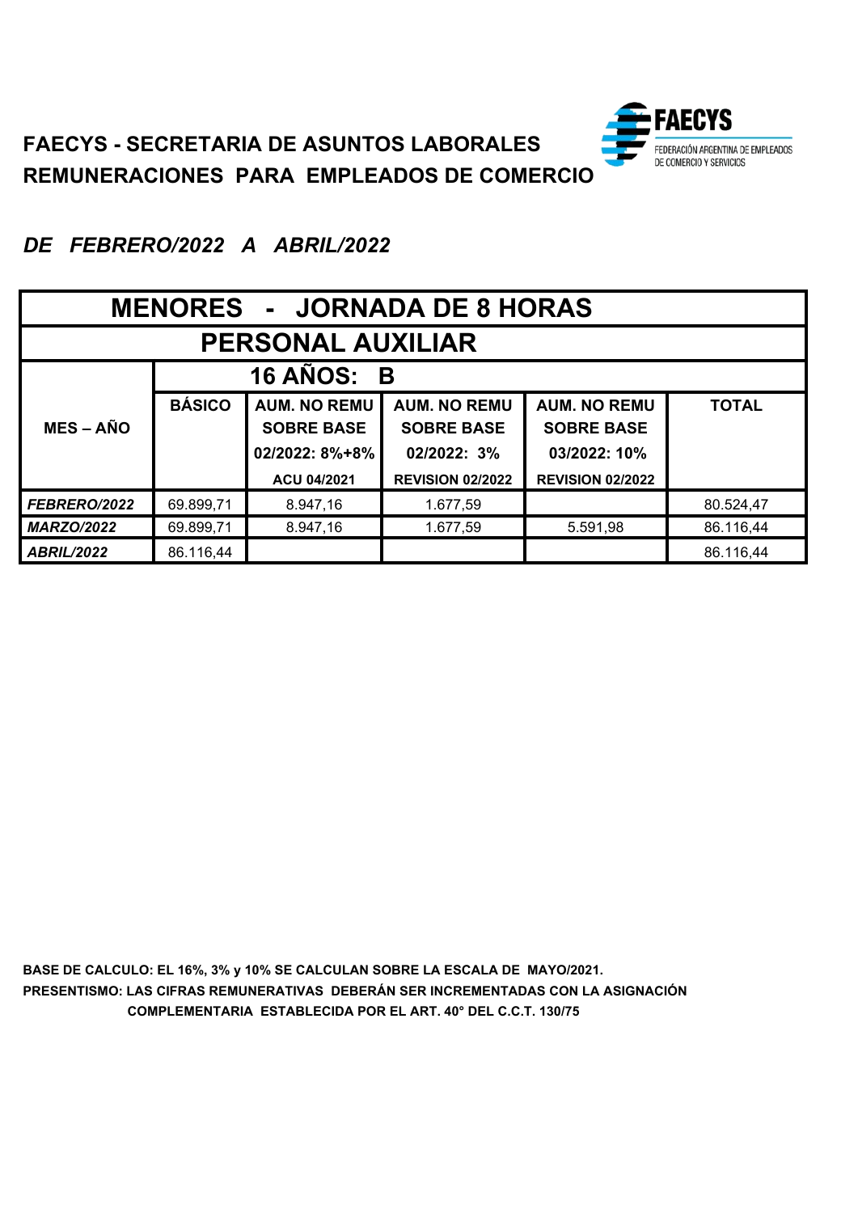**FAECYS - SECRETARIA DE ASUNTOS LABORALES**
**REMUNERACIONES PARA EMPLEADOS DE COMERCIO**

FAECYS
FEDERACIÓN ARGENTINA DE EMPLEADOS DE COMERCIO Y SERVICIOS

***DE FEBRERO/2022 A ABRIL/2022***

| MENORES - JORNADA DE 8 HORAS | | | | | |
|---|---|---|---|---|---|
| **PERSONAL AUXILIAR** | | | | | |
| | **16 AÑOS: B** | | | | |
| **MES – AÑO** | **BÁSICO** | **AUM. NO REMU SOBRE BASE 02/2022: 8%+8% ACU 04/2021** | **AUM. NO REMU SOBRE BASE 02/2022: 3% REVISION 02/2022** | **AUM. NO REMU SOBRE BASE 03/2022: 10% REVISION 02/2022** | **TOTAL** |
| ***FEBRERO/2022*** | 69.899,71 | 8.947,16 | 1.677,59 | | 80.524,47 |
| ***MARZO/2022*** | 69.899,71 | 8.947,16 | 1.677,59 | 5.591,98 | 86.116,44 |
| ***ABRIL/2022*** | 86.116,44 | | | | 86.116,44 |

**BASE DE CALCULO: EL 16%, 3% y 10% SE CALCULAN SOBRE LA ESCALA DE MAYO/2021.**
**PRESENTISMO: LAS CIFRAS REMUNERATIVAS DEBERÁN SER INCREMENTADAS CON LA ASIGNACIÓN COMPLEMENTARIA ESTABLECIDA POR EL ART. 40° DEL C.C.T. 130/75**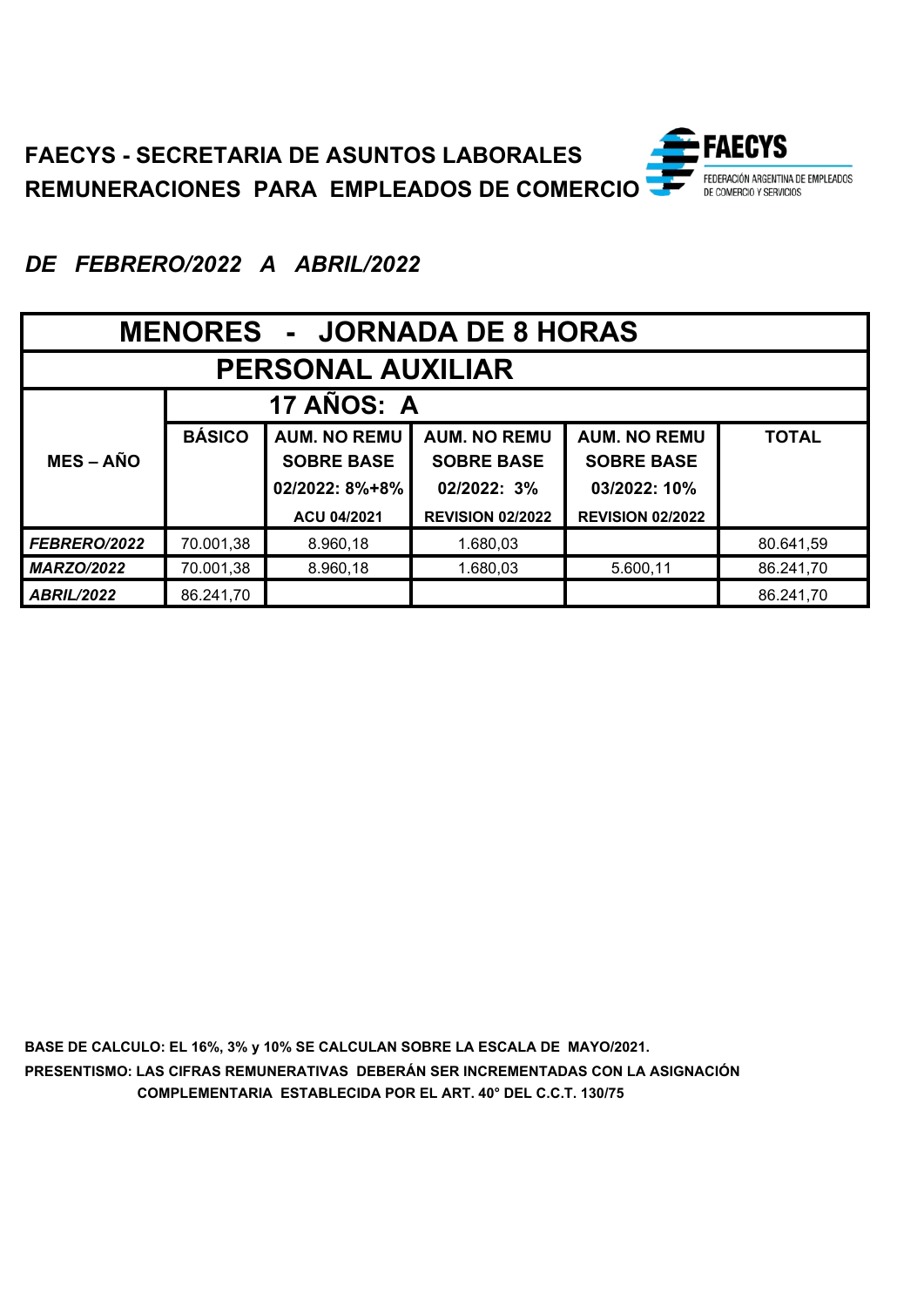**FAECYS - SECRETARIA DE ASUNTOS LABORALES**
**REMUNERACIONES PARA EMPLEADOS DE COMERCIO**

FAECYS
FEDERACIÓN ARGENTINA DE EMPLEADOS DE COMERCIO Y SERVICIOS

***DE FEBRERO/2022 A ABRIL/2022***

| MENORES - JORNADA DE 8 HORAS | | | | | |
|---|---|---|---|---|---|
| PERSONAL AUXILIAR | | | | | |
| | 17 AÑOS: A | | | | |
| MES – AÑO | BÁSICO | AUM. NO REMU SOBRE BASE 02/2022: 8%+8% ACU 04/2021 | AUM. NO REMU SOBRE BASE 02/2022: 3% REVISION 02/2022 | AUM. NO REMU SOBRE BASE 03/2022: 10% REVISION 02/2022 | TOTAL |
| *FEBRERO/2022* | 70.001,38 | 8.960,18 | 1.680,03 | | 80.641,59 |
| *MARZO/2022* | 70.001,38 | 8.960,18 | 1.680,03 | 5.600,11 | 86.241,70 |
| *ABRIL/2022* | 86.241,70 | | | | 86.241,70 |

**BASE DE CALCULO: EL 16%, 3% y 10% SE CALCULAN SOBRE LA ESCALA DE MAYO/2021.**
**PRESENTISMO: LAS CIFRAS REMUNERATIVAS DEBERÁN SER INCREMENTADAS CON LA ASIGNACIÓN COMPLEMENTARIA ESTABLECIDA POR EL ART. 40° DEL C.C.T. 130/75**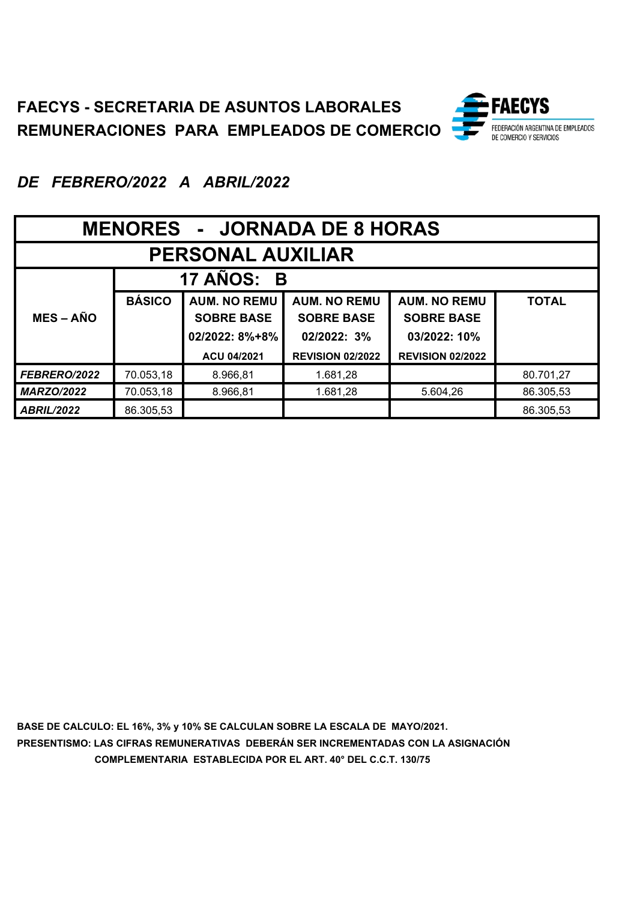# FAECYS - SECRETARIA DE ASUNTOS LABORALES
# REMUNERACIONES PARA EMPLEADOS DE COMERCIO

FAECYS
FEDERACIÓN ARGENTINA DE EMPLEADOS DE COMERCIO Y SERVICIOS

## *DE FEBRERO/2022 A ABRIL/2022*

| MENORES - JORNADA DE 8 HORAS | | | | | |
|---|---|---|---|---|---|
| PERSONAL AUXILIAR | | | | | |
| | 17 AÑOS: B | | | | |
| MES – AÑO | BÁSICO | AUM. NO REMU SOBRE BASE 02/2022: 8%+8% ACU 04/2021 | AUM. NO REMU SOBRE BASE 02/2022: 3% REVISION 02/2022 | AUM. NO REMU SOBRE BASE 03/2022: 10% REVISION 02/2022 | TOTAL |
| *FEBRERO/2022* | 70.053,18 | 8.966,81 | 1.681,28 | | 80.701,27 |
| *MARZO/2022* | 70.053,18 | 8.966,81 | 1.681,28 | 5.604,26 | 86.305,53 |
| *ABRIL/2022* | 86.305,53 | | | | 86.305,53 |

**BASE DE CALCULO: EL 16%, 3% y 10% SE CALCULAN SOBRE LA ESCALA DE MAYO/2021.**
**PRESENTISMO: LAS CIFRAS REMUNERATIVAS DEBERÁN SER INCREMENTADAS CON LA ASIGNACIÓN COMPLEMENTARIA ESTABLECIDA POR EL ART. 40° DEL C.C.T. 130/75**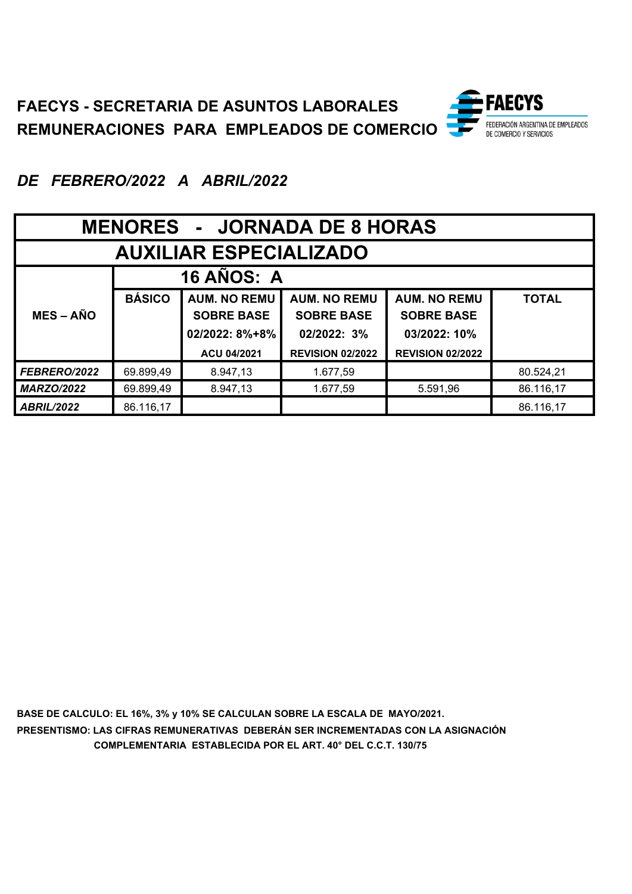**FAECYS - SECRETARIA DE ASUNTOS LABORALES**
**REMUNERACIONES PARA EMPLEADOS DE COMERCIO**

FAECYS
FEDERACIÓN ARGENTINA DE EMPLEADOS DE COMERCIO Y SERVICIOS

***DE FEBRERO/2022 A ABRIL/2022***

| MENORES - JORNADA DE 8 HORAS | | | | | |
|---|---|---|---|---|---|
| **AUXILIAR ESPECIALIZADO** | | | | | |
| | **16 AÑOS: A** | | | | |
| **MES – AÑO** | **BÁSICO** | **AUM. NO REMU SOBRE BASE 02/2022: 8%+8% ACU 04/2021** | **AUM. NO REMU SOBRE BASE 02/2022: 3% REVISION 02/2022** | **AUM. NO REMU SOBRE BASE 03/2022: 10% REVISION 02/2022** | **TOTAL** |
| ***FEBRERO/2022*** | 69.899,49 | 8.947,13 | 1.677,59 | | 80.524,21 |
| ***MARZO/2022*** | 69.899,49 | 8.947,13 | 1.677,59 | 5.591,96 | 86.116,17 |
| ***ABRIL/2022*** | 86.116,17 | | | | 86.116,17 |

**BASE DE CALCULO: EL 16%, 3% y 10% SE CALCULAN SOBRE LA ESCALA DE MAYO/2021.**
**PRESENTISMO: LAS CIFRAS REMUNERATIVAS DEBERÁN SER INCREMENTADAS CON LA ASIGNACIÓN COMPLEMENTARIA ESTABLECIDA POR EL ART. 40° DEL C.C.T. 130/75**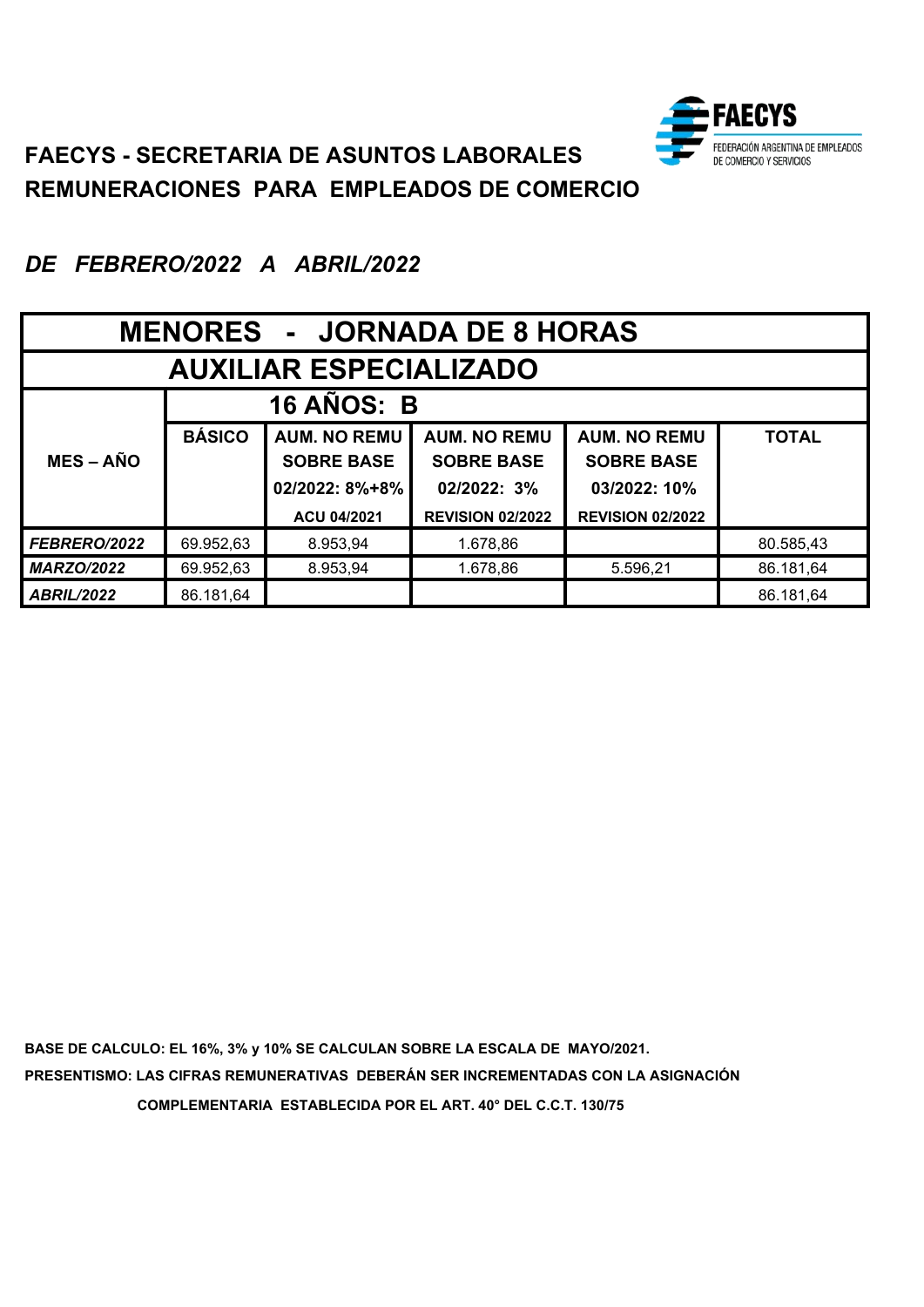# FAECYS - SECRETARIA DE ASUNTOS LABORALES
# REMUNERACIONES PARA EMPLEADOS DE COMERCIO

FAECYS
FEDERACIÓN ARGENTINA DE EMPLEADOS DE COMERCIO Y SERVICIOS

## *DE FEBRERO/2022 A ABRIL/2022*

| MENORES - JORNADA DE 8 HORAS | | | | | |
|---|---|---|---|---|---|
| AUXILIAR ESPECIALIZADO | | | | | |
| | 16 AÑOS: B | | | | |
| MES – AÑO | BÁSICO | AUM. NO REMU SOBRE BASE 02/2022: 8%+8% ACU 04/2021 | AUM. NO REMU SOBRE BASE 02/2022: 3% REVISION 02/2022 | AUM. NO REMU SOBRE BASE 03/2022: 10% REVISION 02/2022 | TOTAL |
| ***FEBRERO/2022*** | 69.952,63 | 8.953,94 | 1.678,86 | | 80.585,43 |
| ***MARZO/2022*** | 69.952,63 | 8.953,94 | 1.678,86 | 5.596,21 | 86.181,64 |
| ***ABRIL/2022*** | 86.181,64 | | | | 86.181,64 |

**BASE DE CALCULO: EL 16%, 3% y 10% SE CALCULAN SOBRE LA ESCALA DE MAYO/2021.**

**PRESENTISMO: LAS CIFRAS REMUNERATIVAS DEBERÁN SER INCREMENTADAS CON LA ASIGNACIÓN COMPLEMENTARIA ESTABLECIDA POR EL ART. 40° DEL C.C.T. 130/75**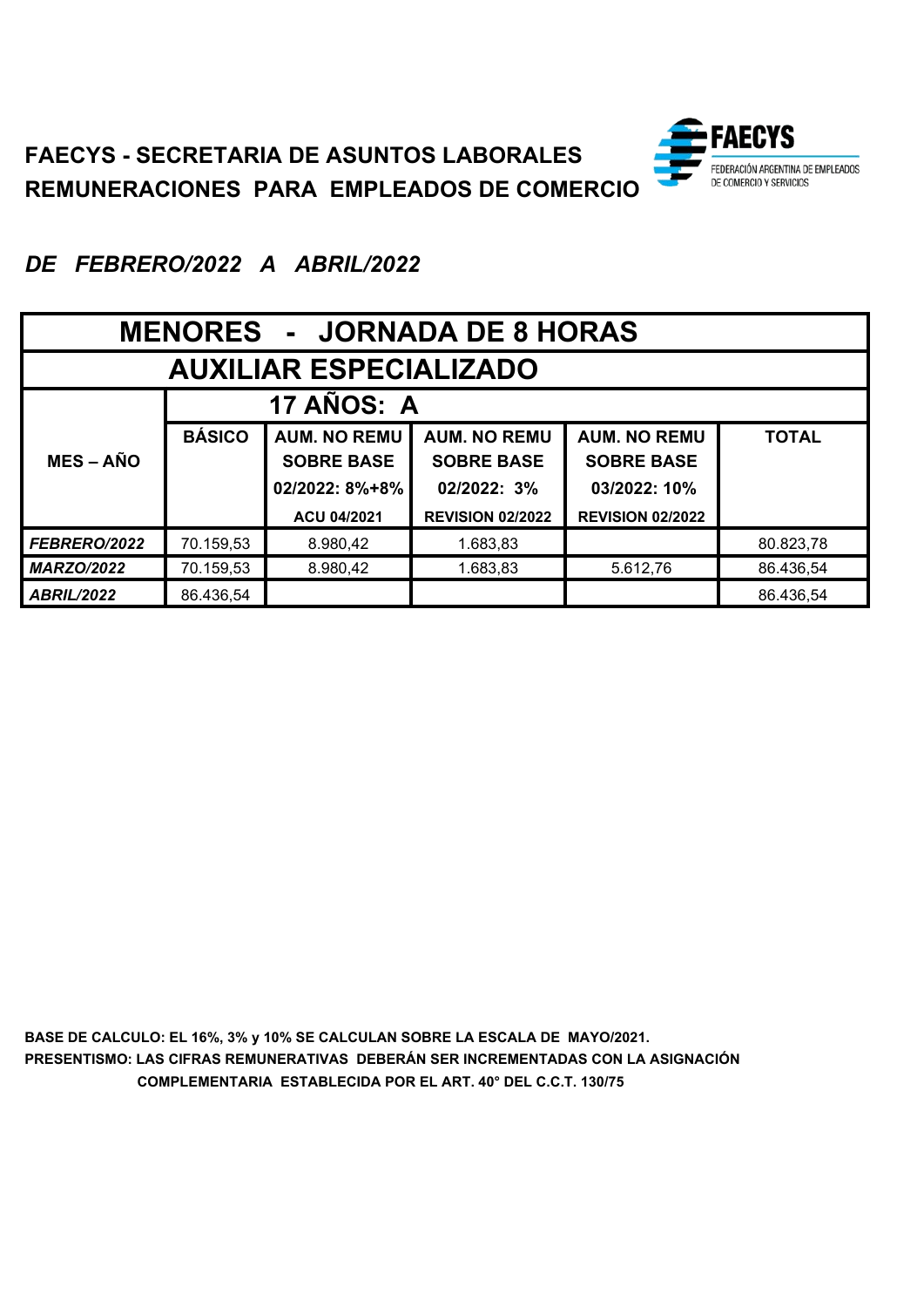**FAECYS - SECRETARIA DE ASUNTOS LABORALES**
**REMUNERACIONES PARA EMPLEADOS DE COMERCIO**

FEDERACIÓN ARGENTINA DE EMPLEADOS DE COMERCIO Y SERVICIOS

*DE FEBRERO/2022 A ABRIL/2022*

| MENORES - JORNADA DE 8 HORAS | | | | | |
|---|---|---|---|---|---|
| AUXILIAR ESPECIALIZADO | | | | | |
| | 17 AÑOS: A | | | | |
| MES – AÑO | BÁSICO | AUM. NO REMU SOBRE BASE 02/2022: 8%+8% ACU 04/2021 | AUM. NO REMU SOBRE BASE 02/2022: 3% REVISION 02/2022 | AUM. NO REMU SOBRE BASE 03/2022: 10% REVISION 02/2022 | TOTAL |
| ***FEBRERO/2022*** | 70.159,53 | 8.980,42 | 1.683,83 | | 80.823,78 |
| ***MARZO/2022*** | 70.159,53 | 8.980,42 | 1.683,83 | 5.612,76 | 86.436,54 |
| ***ABRIL/2022*** | 86.436,54 | | | | 86.436,54 |

**BASE DE CALCULO: EL 16%, 3% y 10% SE CALCULAN SOBRE LA ESCALA DE MAYO/2021.**
**PRESENTISMO: LAS CIFRAS REMUNERATIVAS DEBERÁN SER INCREMENTADAS CON LA ASIGNACIÓN COMPLEMENTARIA ESTABLECIDA POR EL ART. 40° DEL C.C.T. 130/75**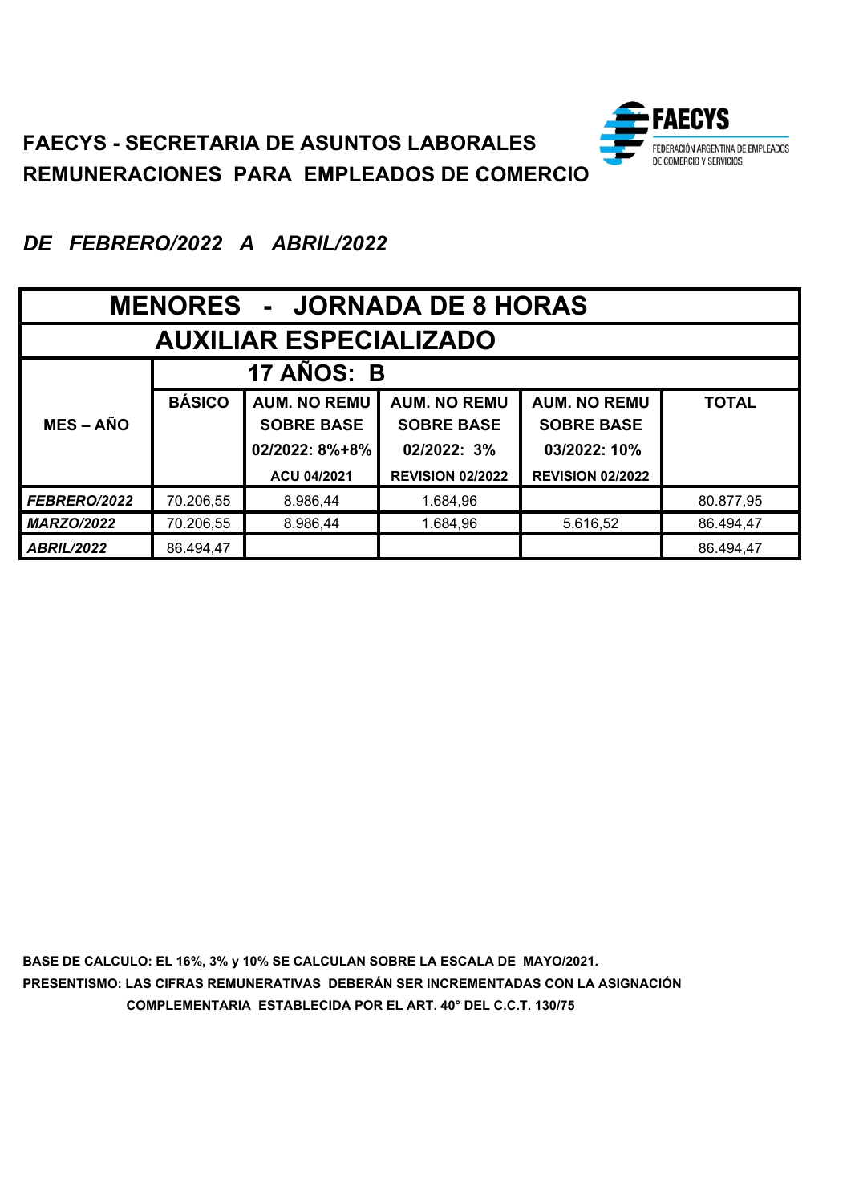**FAECYS - SECRETARIA DE ASUNTOS LABORALES**
**REMUNERACIONES PARA EMPLEADOS DE COMERCIO**

FAECYS
FEDERACIÓN ARGENTINA DE EMPLEADOS DE COMERCIO Y SERVICIOS

*DE FEBRERO/2022 A ABRIL/2022*

| MENORES - JORNADA DE 8 HORAS | | | | | |
|---|---|---|---|---|---|
| AUXILIAR ESPECIALIZADO | | | | | |
| | 17 AÑOS: B | | | | |
| MES – AÑO | BÁSICO | AUM. NO REMU SOBRE BASE 02/2022: 8%+8% ACU 04/2021 | AUM. NO REMU SOBRE BASE 02/2022: 3% REVISION 02/2022 | AUM. NO REMU SOBRE BASE 03/2022: 10% REVISION 02/2022 | TOTAL |
| *FEBRERO/2022* | 70.206,55 | 8.986,44 | 1.684,96 | | 80.877,95 |
| *MARZO/2022* | 70.206,55 | 8.986,44 | 1.684,96 | 5.616,52 | 86.494,47 |
| *ABRIL/2022* | 86.494,47 | | | | 86.494,47 |

**BASE DE CALCULO: EL 16%, 3% y 10% SE CALCULAN SOBRE LA ESCALA DE MAYO/2021.**
**PRESENTISMO: LAS CIFRAS REMUNERATIVAS DEBERÁN SER INCREMENTADAS CON LA ASIGNACIÓN COMPLEMENTARIA ESTABLECIDA POR EL ART. 40° DEL C.C.T. 130/75**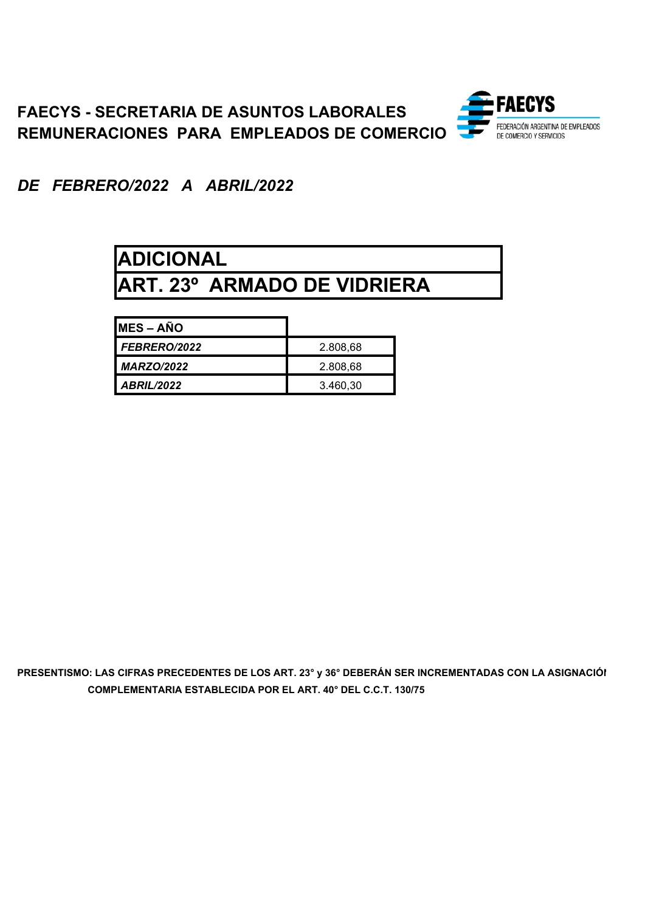**FAECYS - SECRETARIA DE ASUNTOS LABORALES**
**REMUNERACIONES PARA EMPLEADOS DE COMERCIO**

FAECYS
FEDERACIÓN ARGENTINA DE EMPLEADOS DE COMERCIO Y SERVICIOS

***DE FEBRERO/2022 A ABRIL/2022***

## ADICIONAL
## ART. 23º ARMADO DE VIDRIERA

| MES – AÑO | |
|---|---|
| *FEBRERO/2022* | 2.808,68 |
| *MARZO/2022* | 2.808,68 |
| *ABRIL/2022* | 3.460,30 |

**PRESENTISMO: LAS CIFRAS PRECEDENTES DE LOS ART. 23° y 36° DEBERÁN SER INCREMENTADAS CON LA ASIGNACIÓN COMPLEMENTARIA ESTABLECIDA POR EL ART. 40° DEL C.C.T. 130/75**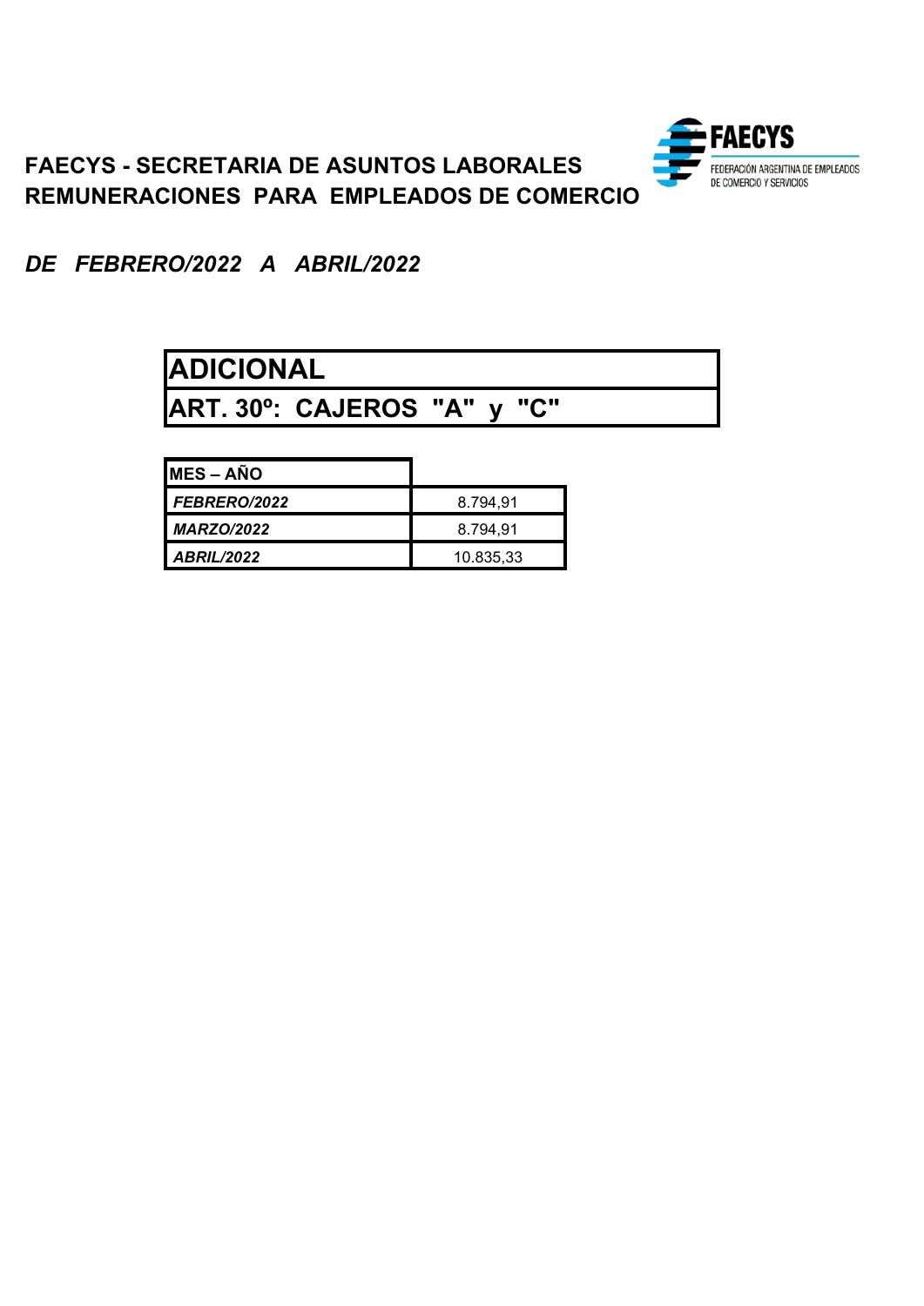**FAECYS - SECRETARIA DE ASUNTOS LABORALES**
**REMUNERACIONES PARA EMPLEADOS DE COMERCIO**

FAECYS
FEDERACIÓN ARGENTINA DE EMPLEADOS DE COMERCIO Y SERVICIOS

***DE FEBRERO/2022 A ABRIL/2022***

## ADICIONAL
## ART. 30º: CAJEROS "A" y "C"

| MES – AÑO | |
|---|---|
| ***FEBRERO/2022*** | 8.794,91 |
| ***MARZO/2022*** | 8.794,91 |
| ***ABRIL/2022*** | 10.835,33 |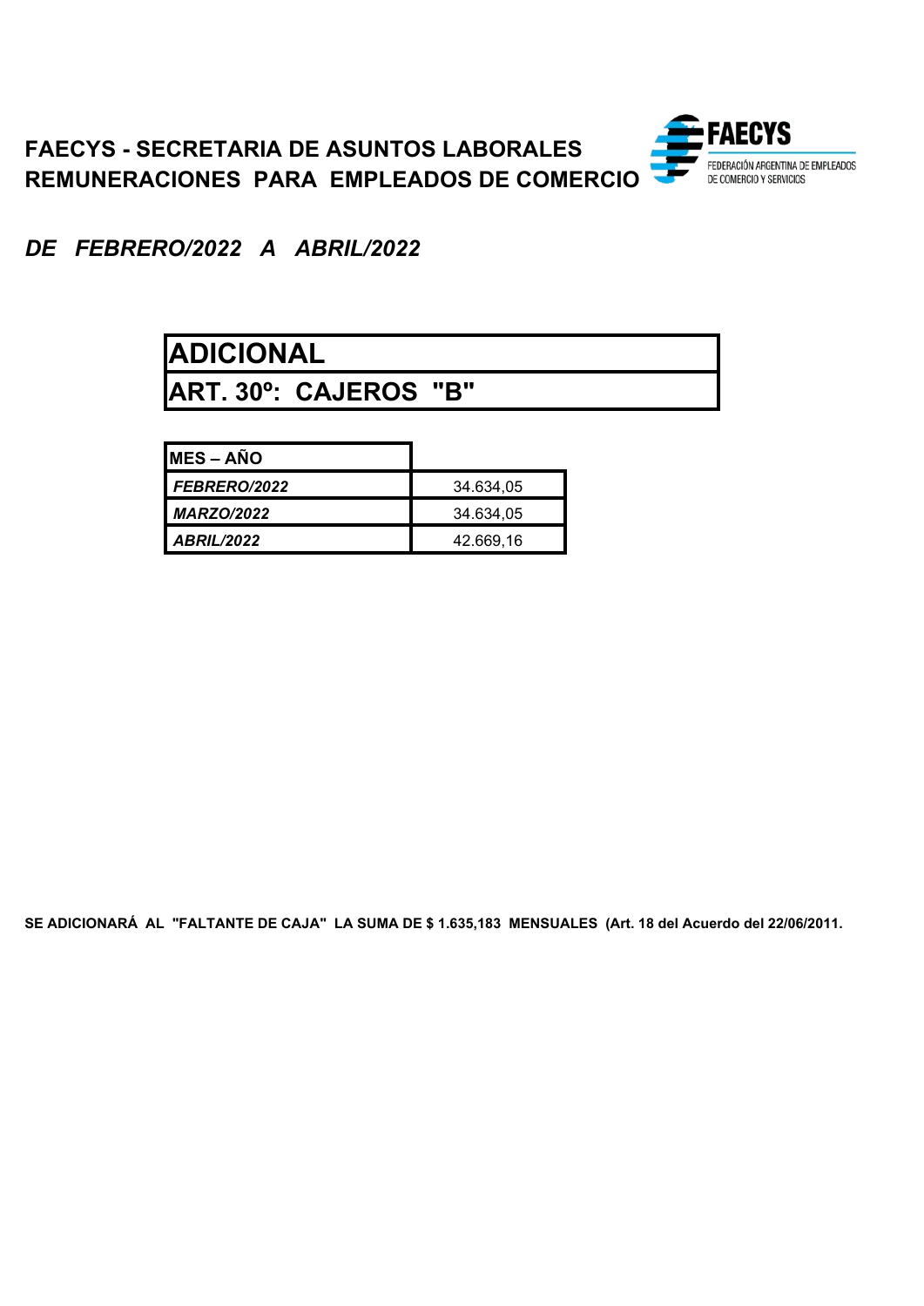**FAECYS - SECRETARIA DE ASUNTOS LABORALES**
**REMUNERACIONES PARA EMPLEADOS DE COMERCIO**

FAECYS
FEDERACIÓN ARGENTINA DE EMPLEADOS DE COMERCIO Y SERVICIOS

***DE FEBRERO/2022 A ABRIL/2022***

# ADICIONAL
# ART. 30º: CAJEROS "B"

| MES – AÑO | |
|---|---|
| *FEBRERO/2022* | 34.634,05 |
| *MARZO/2022* | 34.634,05 |
| *ABRIL/2022* | 42.669,16 |

**SE ADICIONARÁ AL "FALTANTE DE CAJA" LA SUMA DE $ 1.635,183 MENSUALES (Art. 18 del Acuerdo del 22/06/2011.**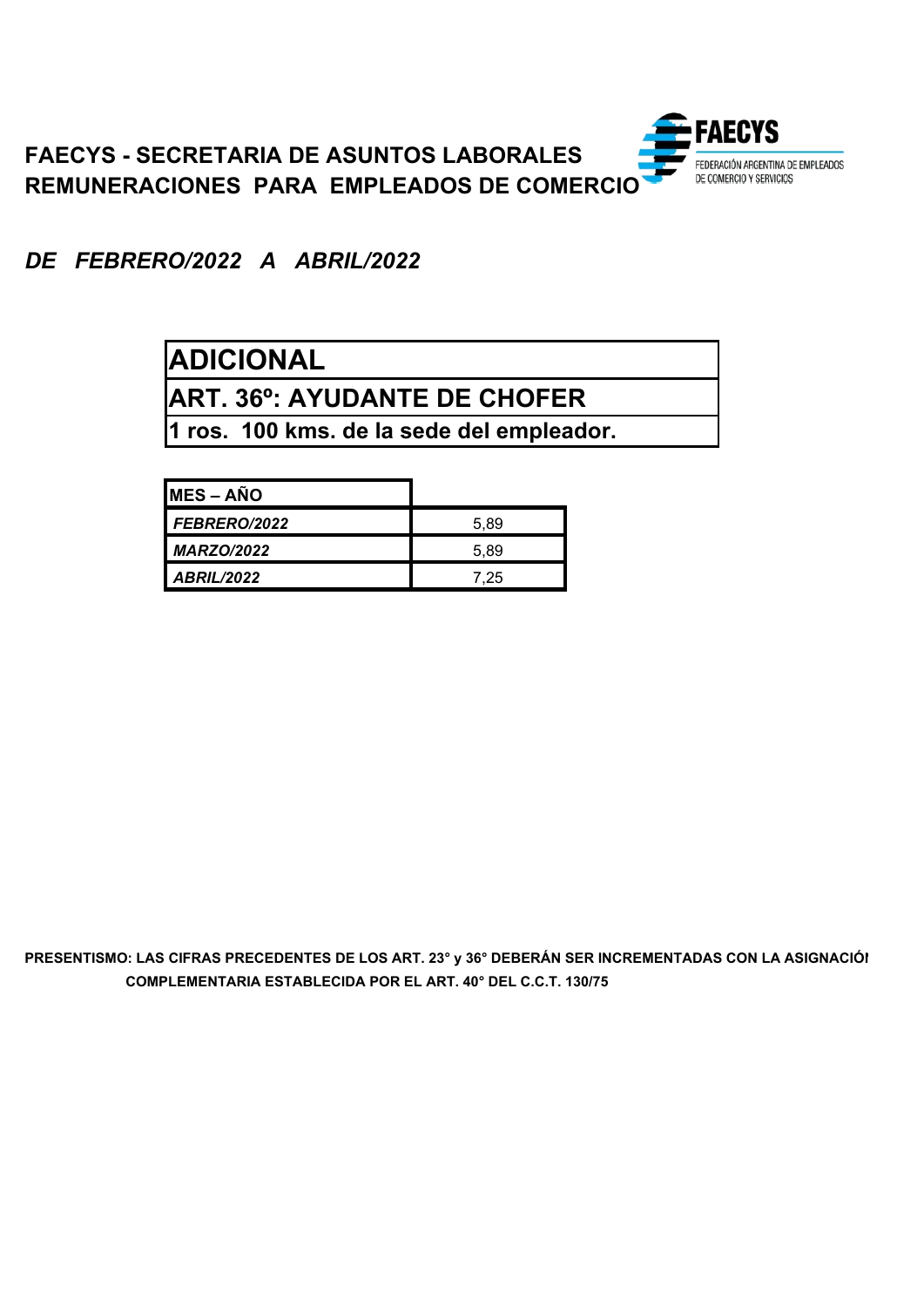**FAECYS - SECRETARIA DE ASUNTOS LABORALES**
**REMUNERACIONES PARA EMPLEADOS DE COMERCIO**

***DE FEBRERO/2022 A ABRIL/2022***

## ADICIONAL

## ART. 36º: AYUDANTE DE CHOFER

**1 ros. 100 kms. de la sede del empleador.**

| MES – AÑO | |
|---|---|
| *FEBRERO/2022* | 5,89 |
| *MARZO/2022* | 5,89 |
| *ABRIL/2022* | 7,25 |

**PRESENTISMO: LAS CIFRAS PRECEDENTES DE LOS ART. 23° y 36° DEBERÁN SER INCREMENTADAS CON LA ASIGNACIÓN COMPLEMENTARIA ESTABLECIDA POR EL ART. 40° DEL C.C.T. 130/75**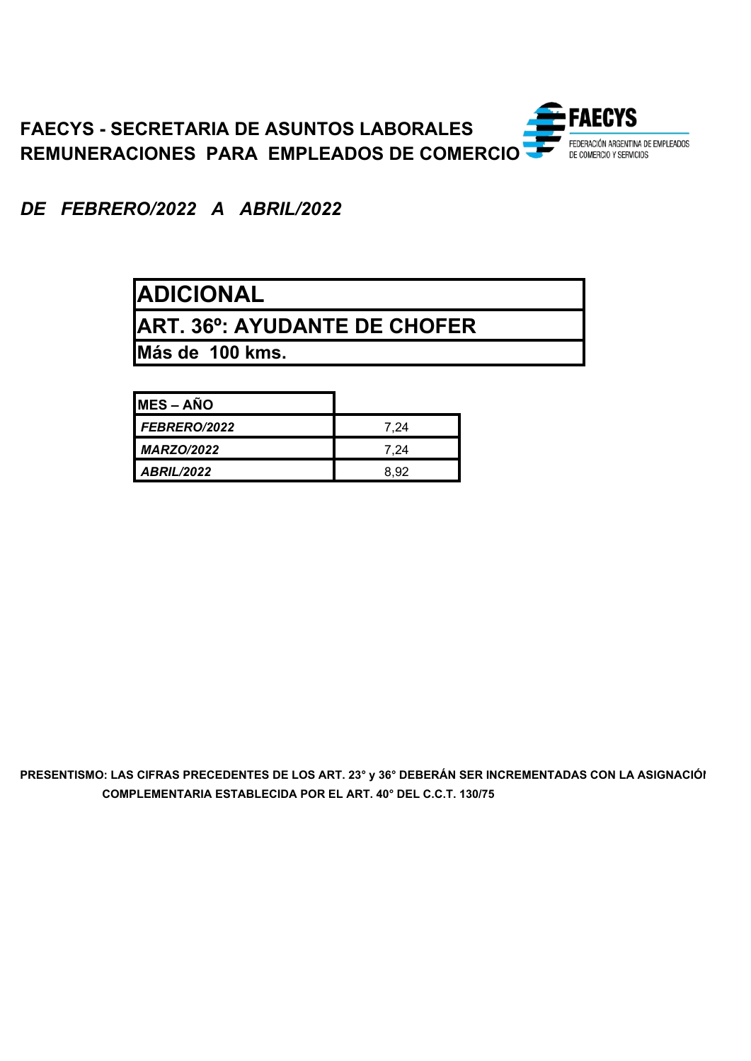**FAECYS - SECRETARIA DE ASUNTOS LABORALES**
**REMUNERACIONES PARA EMPLEADOS DE COMERCIO**

FAECYS
FEDERACIÓN ARGENTINA DE EMPLEADOS DE COMERCIO Y SERVICIOS

***DE FEBRERO/2022 A ABRIL/2022***

## ADICIONAL
## ART. 36º: AYUDANTE DE CHOFER
### Más de 100 kms.

| MES – AÑO | |
|---|---|
| *FEBRERO/2022* | 7,24 |
| *MARZO/2022* | 7,24 |
| *ABRIL/2022* | 8,92 |

**PRESENTISMO: LAS CIFRAS PRECEDENTES DE LOS ART. 23° y 36° DEBERÁN SER INCREMENTADAS CON LA ASIGNACIÓN COMPLEMENTARIA ESTABLECIDA POR EL ART. 40° DEL C.C.T. 130/75**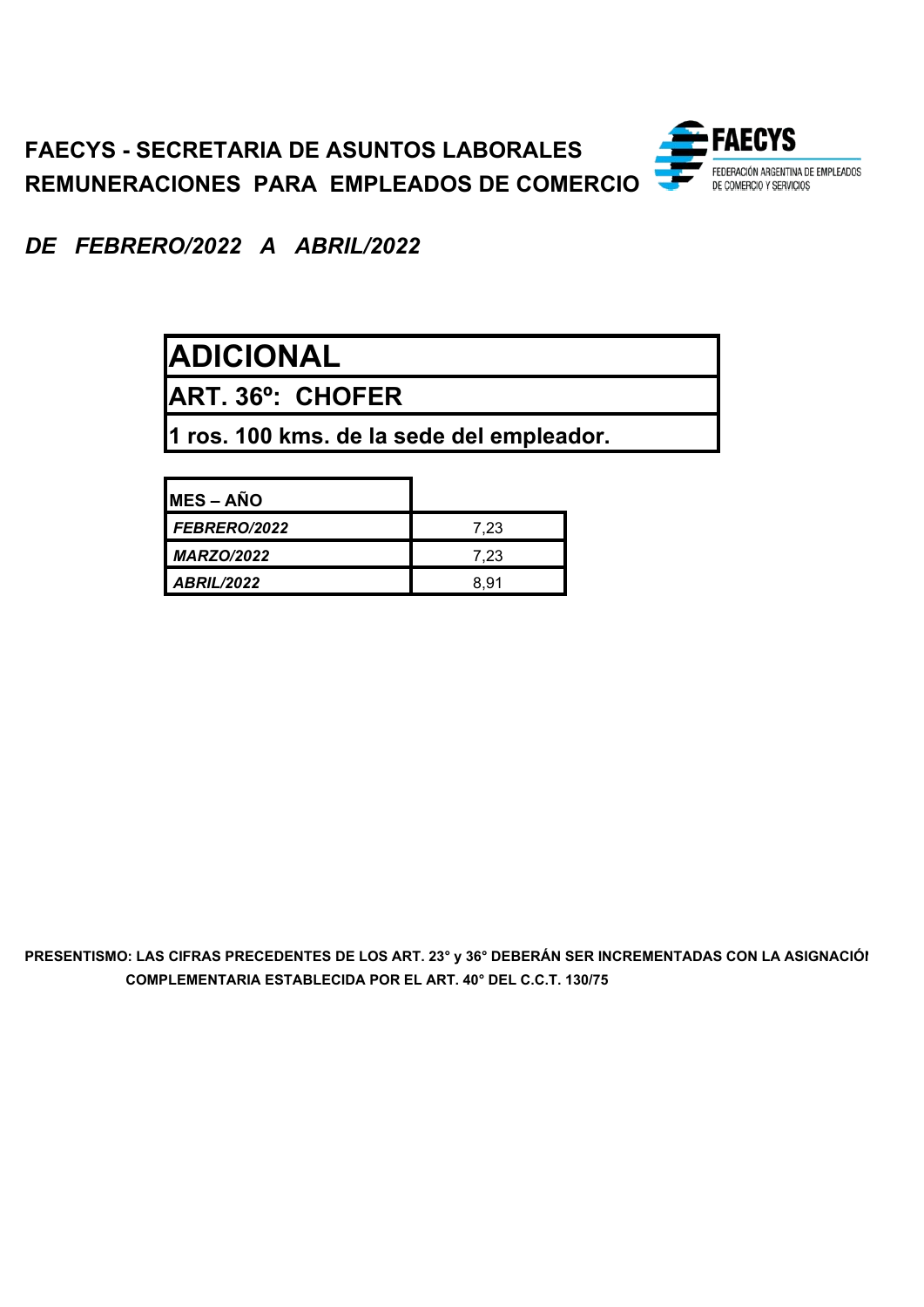**FAECYS - SECRETARIA DE ASUNTOS LABORALES**
**REMUNERACIONES PARA EMPLEADOS DE COMERCIO**

FAECYS
FEDERACIÓN ARGENTINA DE EMPLEADOS DE COMERCIO Y SERVICIOS

***DE FEBRERO/2022 A ABRIL/2022***

| **ADICIONAL** |
|---|
| **ART. 36º: CHOFER** |
| **1 ros. 100 kms. de la sede del empleador.** |

| **MES – AÑO** | |
|---|---|
| ***FEBRERO/2022*** | 7,23 |
| ***MARZO/2022*** | 7,23 |
| ***ABRIL/2022*** | 8,91 |

**PRESENTISMO: LAS CIFRAS PRECEDENTES DE LOS ART. 23° y 36° DEBERÁN SER INCREMENTADAS CON LA ASIGNACIÓN COMPLEMENTARIA ESTABLECIDA POR EL ART. 40° DEL C.C.T. 130/75**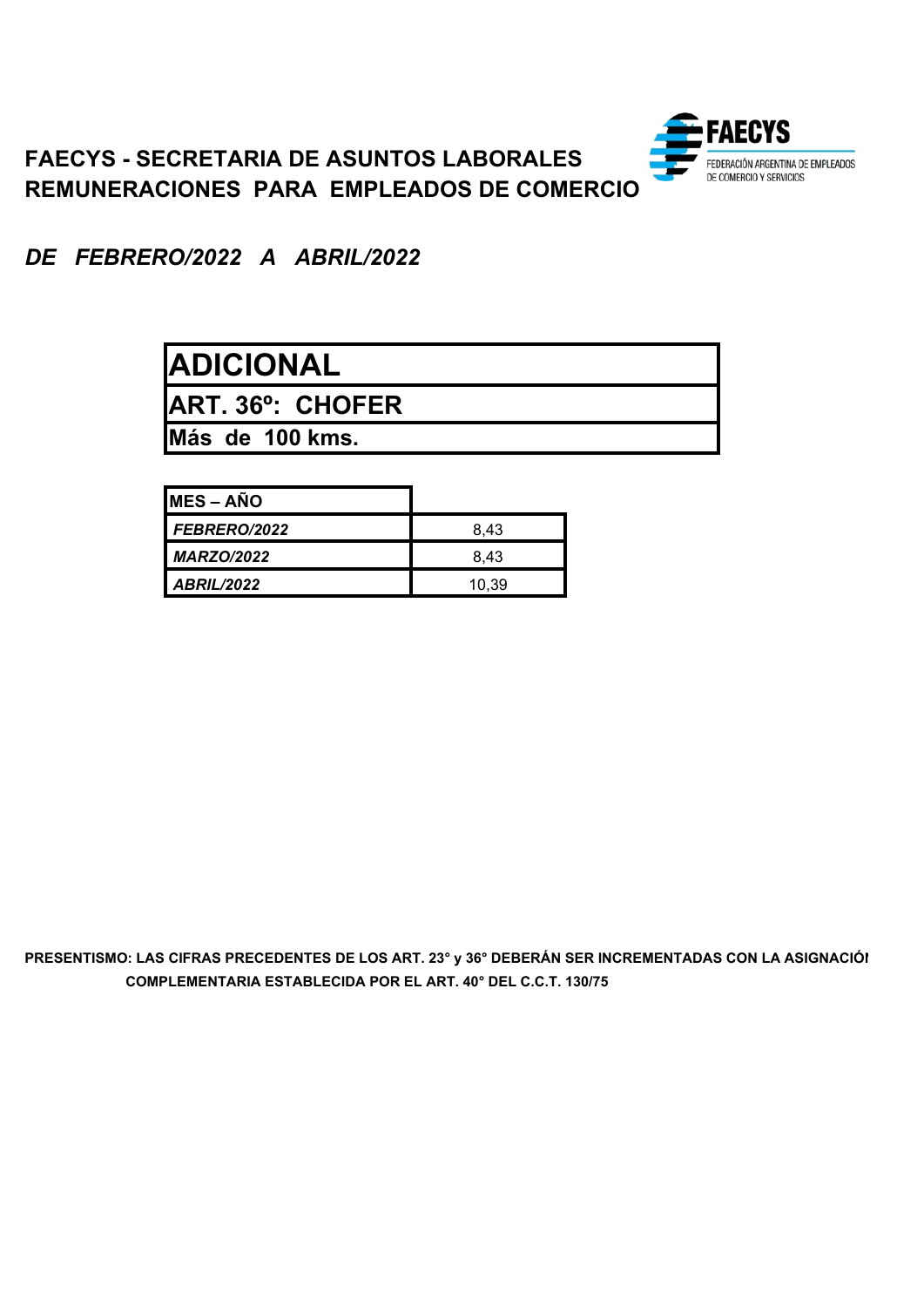**FAECYS - SECRETARIA DE ASUNTOS LABORALES**
**REMUNERACIONES PARA EMPLEADOS DE COMERCIO**

FAECYS
FEDERACIÓN ARGENTINA DE EMPLEADOS DE COMERCIO Y SERVICIOS

*DE FEBRERO/2022 A ABRIL/2022*

# ADICIONAL
## ART. 36º: CHOFER
### Más de 100 kms.

| MES – AÑO | |
|---|---|
| *FEBRERO/2022* | 8,43 |
| *MARZO/2022* | 8,43 |
| *ABRIL/2022* | 10,39 |

**PRESENTISMO: LAS CIFRAS PRECEDENTES DE LOS ART. 23° y 36° DEBERÁN SER INCREMENTADAS CON LA ASIGNACIÓN COMPLEMENTARIA ESTABLECIDA POR EL ART. 40° DEL C.C.T. 130/75**